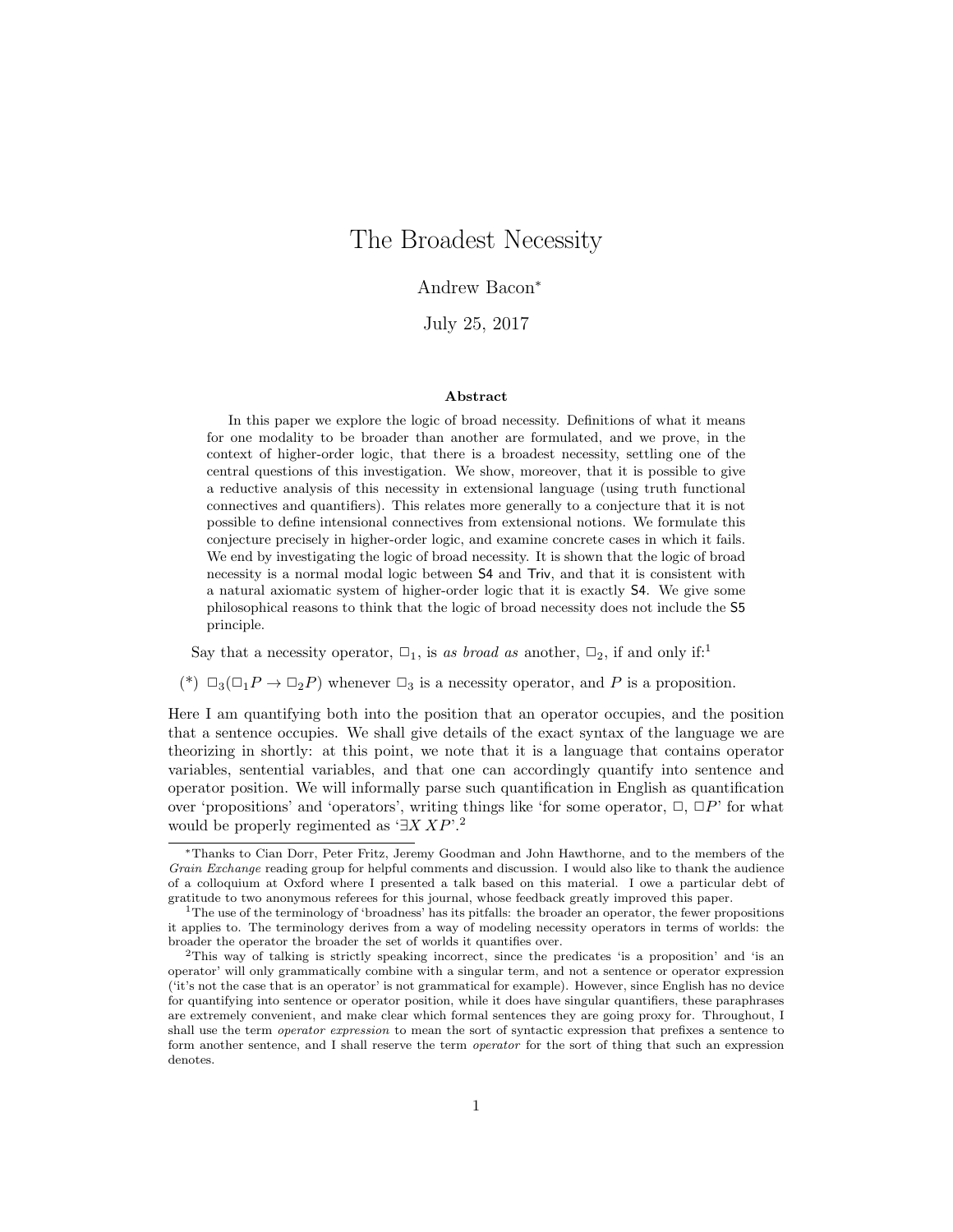# The Broadest Necessity

Andrew Bacon*

July 25, 2017

### Abstract

In this paper we explore the logic of broad necessity. Definitions of what it means for one modality to be broader than another are formulated, and we prove, in the context of higher-order logic, that there is a broadest necessity, settling one of the central questions of this investigation. We show, moreover, that it is possible to give a reductive analysis of this necessity in extensional language (using truth functional connectives and quantifiers). This relates more generally to a conjecture that it is not possible to define intensional connectives from extensional notions. We formulate this conjecture precisely in higher-order logic, and examine concrete cases in which it fails. We end by investigating the logic of broad necessity. It is shown that the logic of broad necessity is a normal modal logic between S4 and Triv, and that it is consistent with a natural axiomatic system of higher-order logic that it is exactly S4. We give some philosophical reasons to think that the logic of broad necessity does not include the S5 principle.

Say that a necessity operator, $\Box_1$, is *as broad as* another, $\Box_2$, if and only if:[1]

(*) $\Box_3(\Box_1 P \to \Box_2 P)$ whenever $\Box_3$ is a necessity operator, and $P$ is a proposition.

Here I am quantifying both into the position that an operator occupies, and the position that a sentence occupies. We shall give details of the exact syntax of the language we are theorizing in shortly: at this point, we note that it is a language that contains operator variables, sentential variables, and that one can accordingly quantify into sentence and operator position. We will informally parse such quantification in English as quantification over 'propositions' and 'operators', writing things like 'for some operator, $\Box$, $\Box P$' for what would be properly regimented as '$\exists X\, XP$'.[2]

---

*Thanks to Cian Dorr, Peter Fritz, Jeremy Goodman and John Hawthorne, and to the members of the *Grain Exchange* reading group for helpful comments and discussion. I would also like to thank the audience of a colloquium at Oxford where I presented a talk based on this material. I owe a particular debt of gratitude to two anonymous referees for this journal, whose feedback greatly improved this paper.

[1] The use of the terminology of 'broadness' has its pitfalls: the broader an operator, the fewer propositions it applies to. The terminology derives from a way of modeling necessity operators in terms of worlds: the broader the operator the broader the set of worlds it quantifies over.

[2] This way of talking is strictly speaking incorrect, since the predicates 'is a proposition' and 'is an operator' will only grammatically combine with a singular term, and not a sentence or operator expression ('it's not the case that is an operator' is not grammatical for example). However, since English has no device for quantifying into sentence or operator position, while it does have singular quantifiers, these paraphrases are extremely convenient, and make clear which formal sentences they are going proxy for. Throughout, I shall use the term *operator expression* to mean the sort of syntactic expression that prefixes a sentence to form another sentence, and I shall reserve the term *operator* for the sort of thing that such an expression denotes.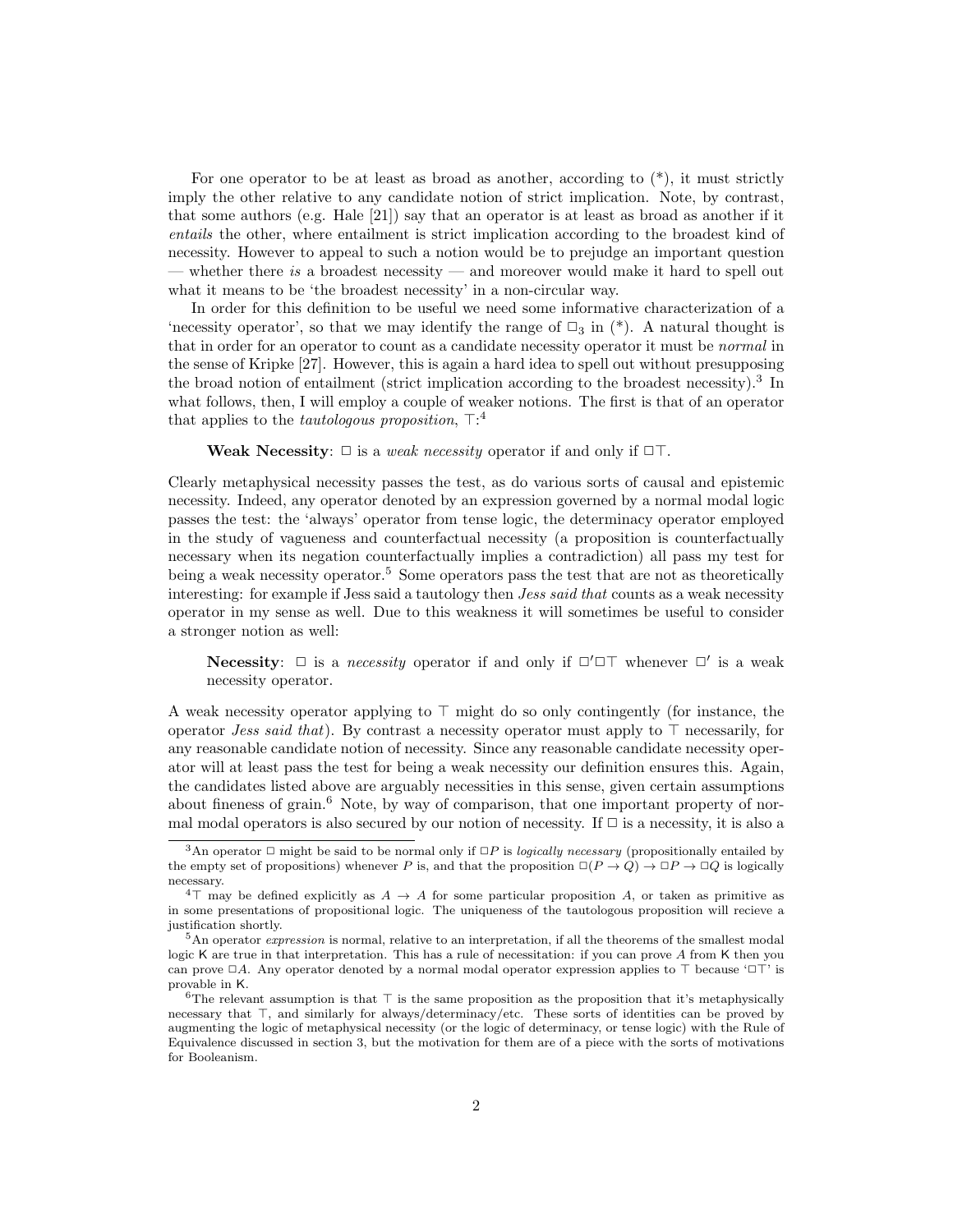For one operator to be at least as broad as another, according to (*), it must strictly imply the other relative to any candidate notion of strict implication. Note, by contrast, that some authors (e.g. Hale [21]) say that an operator is at least as broad as another if it *entails* the other, where entailment is strict implication according to the broadest kind of necessity. However to appeal to such a notion would be to prejudge an important question — whether there *is* a broadest necessity — and moreover would make it hard to spell out what it means to be 'the broadest necessity' in a non-circular way.

In order for this definition to be useful we need some informative characterization of a 'necessity operator', so that we may identify the range of $\Box_3$ in (*). A natural thought is that in order for an operator to count as a candidate necessity operator it must be *normal* in the sense of Kripke [27]. However, this is again a hard idea to spell out without presupposing the broad notion of entailment (strict implication according to the broadest necessity).[3] In what follows, then, I will employ a couple of weaker notions. The first is that of an operator that applies to the *tautologous proposition*, $\top$:[4]

> **Weak Necessity**: $\Box$ is a *weak necessity* operator if and only if $\Box\top$.

Clearly metaphysical necessity passes the test, as do various sorts of causal and epistemic necessity. Indeed, any operator denoted by an expression governed by a normal modal logic passes the test: the 'always' operator from tense logic, the determinacy operator employed in the study of vagueness and counterfactual necessity (a proposition is counterfactually necessary when its negation counterfactually implies a contradiction) all pass my test for being a weak necessity operator.[5] Some operators pass the test that are not as theoretically interesting: for example if Jess said a tautology then *Jess said that* counts as a weak necessity operator in my sense as well. Due to this weakness it will sometimes be useful to consider a stronger notion as well:

> **Necessity**: $\Box$ is a *necessity* operator if and only if $\Box'\Box\top$ whenever $\Box'$ is a weak necessity operator.

A weak necessity operator applying to $\top$ might do so only contingently (for instance, the operator *Jess said that*). By contrast a necessity operator must apply to $\top$ necessarily, for any reasonable candidate notion of necessity. Since any reasonable candidate necessity operator will at least pass the test for being a weak necessity our definition ensures this. Again, the candidates listed above are arguably necessities in this sense, given certain assumptions about fineness of grain.[6] Note, by way of comparison, that one important property of normal modal operators is also secured by our notion of necessity. If $\Box$ is a necessity, it is also a

---

[3] An operator $\Box$ might be said to be normal only if $\Box P$ is *logically necessary* (propositionally entailed by the empty set of propositions) whenever $P$ is, and that the proposition $\Box(P \to Q) \to \Box P \to \Box Q$ is logically necessary.

[4] $\top$ may be defined explicitly as $A \to A$ for some particular proposition $A$, or taken as primitive as in some presentations of propositional logic. The uniqueness of the tautologous proposition will recieve a justification shortly.

[5] An operator *expression* is normal, relative to an interpretation, if all the theorems of the smallest modal logic K are true in that interpretation. This has a rule of necessitation: if you can prove $A$ from K then you can prove $\Box A$. Any operator denoted by a normal modal operator expression applies to $\top$ because '$\Box\top$' is provable in K.

[6] The relevant assumption is that $\top$ is the same proposition as the proposition that it's metaphysically necessary that $\top$, and similarly for always/determinacy/etc. These sorts of identities can be proved by augmenting the logic of metaphysical necessity (or the logic of determinacy, or tense logic) with the Rule of Equivalence discussed in section 3, but the motivation for them are of a piece with the sorts of motivations for Booleanism.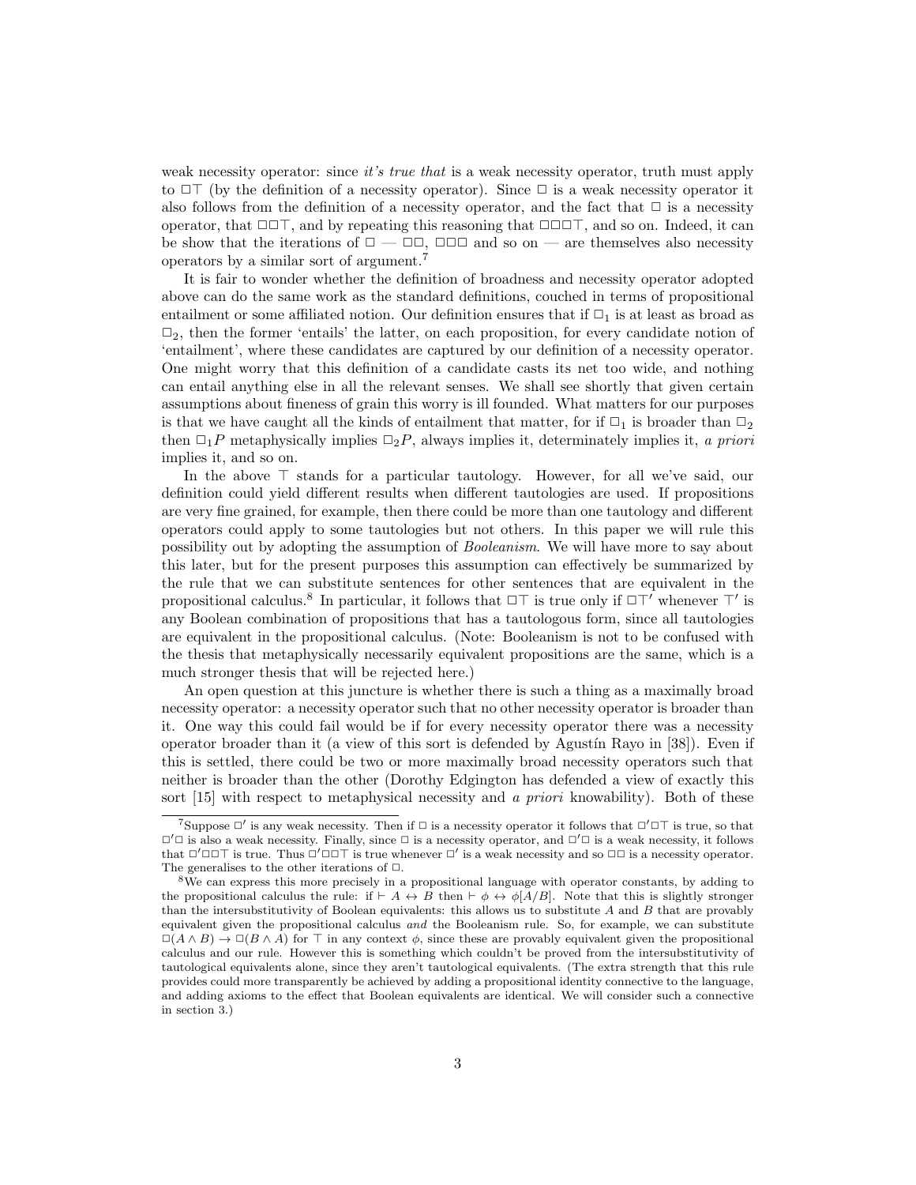weak necessity operator: since *it's true that* is a weak necessity operator, truth must apply to $\Box\top$ (by the definition of a necessity operator). Since $\Box$ is a weak necessity operator it also follows from the definition of a necessity operator, and the fact that $\Box$ is a necessity operator, that $\Box\Box\top$, and by repeating this reasoning that $\Box\Box\Box\top$, and so on. Indeed, it can be show that the iterations of $\Box$ — $\Box\Box$, $\Box\Box\Box$ and so on — are themselves also necessity operators by a similar sort of argument.[7]

It is fair to wonder whether the definition of broadness and necessity operator adopted above can do the same work as the standard definitions, couched in terms of propositional entailment or some affiliated notion. Our definition ensures that if $\Box_1$ is at least as broad as $\Box_2$, then the former 'entails' the latter, on each proposition, for every candidate notion of 'entailment', where these candidates are captured by our definition of a necessity operator. One might worry that this definition of a candidate casts its net too wide, and nothing can entail anything else in all the relevant senses. We shall see shortly that given certain assumptions about fineness of grain this worry is ill founded. What matters for our purposes is that we have caught all the kinds of entailment that matter, for if $\Box_1$ is broader than $\Box_2$ then $\Box_1 P$ metaphysically implies $\Box_2 P$, always implies it, determinately implies it, *a priori* implies it, and so on.

In the above $\top$ stands for a particular tautology. However, for all we've said, our definition could yield different results when different tautologies are used. If propositions are very fine grained, for example, then there could be more than one tautology and different operators could apply to some tautologies but not others. In this paper we will rule this possibility out by adopting the assumption of *Booleanism*. We will have more to say about this later, but for the present purposes this assumption can effectively be summarized by the rule that we can substitute sentences for other sentences that are equivalent in the propositional calculus.[8] In particular, it follows that $\Box\top$ is true only if $\Box\top'$ whenever $\top'$ is any Boolean combination of propositions that has a tautologous form, since all tautologies are equivalent in the propositional calculus. (Note: Booleanism is not to be confused with the thesis that metaphysically necessarily equivalent propositions are the same, which is a much stronger thesis that will be rejected here.)

An open question at this juncture is whether there is such a thing as a maximally broad necessity operator: a necessity operator such that no other necessity operator is broader than it. One way this could fail would be if for every necessity operator there was a necessity operator broader than it (a view of this sort is defended by Agustín Rayo in [38]). Even if this is settled, there could be two or more maximally broad necessity operators such that neither is broader than the other (Dorothy Edgington has defended a view of exactly this sort [15] with respect to metaphysical necessity and *a priori* knowability). Both of these

---

[7] Suppose $\Box'$ is any weak necessity. Then if $\Box$ is a necessity operator it follows that $\Box'\Box\top$ is true, so that $\Box'\Box$ is also a weak necessity. Finally, since $\Box$ is a necessity operator, and $\Box'\Box$ is a weak necessity, it follows that $\Box'\Box\Box\top$ is true. Thus $\Box'\Box\Box\top$ is true whenever $\Box'$ is a weak necessity and so $\Box\Box$ is a necessity operator. The generalises to the other iterations of $\Box$.

[8] We can express this more precisely in a propositional language with operator constants, by adding to the propositional calculus the rule: if $\vdash A \leftrightarrow B$ then $\vdash \phi \leftrightarrow \phi[A/B]$. Note that this is slightly stronger than the intersubstitutivity of Boolean equivalents: this allows us to substitute $A$ and $B$ that are provably equivalent given the propositional calculus *and* the Booleanism rule. So, for example, we can substitute $\Box(A \wedge B) \rightarrow \Box(B \wedge A)$ for $\top$ in any context $\phi$, since these are provably equivalent given the propositional calculus and our rule. However this is something which couldn't be proved from the intersubstitutivity of tautological equivalents alone, since they aren't tautological equivalents. (The extra strength that this rule provides could more transparently be achieved by adding a propositional identity connective to the language, and adding axioms to the effect that Boolean equivalents are identical. We will consider such a connective in section 3.)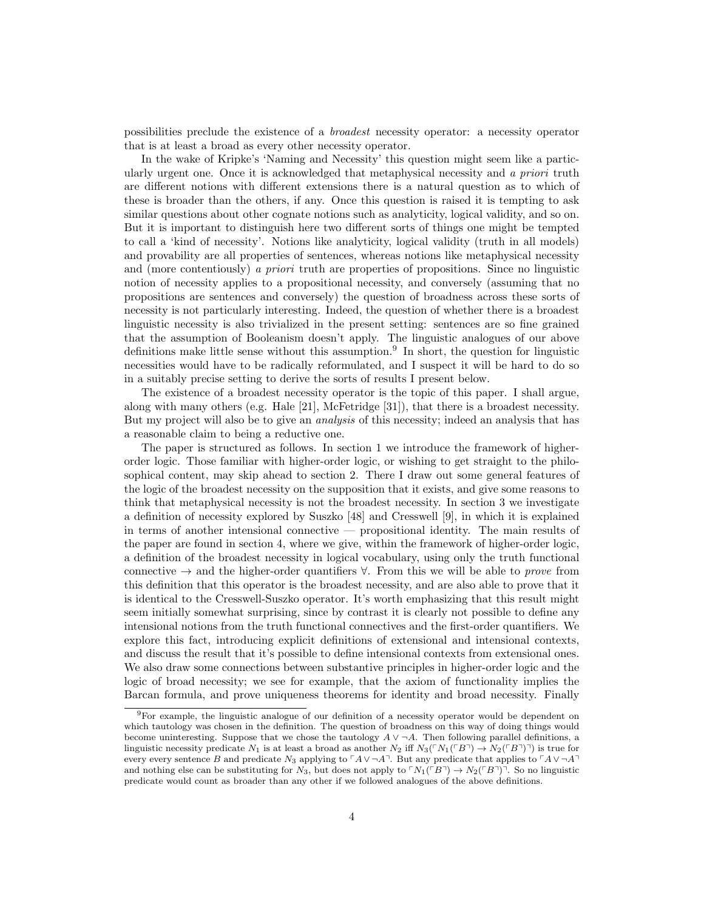possibilities preclude the existence of a *broadest* necessity operator: a necessity operator that is at least a broad as every other necessity operator.

In the wake of Kripke's 'Naming and Necessity' this question might seem like a particularly urgent one. Once it is acknowledged that metaphysical necessity and *a priori* truth are different notions with different extensions there is a natural question as to which of these is broader than the others, if any. Once this question is raised it is tempting to ask similar questions about other cognate notions such as analyticity, logical validity, and so on. But it is important to distinguish here two different sorts of things one might be tempted to call a 'kind of necessity'. Notions like analyticity, logical validity (truth in all models) and provability are all properties of sentences, whereas notions like metaphysical necessity and (more contentiously) *a priori* truth are properties of propositions. Since no linguistic notion of necessity applies to a propositional necessity, and conversely (assuming that no propositions are sentences and conversely) the question of broadness across these sorts of necessity is not particularly interesting. Indeed, the question of whether there is a broadest linguistic necessity is also trivialized in the present setting: sentences are so fine grained that the assumption of Booleanism doesn't apply. The linguistic analogues of our above definitions make little sense without this assumption.[9] In short, the question for linguistic necessities would have to be radically reformulated, and I suspect it will be hard to do so in a suitably precise setting to derive the sorts of results I present below.

The existence of a broadest necessity operator is the topic of this paper. I shall argue, along with many others (e.g. Hale [21], McFetridge [31]), that there is a broadest necessity. But my project will also be to give an *analysis* of this necessity; indeed an analysis that has a reasonable claim to being a reductive one.

The paper is structured as follows. In section 1 we introduce the framework of higher-order logic. Those familiar with higher-order logic, or wishing to get straight to the philosophical content, may skip ahead to section 2. There I draw out some general features of the logic of the broadest necessity on the supposition that it exists, and give some reasons to think that metaphysical necessity is not the broadest necessity. In section 3 we investigate a definition of necessity explored by Suszko [48] and Cresswell [9], in which it is explained in terms of another intensional connective — propositional identity. The main results of the paper are found in section 4, where we give, within the framework of higher-order logic, a definition of the broadest necessity in logical vocabulary, using only the truth functional connective $\to$ and the higher-order quantifiers $\forall$. From this we will be able to *prove* from this definition that this operator is the broadest necessity, and are also able to prove that it is identical to the Cresswell-Suszko operator. It's worth emphasizing that this result might seem initially somewhat surprising, since by contrast it is clearly not possible to define any intensional notions from the truth functional connectives and the first-order quantifiers. We explore this fact, introducing explicit definitions of extensional and intensional contexts, and discuss the result that it's possible to define intensional contexts from extensional ones. We also draw some connections between substantive principles in higher-order logic and the logic of broad necessity; we see for example, that the axiom of functionality implies the Barcan formula, and prove uniqueness theorems for identity and broad necessity. Finally

[9] For example, the linguistic analogue of our definition of a necessity operator would be dependent on which tautology was chosen in the definition. The question of broadness on this way of doing things would become uninteresting. Suppose that we chose the tautology $A \vee \neg A$. Then following parallel definitions, a linguistic necessity predicate $N_1$ is at least a broad as another $N_2$ iff $N_3(\ulcorner N_1(\ulcorner B \urcorner) \to N_2(\ulcorner B \urcorner)\urcorner)$ is true for every every sentence $B$ and predicate $N_3$ applying to $\ulcorner A \vee \neg A \urcorner$. But any predicate that applies to $\ulcorner A \vee \neg A \urcorner$ and nothing else can be substituting for $N_3$, but does not apply to $\ulcorner N_1(\ulcorner B \urcorner) \to N_2(\ulcorner B \urcorner)\urcorner$. So no linguistic predicate would count as broader than any other if we followed analogues of the above definitions.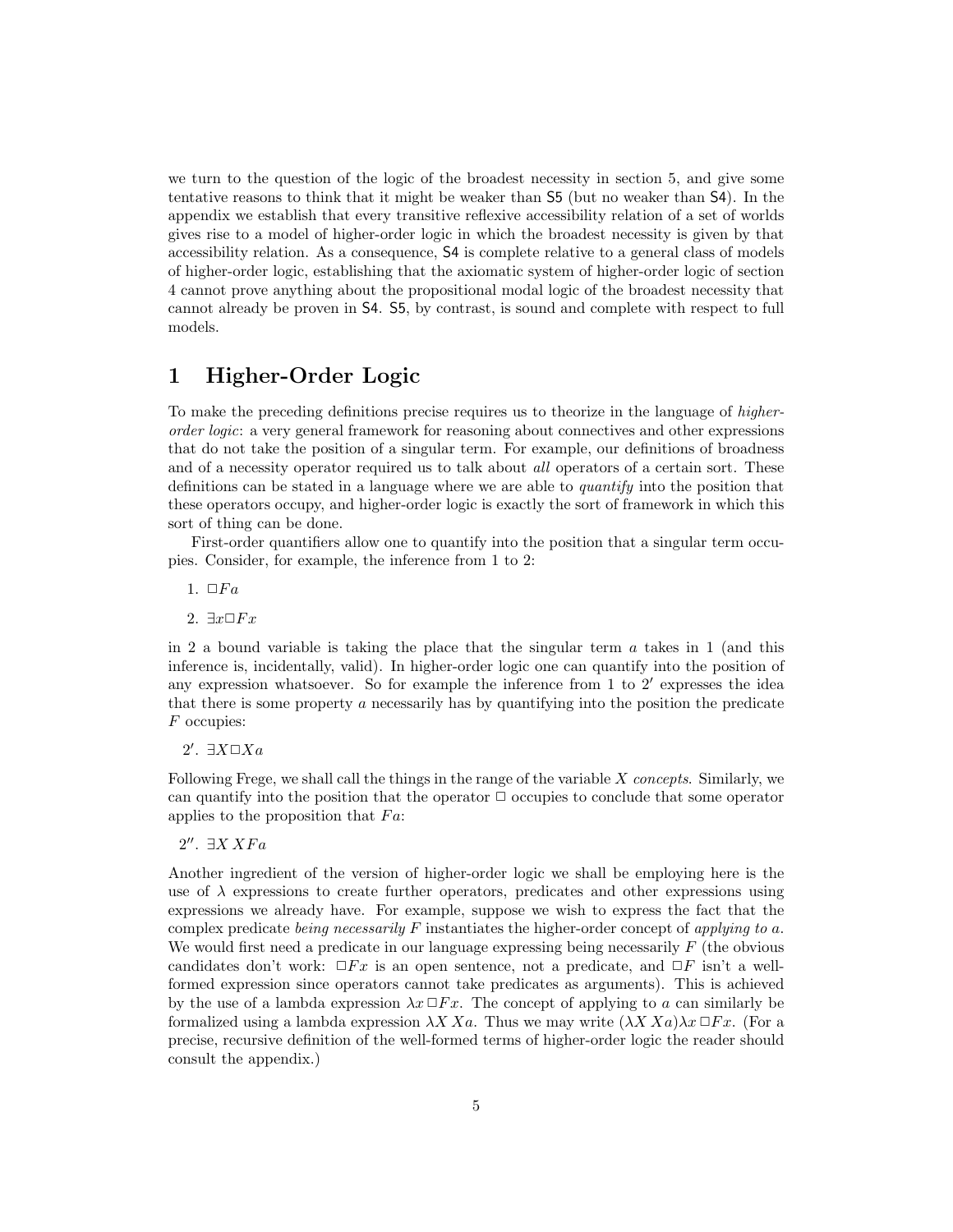we turn to the question of the logic of the broadest necessity in section 5, and give some tentative reasons to think that it might be weaker than S5 (but no weaker than S4). In the appendix we establish that every transitive reflexive accessibility relation of a set of worlds gives rise to a model of higher-order logic in which the broadest necessity is given by that accessibility relation. As a consequence, S4 is complete relative to a general class of models of higher-order logic, establishing that the axiomatic system of higher-order logic of section 4 cannot prove anything about the propositional modal logic of the broadest necessity that cannot already be proven in S4. S5, by contrast, is sound and complete with respect to full models.

# 1 Higher-Order Logic

To make the preceding definitions precise requires us to theorize in the language of *higher-order logic*: a very general framework for reasoning about connectives and other expressions that do not take the position of a singular term. For example, our definitions of broadness and of a necessity operator required us to talk about *all* operators of a certain sort. These definitions can be stated in a language where we are able to *quantify* into the position that these operators occupy, and higher-order logic is exactly the sort of framework in which this sort of thing can be done.

First-order quantifiers allow one to quantify into the position that a singular term occupies. Consider, for example, the inference from 1 to 2:

1. $\Box Fa$
2. $\exists x \Box Fx$

in 2 a bound variable is taking the place that the singular term $a$ takes in 1 (and this inference is, incidentally, valid). In higher-order logic one can quantify into the position of any expression whatsoever. So for example the inference from 1 to $2'$ expresses the idea that there is some property $a$ necessarily has by quantifying into the position the predicate $F$ occupies:

$2'$. $\exists X \Box Xa$

Following Frege, we shall call the things in the range of the variable $X$ *concepts*. Similarly, we can quantify into the position that the operator $\Box$ occupies to conclude that some operator applies to the proposition that $Fa$:

$2''$. $\exists X\, XFa$

Another ingredient of the version of higher-order logic we shall be employing here is the use of $\lambda$ expressions to create further operators, predicates and other expressions using expressions we already have. For example, suppose we wish to express the fact that the complex predicate *being necessarily* $F$ instantiates the higher-order concept of *applying to* $a$. We would first need a predicate in our language expressing being necessarily $F$ (the obvious candidates don't work: $\Box Fx$ is an open sentence, not a predicate, and $\Box F$ isn't a well-formed expression since operators cannot take predicates as arguments). This is achieved by the use of a lambda expression $\lambda x\, \Box Fx$. The concept of applying to $a$ can similarly be formalized using a lambda expression $\lambda X\, Xa$. Thus we may write $(\lambda X\, Xa)\lambda x\, \Box Fx$. (For a precise, recursive definition of the well-formed terms of higher-order logic the reader should consult the appendix.)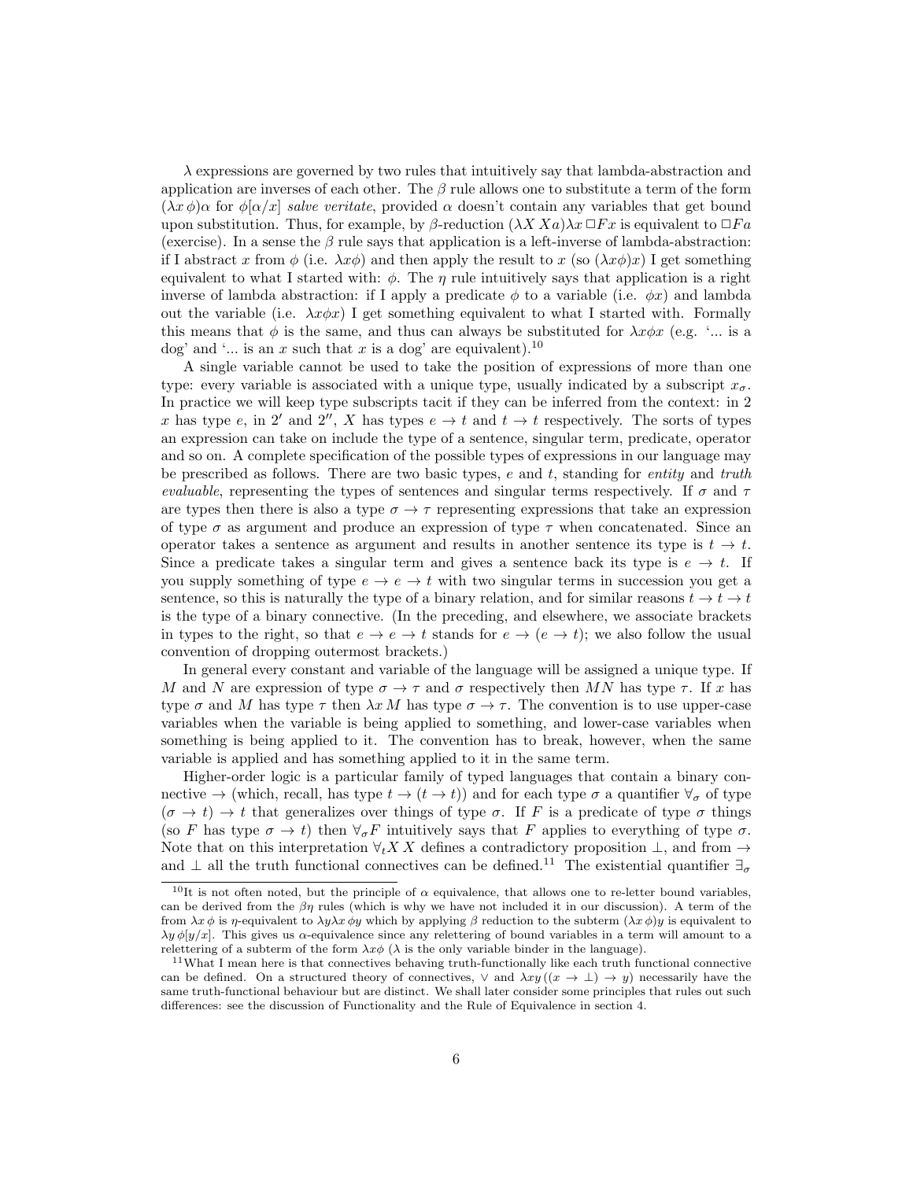$\lambda$ expressions are governed by two rules that intuitively say that lambda-abstraction and application are inverses of each other. The $\beta$ rule allows one to substitute a term of the form $(\lambda x\, \phi)\alpha$ for $\phi[\alpha/x]$ *salve veritate*, provided $\alpha$ doesn't contain any variables that get bound upon substitution. Thus, for example, by $\beta$-reduction $(\lambda X\, Xa)\lambda x\, \Box Fx$ is equivalent to $\Box Fa$ (exercise). In a sense the $\beta$ rule says that application is a left-inverse of lambda-abstraction: if I abstract $x$ from $\phi$ (i.e. $\lambda x \phi$) and then apply the result to $x$ (so $(\lambda x \phi)x$) I get something equivalent to what I started with: $\phi$. The $\eta$ rule intuitively says that application is a right inverse of lambda abstraction: if I apply a predicate $\phi$ to a variable (i.e. $\phi x$) and lambda out the variable (i.e. $\lambda x \phi x$) I get something equivalent to what I started with. Formally this means that $\phi$ is the same, and thus can always be substituted for $\lambda x \phi x$ (e.g. '... is a dog' and '... is an $x$ such that $x$ is a dog' are equivalent).[10]

A single variable cannot be used to take the position of expressions of more than one type: every variable is associated with a unique type, usually indicated by a subscript $x_\sigma$. In practice we will keep type subscripts tacit if they can be inferred from the context: in 2 $x$ has type $e$, in $2'$ and $2''$, $X$ has types $e \to t$ and $t \to t$ respectively. The sorts of types an expression can take on include the type of a sentence, singular term, predicate, operator and so on. A complete specification of the possible types of expressions in our language may be prescribed as follows. There are two basic types, $e$ and $t$, standing for *entity* and *truth evaluable*, representing the types of sentences and singular terms respectively. If $\sigma$ and $\tau$ are types then there is also a type $\sigma \to \tau$ representing expressions that take an expression of type $\sigma$ as argument and produce an expression of type $\tau$ when concatenated. Since an operator takes a sentence as argument and results in another sentence its type is $t \to t$. Since a predicate takes a singular term and gives a sentence back its type is $e \to t$. If you supply something of type $e \to e \to t$ with two singular terms in succession you get a sentence, so this is naturally the type of a binary relation, and for similar reasons $t \to t \to t$ is the type of a binary connective. (In the preceding, and elsewhere, we associate brackets in types to the right, so that $e \to e \to t$ stands for $e \to (e \to t)$; we also follow the usual convention of dropping outermost brackets.)

In general every constant and variable of the language will be assigned a unique type. If $M$ and $N$ are expression of type $\sigma \to \tau$ and $\sigma$ respectively then $MN$ has type $\tau$. If $x$ has type $\sigma$ and $M$ has type $\tau$ then $\lambda x\, M$ has type $\sigma \to \tau$. The convention is to use upper-case variables when the variable is being applied to something, and lower-case variables when something is being applied to it. The convention has to break, however, when the same variable is applied and has something applied to it in the same term.

Higher-order logic is a particular family of typed languages that contain a binary connective $\to$ (which, recall, has type $t \to (t \to t)$) and for each type $\sigma$ a quantifier $\forall_\sigma$ of type $(\sigma \to t) \to t$ that generalizes over things of type $\sigma$. If $F$ is a predicate of type $\sigma$ things (so $F$ has type $\sigma \to t$) then $\forall_\sigma F$ intuitively says that $F$ applies to everything of type $\sigma$. Note that on this interpretation $\forall_t X\, X$ defines a contradictory proposition $\bot$, and from $\to$ and $\bot$ all the truth functional connectives can be defined.[11] The existential quantifier $\exists_\sigma$

---

[10] It is not often noted, but the principle of $\alpha$ equivalence, that allows one to re-letter bound variables, can be derived from the $\beta\eta$ rules (which is why we have not included it in our discussion). A term of the from $\lambda x\, \phi$ is $\eta$-equivalent to $\lambda y \lambda x\, \phi y$ which by applying $\beta$ reduction to the subterm $(\lambda x\, \phi)y$ is equivalent to $\lambda y\, \phi[y/x]$. This gives us $\alpha$-equivalence since any relettering of bound variables in a term will amount to a relettering of a subterm of the form $\lambda x \phi$ ($\lambda$ is the only variable binder in the language).

[11] What I mean here is that connectives behaving truth-functionally like each truth functional connective can be defined. On a structured theory of connectives, $\vee$ and $\lambda xy\, ((x \to \bot) \to y)$ necessarily have the same truth-functional behaviour but are distinct. We shall later consider some principles that rules out such differences: see the discussion of Functionality and the Rule of Equivalence in section 4.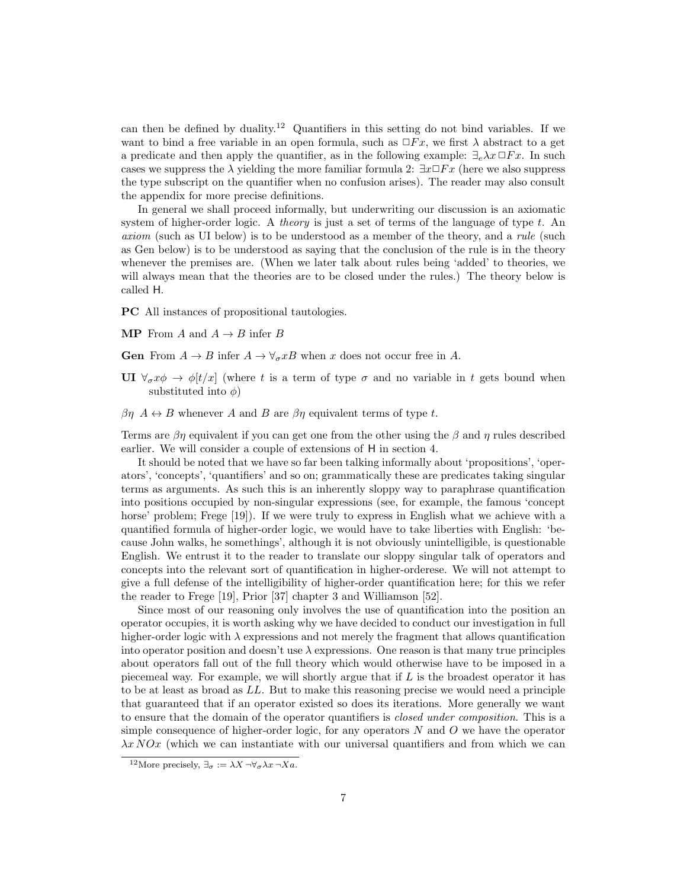can then be defined by duality.[12] Quantifiers in this setting do not bind variables. If we want to bind a free variable in an open formula, such as $\Box Fx$, we first $\lambda$ abstract to a get a predicate and then apply the quantifier, as in the following example: $\exists_e \lambda x\, \Box Fx$. In such cases we suppress the $\lambda$ yielding the more familiar formula 2: $\exists x \Box Fx$ (here we also suppress the type subscript on the quantifier when no confusion arises). The reader may also consult the appendix for more precise definitions.

In general we shall proceed informally, but underwriting our discussion is an axiomatic system of higher-order logic. A *theory* is just a set of terms of the language of type $t$. An *axiom* (such as UI below) is to be understood as a member of the theory, and a *rule* (such as Gen below) is to be understood as saying that the conclusion of the rule is in the theory whenever the premises are. (When we later talk about rules being 'added' to theories, we will always mean that the theories are to be closed under the rules.) The theory below is called H.

**PC** All instances of propositional tautologies.

**MP** From $A$ and $A \rightarrow B$ infer $B$

**Gen** From $A \rightarrow B$ infer $A \rightarrow \forall_\sigma x B$ when $x$ does not occur free in $A$.

**UI** $\forall_\sigma x \phi \rightarrow \phi[t/x]$ (where $t$ is a term of type $\sigma$ and no variable in $t$ gets bound when substituted into $\phi$)

$\beta\eta$ $A \leftrightarrow B$ whenever $A$ and $B$ are $\beta\eta$ equivalent terms of type $t$.

Terms are $\beta\eta$ equivalent if you can get one from the other using the $\beta$ and $\eta$ rules described earlier. We will consider a couple of extensions of H in section 4.

It should be noted that we have so far been talking informally about 'propositions', 'operators', 'concepts', 'quantifiers' and so on; grammatically these are predicates taking singular terms as arguments. As such this is an inherently sloppy way to paraphrase quantification into positions occupied by non-singular expressions (see, for example, the famous 'concept horse' problem; Frege [19]). If we were truly to express in English what we achieve with a quantified formula of higher-order logic, we would have to take liberties with English: 'because John walks, he somethings', although it is not obviously unintelligible, is questionable English. We entrust it to the reader to translate our sloppy singular talk of operators and concepts into the relevant sort of quantification in higher-orderese. We will not attempt to give a full defense of the intelligibility of higher-order quantification here; for this we refer the reader to Frege [19], Prior [37] chapter 3 and Williamson [52].

Since most of our reasoning only involves the use of quantification into the position an operator occupies, it is worth asking why we have decided to conduct our investigation in full higher-order logic with $\lambda$ expressions and not merely the fragment that allows quantification into operator position and doesn't use $\lambda$ expressions. One reason is that many true principles about operators fall out of the full theory which would otherwise have to be imposed in a piecemeal way. For example, we will shortly argue that if $L$ is the broadest operator it has to be at least as broad as $LL$. But to make this reasoning precise we would need a principle that guaranteed that if an operator existed so does its iterations. More generally we want to ensure that the domain of the operator quantifiers is *closed under composition*. This is a simple consequence of higher-order logic, for any operators $N$ and $O$ we have the operator $\lambda x\, NOx$ (which we can instantiate with our universal quantifiers and from which we can

[12] More precisely, $\exists_\sigma := \lambda X\, \neg\forall_\sigma \lambda x\, \neg Xa$.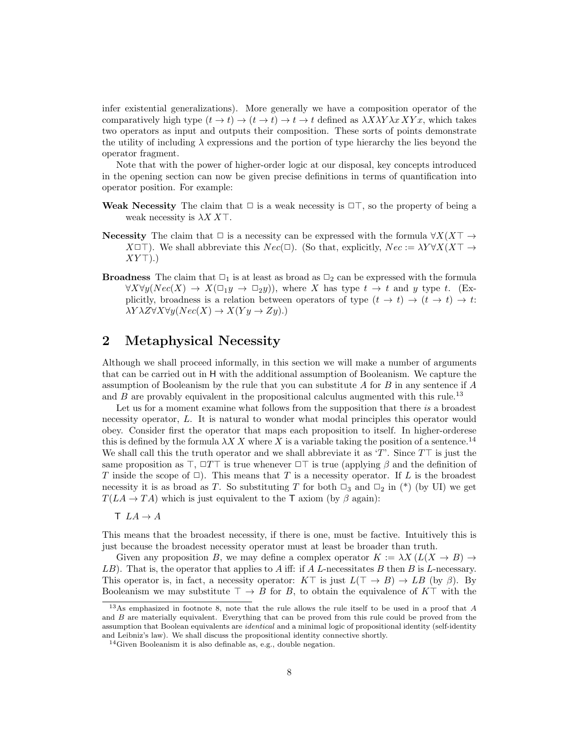infer existential generalizations). More generally we have a composition operator of the comparatively high type $(t \to t) \to (t \to t) \to t \to t$ defined as $\lambda X \lambda Y \lambda x\, XYx$, which takes two operators as input and outputs their composition. These sorts of points demonstrate the utility of including $\lambda$ expressions and the portion of type hierarchy the lies beyond the operator fragment.

Note that with the power of higher-order logic at our disposal, key concepts introduced in the opening section can now be given precise definitions in terms of quantification into operator position. For example:

**Weak Necessity** The claim that $\Box$ is a weak necessity is $\Box\top$, so the property of being a weak necessity is $\lambda X\, X\top$.

**Necessity** The claim that $\Box$ is a necessity can be expressed with the formula $\forall X(X\top \to X\Box\top)$. We shall abbreviate this $Nec(\Box)$. (So that, explicitly, $Nec := \lambda Y \forall X(X\top \to XY\top)$.)

**Broadness** The claim that $\Box_1$ is at least as broad as $\Box_2$ can be expressed with the formula $\forall X \forall y(Nec(X) \to X(\Box_1 y \to \Box_2 y))$, where $X$ has type $t \to t$ and $y$ type $t$. (Explicitly, broadness is a relation between operators of type $(t \to t) \to (t \to t) \to t$: $\lambda Y \lambda Z \forall X \forall y(Nec(X) \to X(Yy \to Zy))$.)

## 2 Metaphysical Necessity

Although we shall proceed informally, in this section we will make a number of arguments that can be carried out in $\mathsf{H}$ with the additional assumption of Booleanism. We capture the assumption of Booleanism by the rule that you can substitute $A$ for $B$ in any sentence if $A$ and $B$ are provably equivalent in the propositional calculus augmented with this rule.[13]

Let us for a moment examine what follows from the supposition that there *is* a broadest necessity operator, $L$. It is natural to wonder what modal principles this operator would obey. Consider first the operator that maps each proposition to itself. In higher-orderese this is defined by the formula $\lambda X\, X$ where $X$ is a variable taking the position of a sentence.[14] We shall call this the truth operator and we shall abbreviate it as '$T$'. Since $T\top$ is just the same proposition as $\top$, $\Box T\top$ is true whenever $\Box\top$ is true (applying $\beta$ and the definition of $T$ inside the scope of $\Box$). This means that $T$ is a necessity operator. If $L$ is the broadest necessity it is as broad as $T$. So substituting $T$ for both $\Box_3$ and $\Box_2$ in (\*) (by UI) we get $T(LA \to TA)$ which is just equivalent to the $\mathsf{T}$ axiom (by $\beta$ again):

$\mathsf{T}$ $\;LA \to A$

This means that the broadest necessity, if there is one, must be factive. Intuitively this is just because the broadest necessity operator must at least be broader than truth.

Given any proposition $B$, we may define a complex operator $K := \lambda X\,(L(X \to B) \to LB)$. That is, the operator that applies to $A$ iff: if $A$ $L$-necessitates $B$ then $B$ is $L$-necessary. This operator is, in fact, a necessity operator: $K\top$ is just $L(\top \to B) \to LB$ (by $\beta$). By Booleanism we may substitute $\top \to B$ for $B$, to obtain the equivalence of $K\top$ with the

[13] As emphasized in footnote 8, note that the rule allows the rule itself to be used in a proof that $A$ and $B$ are materially equivalent. Everything that can be proved from this rule could be proved from the assumption that Boolean equivalents are *identical* and a minimal logic of propositional identity (self-identity and Leibniz's law). We shall discuss the propositional identity connective shortly.

[14] Given Booleanism it is also definable as, e.g., double negation.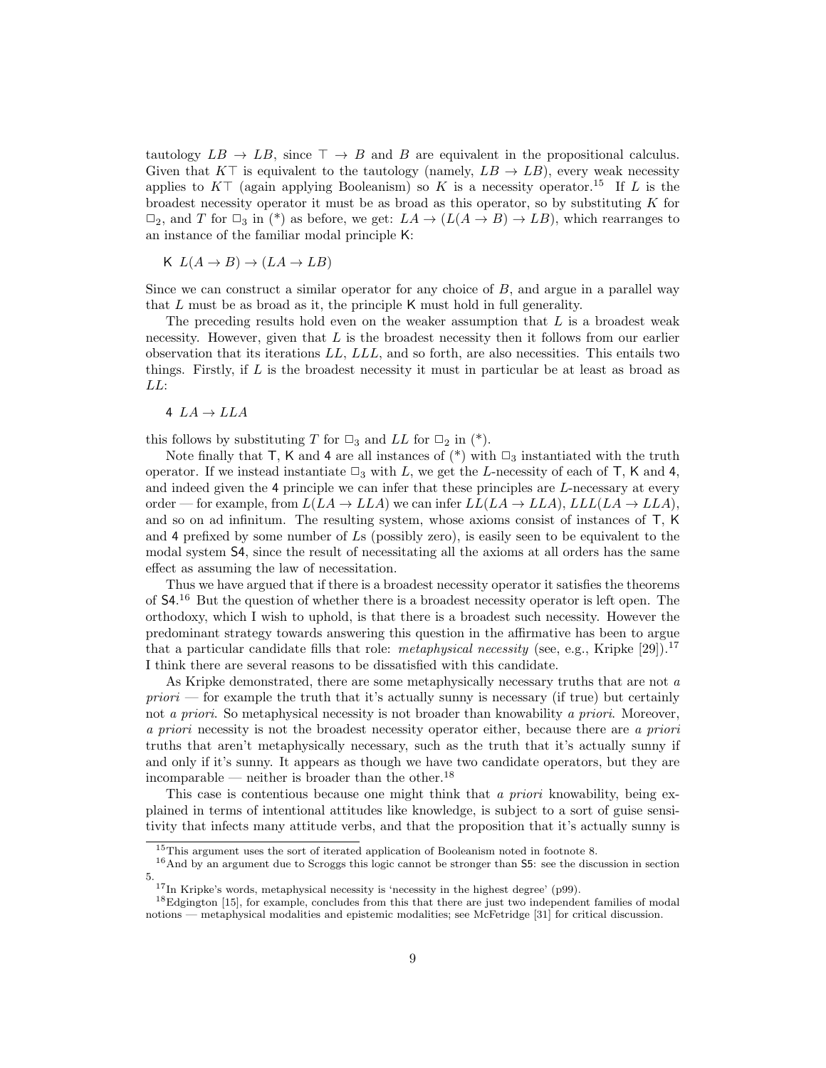tautology $LB \to LB$, since $\top \to B$ and $B$ are equivalent in the propositional calculus. Given that $K\top$ is equivalent to the tautology (namely, $LB \to LB$), every weak necessity applies to $K\top$ (again applying Booleanism) so $K$ is a necessity operator.[15] If $L$ is the broadest necessity operator it must be as broad as this operator, so by substituting $K$ for $\Box_2$, and $T$ for $\Box_3$ in (*) as before, we get: $LA \to (L(A \to B) \to LB)$, which rearranges to an instance of the familiar modal principle K:

K $L(A \to B) \to (LA \to LB)$

Since we can construct a similar operator for any choice of $B$, and argue in a parallel way that $L$ must be as broad as it, the principle K must hold in full generality.

The preceding results hold even on the weaker assumption that $L$ is a broadest weak necessity. However, given that $L$ is the broadest necessity then it follows from our earlier observation that its iterations $LL$, $LLL$, and so forth, are also necessities. This entails two things. Firstly, if $L$ is the broadest necessity it must in particular be at least as broad as $LL$:

4 $LA \to LLA$

this follows by substituting $T$ for $\Box_3$ and $LL$ for $\Box_2$ in (*).

Note finally that T, K and 4 are all instances of (*) with $\Box_3$ instantiated with the truth operator. If we instead instantiate $\Box_3$ with $L$, we get the $L$-necessity of each of T, K and 4, and indeed given the 4 principle we can infer that these principles are $L$-necessary at every order — for example, from $L(LA \to LLA)$ we can infer $LL(LA \to LLA)$, $LLL(LA \to LLA)$, and so on ad infinitum. The resulting system, whose axioms consist of instances of T, K and 4 prefixed by some number of $L$s (possibly zero), is easily seen to be equivalent to the modal system S4, since the result of necessitating all the axioms at all orders has the same effect as assuming the law of necessitation.

Thus we have argued that if there is a broadest necessity operator it satisfies the theorems of S4.[16] But the question of whether there is a broadest necessity operator is left open. The orthodoxy, which I wish to uphold, is that there is a broadest such necessity. However the predominant strategy towards answering this question in the affirmative has been to argue that a particular candidate fills that role: *metaphysical necessity* (see, e.g., Kripke [29]).[17] I think there are several reasons to be dissatisfied with this candidate.

As Kripke demonstrated, there are some metaphysically necessary truths that are not *a priori* — for example the truth that it's actually sunny is necessary (if true) but certainly not *a priori*. So metaphysical necessity is not broader than knowability *a priori*. Moreover, *a priori* necessity is not the broadest necessity operator either, because there are *a priori* truths that aren't metaphysically necessary, such as the truth that it's actually sunny if and only if it's sunny. It appears as though we have two candidate operators, but they are incomparable — neither is broader than the other.[18]

This case is contentious because one might think that *a priori* knowability, being explained in terms of intentional attitudes like knowledge, is subject to a sort of guise sensitivity that infects many attitude verbs, and that the proposition that it's actually sunny is

[15] This argument uses the sort of iterated application of Booleanism noted in footnote 8.

[16] And by an argument due to Scroggs this logic cannot be stronger than S5: see the discussion in section 5.

[17] In Kripke's words, metaphysical necessity is 'necessity in the highest degree' (p99).

[18] Edgington [15], for example, concludes from this that there are just two independent families of modal notions — metaphysical modalities and epistemic modalities; see McFetridge [31] for critical discussion.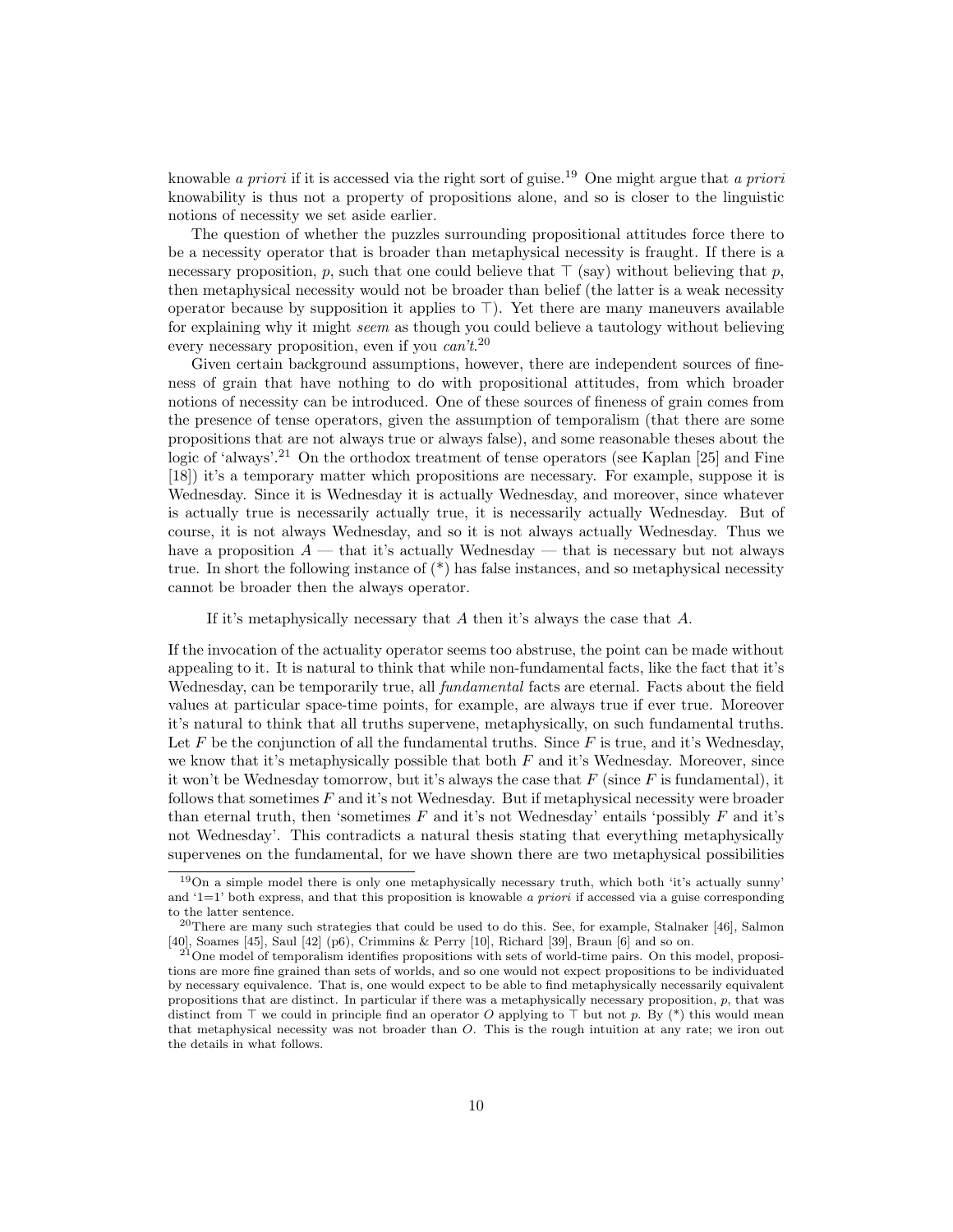knowable *a priori* if it is accessed via the right sort of guise.[19] One might argue that *a priori* knowability is thus not a property of propositions alone, and so is closer to the linguistic notions of necessity we set aside earlier.

The question of whether the puzzles surrounding propositional attitudes force there to be a necessity operator that is broader than metaphysical necessity is fraught. If there is a necessary proposition, $p$, such that one could believe that $\top$ (say) without believing that $p$, then metaphysical necessity would not be broader than belief (the latter is a weak necessity operator because by supposition it applies to $\top$). Yet there are many maneuvers available for explaining why it might *seem* as though you could believe a tautology without believing every necessary proposition, even if you *can't*.[20]

Given certain background assumptions, however, there are independent sources of fineness of grain that have nothing to do with propositional attitudes, from which broader notions of necessity can be introduced. One of these sources of fineness of grain comes from the presence of tense operators, given the assumption of temporalism (that there are some propositions that are not always true or always false), and some reasonable theses about the logic of 'always'.[21] On the orthodox treatment of tense operators (see Kaplan [25] and Fine [18]) it's a temporary matter which propositions are necessary. For example, suppose it is Wednesday. Since it is Wednesday it is actually Wednesday, and moreover, since whatever is actually true is necessarily actually true, it is necessarily actually Wednesday. But of course, it is not always Wednesday, and so it is not always actually Wednesday. Thus we have a proposition $A$ — that it's actually Wednesday — that is necessary but not always true. In short the following instance of (*) has false instances, and so metaphysical necessity cannot be broader then the always operator.

> If it's metaphysically necessary that $A$ then it's always the case that $A$.

If the invocation of the actuality operator seems too abstruse, the point can be made without appealing to it. It is natural to think that while non-fundamental facts, like the fact that it's Wednesday, can be temporarily true, all *fundamental* facts are eternal. Facts about the field values at particular space-time points, for example, are always true if ever true. Moreover it's natural to think that all truths supervene, metaphysically, on such fundamental truths. Let $F$ be the conjunction of all the fundamental truths. Since $F$ is true, and it's Wednesday, we know that it's metaphysically possible that both $F$ and it's Wednesday. Moreover, since it won't be Wednesday tomorrow, but it's always the case that $F$ (since $F$ is fundamental), it follows that sometimes $F$ and it's not Wednesday. But if metaphysical necessity were broader than eternal truth, then 'sometimes $F$ and it's not Wednesday' entails 'possibly $F$ and it's not Wednesday'. This contradicts a natural thesis stating that everything metaphysically supervenes on the fundamental, for we have shown there are two metaphysical possibilities

---

[19] On a simple model there is only one metaphysically necessary truth, which both 'it's actually sunny' and '1=1' both express, and that this proposition is knowable *a priori* if accessed via a guise corresponding to the latter sentence.

[20] There are many such strategies that could be used to do this. See, for example, Stalnaker [46], Salmon [40], Soames [45], Saul [42] (p6), Crimmins & Perry [10], Richard [39], Braun [6] and so on.

[21] One model of temporalism identifies propositions with sets of world-time pairs. On this model, propositions are more fine grained than sets of worlds, and so one would not expect propositions to be individuated by necessary equivalence. That is, one would expect to be able to find metaphysically necessarily equivalent propositions that are distinct. In particular if there was a metaphysically necessary proposition, $p$, that was distinct from $\top$ we could in principle find an operator $O$ applying to $\top$ but not $p$. By (*) this would mean that metaphysical necessity was not broader than $O$. This is the rough intuition at any rate; we iron out the details in what follows.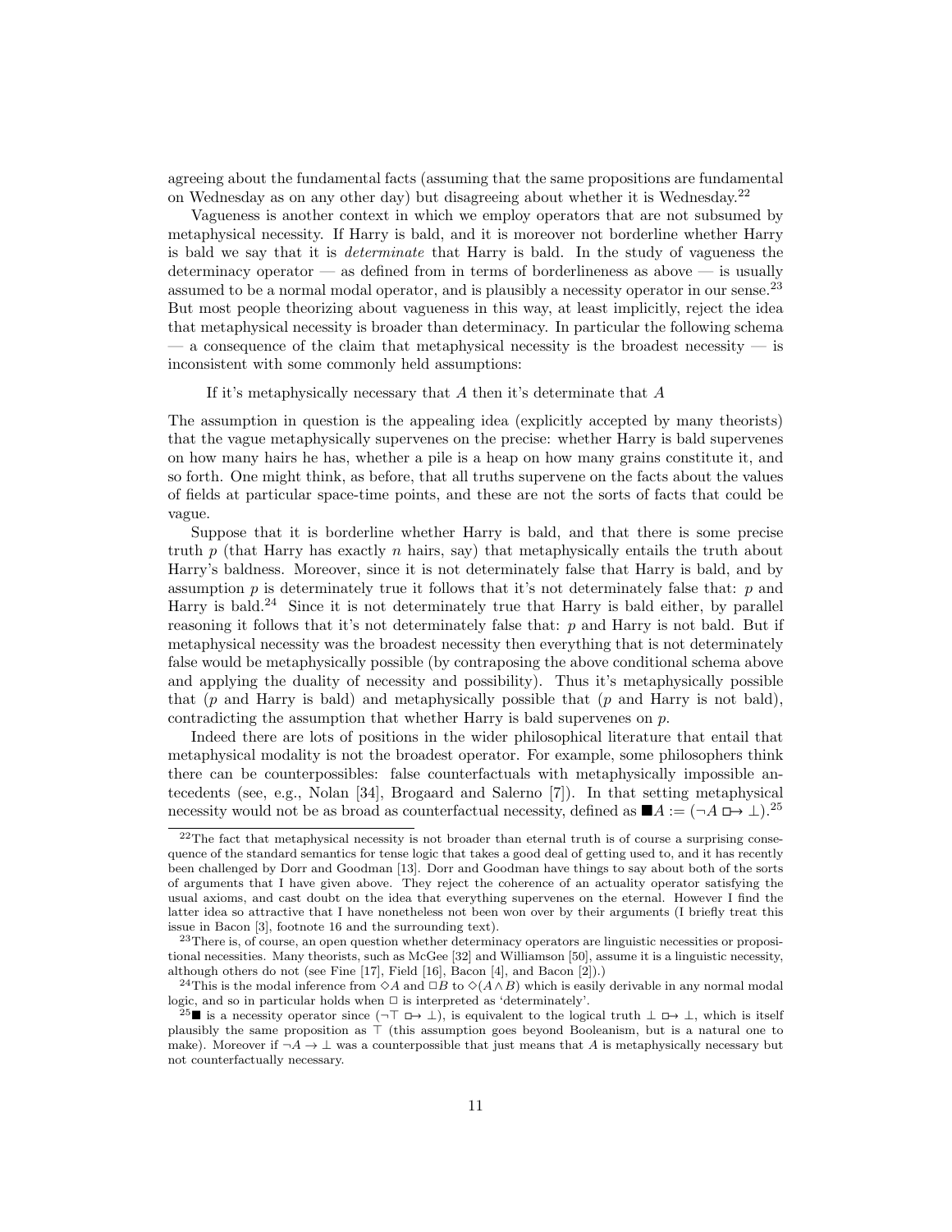agreeing about the fundamental facts (assuming that the same propositions are fundamental on Wednesday as on any other day) but disagreeing about whether it is Wednesday.[22]

Vagueness is another context in which we employ operators that are not subsumed by metaphysical necessity. If Harry is bald, and it is moreover not borderline whether Harry is bald we say that it is *determinate* that Harry is bald. In the study of vagueness the determinacy operator — as defined from in terms of borderlineness as above — is usually assumed to be a normal modal operator, and is plausibly a necessity operator in our sense.[23] But most people theorizing about vagueness in this way, at least implicitly, reject the idea that metaphysical necessity is broader than determinacy. In particular the following schema — a consequence of the claim that metaphysical necessity is the broadest necessity — is inconsistent with some commonly held assumptions:

> If it's metaphysically necessary that $A$ then it's determinate that $A$

The assumption in question is the appealing idea (explicitly accepted by many theorists) that the vague metaphysically supervenes on the precise: whether Harry is bald supervenes on how many hairs he has, whether a pile is a heap on how many grains constitute it, and so forth. One might think, as before, that all truths supervene on the facts about the values of fields at particular space-time points, and these are not the sorts of facts that could be vague.

Suppose that it is borderline whether Harry is bald, and that there is some precise truth $p$ (that Harry has exactly $n$ hairs, say) that metaphysically entails the truth about Harry's baldness. Moreover, since it is not determinately false that Harry is bald, and by assumption $p$ is determinately true it follows that it's not determinately false that: $p$ and Harry is bald.[24] Since it is not determinately true that Harry is bald either, by parallel reasoning it follows that it's not determinately false that: $p$ and Harry is not bald. But if metaphysical necessity was the broadest necessity then everything that is not determinately false would be metaphysically possible (by contraposing the above conditional schema above and applying the duality of necessity and possibility). Thus it's metaphysically possible that ($p$ and Harry is bald) and metaphysically possible that ($p$ and Harry is not bald), contradicting the assumption that whether Harry is bald supervenes on $p$.

Indeed there are lots of positions in the wider philosophical literature that entail that metaphysical modality is not the broadest operator. For example, some philosophers think there can be counterpossibles: false counterfactuals with metaphysically impossible antecedents (see, e.g., Nolan [34], Brogaard and Salerno [7]). In that setting metaphysical necessity would not be as broad as counterfactual necessity, defined as $\blacksquare A := (\neg A \,\Box\!\!\rightarrow \bot)$.[25]

---

[22] The fact that metaphysical necessity is not broader than eternal truth is of course a surprising consequence of the standard semantics for tense logic that takes a good deal of getting used to, and it has recently been challenged by Dorr and Goodman [13]. Dorr and Goodman have things to say about both of the sorts of arguments that I have given above. They reject the coherence of an actuality operator satisfying the usual axioms, and cast doubt on the idea that everything supervenes on the eternal. However I find the latter idea so attractive that I have nonetheless not been won over by their arguments (I briefly treat this issue in Bacon [3], footnote 16 and the surrounding text).

[23] There is, of course, an open question whether determinacy operators are linguistic necessities or propositional necessities. Many theorists, such as McGee [32] and Williamson [50], assume it is a linguistic necessity, although others do not (see Fine [17], Field [16], Bacon [4], and Bacon [2]).)

[24] This is the modal inference from $\Diamond A$ and $\Box B$ to $\Diamond(A \wedge B)$ which is easily derivable in any normal modal logic, and so in particular holds when $\Box$ is interpreted as 'determinately'.

[25] $\blacksquare$ is a necessity operator since $(\neg\top \,\Box\!\!\rightarrow \bot)$, is equivalent to the logical truth $\bot \,\Box\!\!\rightarrow \bot$, which is itself plausibly the same proposition as $\top$ (this assumption goes beyond Booleanism, but is a natural one to make). Moreover if $\neg A \rightarrow \bot$ was a counterpossible that just means that $A$ is metaphysically necessary but not counterfactually necessary.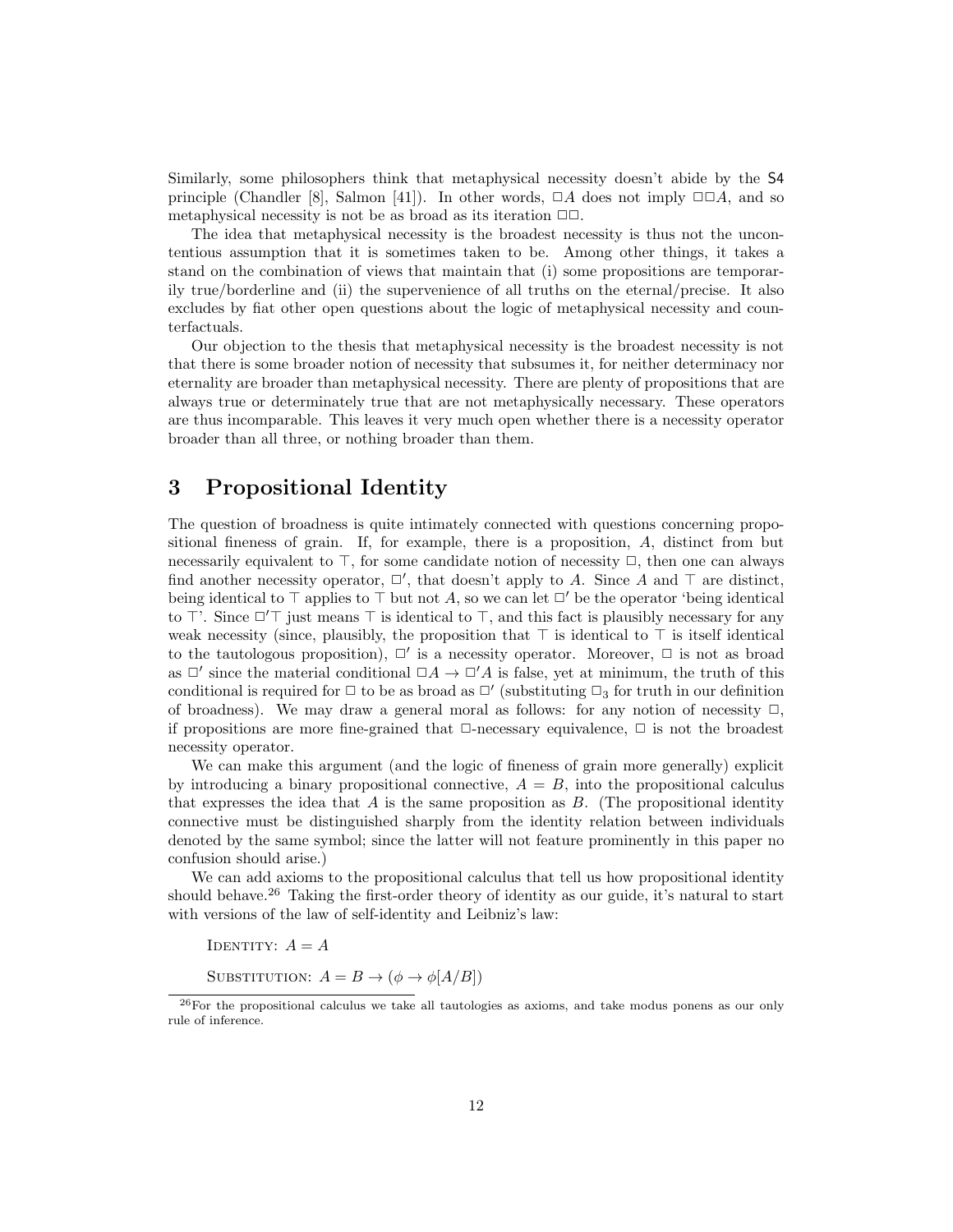Similarly, some philosophers think that metaphysical necessity doesn't abide by the S4 principle (Chandler [8], Salmon [41]). In other words, $\Box A$ does not imply $\Box\Box A$, and so metaphysical necessity is not be as broad as its iteration $\Box\Box$.

The idea that metaphysical necessity is the broadest necessity is thus not the uncontentious assumption that it is sometimes taken to be. Among other things, it takes a stand on the combination of views that maintain that (i) some propositions are temporarily true/borderline and (ii) the supervenience of all truths on the eternal/precise. It also excludes by fiat other open questions about the logic of metaphysical necessity and counterfactuals.

Our objection to the thesis that metaphysical necessity is the broadest necessity is not that there is some broader notion of necessity that subsumes it, for neither determinacy nor eternality are broader than metaphysical necessity. There are plenty of propositions that are always true or determinately true that are not metaphysically necessary. These operators are thus incomparable. This leaves it very much open whether there is a necessity operator broader than all three, or nothing broader than them.

# 3 Propositional Identity

The question of broadness is quite intimately connected with questions concerning propositional fineness of grain. If, for example, there is a proposition, $A$, distinct from but necessarily equivalent to $\top$, for some candidate notion of necessity $\Box$, then one can always find another necessity operator, $\Box'$, that doesn't apply to $A$. Since $A$ and $\top$ are distinct, being identical to $\top$ applies to $\top$ but not $A$, so we can let $\Box'$ be the operator 'being identical to $\top$'. Since $\Box'\top$ just means $\top$ is identical to $\top$, and this fact is plausibly necessary for any weak necessity (since, plausibly, the proposition that $\top$ is identical to $\top$ is itself identical to the tautologous proposition), $\Box'$ is a necessity operator. Moreover, $\Box$ is not as broad as $\Box'$ since the material conditional $\Box A \to \Box' A$ is false, yet at minimum, the truth of this conditional is required for $\Box$ to be as broad as $\Box'$ (substituting $\Box_3$ for truth in our definition of broadness). We may draw a general moral as follows: for any notion of necessity $\Box$, if propositions are more fine-grained that $\Box$-necessary equivalence, $\Box$ is not the broadest necessity operator.

We can make this argument (and the logic of fineness of grain more generally) explicit by introducing a binary propositional connective, $A = B$, into the propositional calculus that expresses the idea that $A$ is the same proposition as $B$. (The propositional identity connective must be distinguished sharply from the identity relation between individuals denoted by the same symbol; since the latter will not feature prominently in this paper no confusion should arise.)

We can add axioms to the propositional calculus that tell us how propositional identity should behave.[26] Taking the first-order theory of identity as our guide, it's natural to start with versions of the law of self-identity and Leibniz's law:

Identity: $A = A$

Substitution: $A = B \to (\phi \to \phi[A/B])$

[26] For the propositional calculus we take all tautologies as axioms, and take modus ponens as our only rule of inference.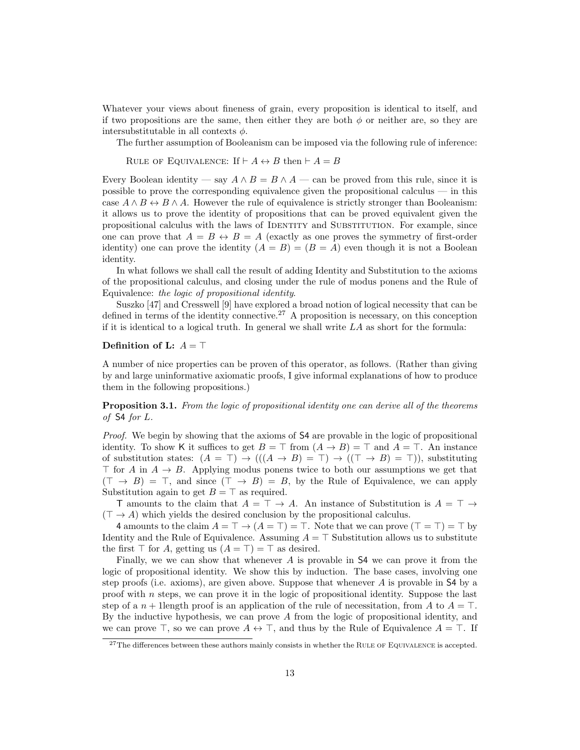Whatever your views about fineness of grain, every proposition is identical to itself, and if two propositions are the same, then either they are both $\phi$ or neither are, so they are intersubstitutable in all contexts $\phi$.

The further assumption of Booleanism can be imposed via the following rule of inference:

Rule of Equivalence: If $\vdash A \leftrightarrow B$ then $\vdash A = B$

Every Boolean identity — say $A \wedge B = B \wedge A$ — can be proved from this rule, since it is possible to prove the corresponding equivalence given the propositional calculus — in this case $A \wedge B \leftrightarrow B \wedge A$. However the rule of equivalence is strictly stronger than Booleanism: it allows us to prove the identity of propositions that can be proved equivalent given the propositional calculus with the laws of Identity and Substitution. For example, since one can prove that $A = B \leftrightarrow B = A$ (exactly as one proves the symmetry of first-order identity) one can prove the identity $(A = B) = (B = A)$ even though it is not a Boolean identity.

In what follows we shall call the result of adding Identity and Substitution to the axioms of the propositional calculus, and closing under the rule of modus ponens and the Rule of Equivalence: *the logic of propositional identity*.

Suszko [47] and Cresswell [9] have explored a broad notion of logical necessity that can be defined in terms of the identity connective.[27] A proposition is necessary, on this conception if it is identical to a logical truth. In general we shall write $LA$ as short for the formula:

**Definition of L:** $A = \top$

A number of nice properties can be proven of this operator, as follows. (Rather than giving by and large uninformative axiomatic proofs, I give informal explanations of how to produce them in the following propositions.)

**Proposition 3.1.** *From the logic of propositional identity one can derive all of the theorems of* S4 *for* $L$.

*Proof.* We begin by showing that the axioms of S4 are provable in the logic of propositional identity. To show K it suffices to get $B = \top$ from $(A \rightarrow B) = \top$ and $A = \top$. An instance of substitution states: $(A = \top) \rightarrow (((A \rightarrow B) = \top) \rightarrow ((\top \rightarrow B) = \top))$, substituting $\top$ for $A$ in $A \rightarrow B$. Applying modus ponens twice to both our assumptions we get that $(\top \rightarrow B) = \top$, and since $(\top \rightarrow B) = B$, by the Rule of Equivalence, we can apply Substitution again to get $B = \top$ as required.

T amounts to the claim that $A = \top \rightarrow A$. An instance of Substitution is $A = \top \rightarrow (\top \rightarrow A)$ which yields the desired conclusion by the propositional calculus.

4 amounts to the claim $A = \top \rightarrow (A = \top) = \top$. Note that we can prove $(\top = \top) = \top$ by Identity and the Rule of Equivalence. Assuming $A = \top$ Substitution allows us to substitute the first $\top$ for $A$, getting us $(A = \top) = \top$ as desired.

Finally, we we can show that whenever $A$ is provable in S4 we can prove it from the logic of propositional identity. We show this by induction. The base cases, involving one step proofs (i.e. axioms), are given above. Suppose that whenever $A$ is provable in S4 by a proof with $n$ steps, we can prove it in the logic of propositional identity. Suppose the last step of a $n + 1$length proof is an application of the rule of necessitation, from $A$ to $A = \top$. By the inductive hypothesis, we can prove $A$ from the logic of propositional identity, and we can prove $\top$, so we can prove $A \leftrightarrow \top$, and thus by the Rule of Equivalence $A = \top$. If

[27] The differences between these authors mainly consists in whether the Rule of Equivalence is accepted.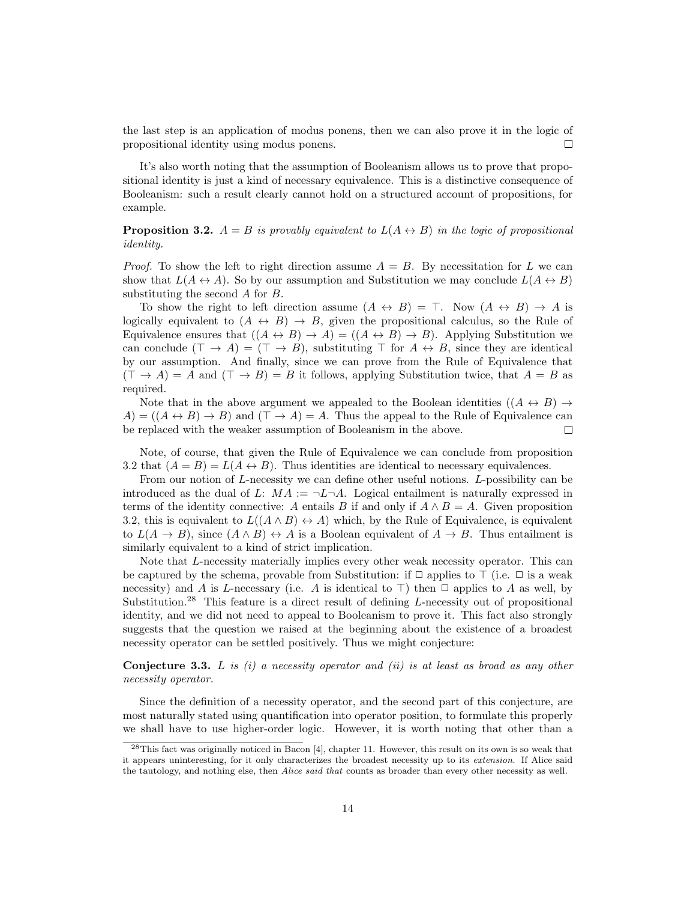the last step is an application of modus ponens, then we can also prove it in the logic of propositional identity using modus ponens. □

It's also worth noting that the assumption of Booleanism allows us to prove that propositional identity is just a kind of necessary equivalence. This is a distinctive consequence of Booleanism: such a result clearly cannot hold on a structured account of propositions, for example.

**Proposition 3.2.** *$A = B$ is provably equivalent to $L(A \leftrightarrow B)$ in the logic of propositional identity.*

*Proof.* To show the left to right direction assume $A = B$. By necessitation for $L$ we can show that $L(A \leftrightarrow A)$. So by our assumption and Substitution we may conclude $L(A \leftrightarrow B)$ substituting the second $A$ for $B$.

To show the right to left direction assume $(A \leftrightarrow B) = \top$. Now $(A \leftrightarrow B) \to A$ is logically equivalent to $(A \leftrightarrow B) \to B$, given the propositional calculus, so the Rule of Equivalence ensures that $((A \leftrightarrow B) \to A) = ((A \leftrightarrow B) \to B)$. Applying Substitution we can conclude $(\top \to A) = (\top \to B)$, substituting $\top$ for $A \leftrightarrow B$, since they are identical by our assumption. And finally, since we can prove from the Rule of Equivalence that $(\top \to A) = A$ and $(\top \to B) = B$ it follows, applying Substitution twice, that $A = B$ as required.

Note that in the above argument we appealed to the Boolean identities $((A \leftrightarrow B) \to A) = ((A \leftrightarrow B) \to B)$ and $(\top \to A) = A$. Thus the appeal to the Rule of Equivalence can be replaced with the weaker assumption of Booleanism in the above. □

Note, of course, that given the Rule of Equivalence we can conclude from proposition 3.2 that $(A = B) = L(A \leftrightarrow B)$. Thus identities are identical to necessary equivalences.

From our notion of $L$-necessity we can define other useful notions. $L$-possibility can be introduced as the dual of $L$: $MA := \neg L \neg A$. Logical entailment is naturally expressed in terms of the identity connective: $A$ entails $B$ if and only if $A \wedge B = A$. Given proposition 3.2, this is equivalent to $L((A \wedge B) \leftrightarrow A)$ which, by the Rule of Equivalence, is equivalent to $L(A \to B)$, since $(A \wedge B) \leftrightarrow A$ is a Boolean equivalent of $A \to B$. Thus entailment is similarly equivalent to a kind of strict implication.

Note that $L$-necessity materially implies every other weak necessity operator. This can be captured by the schema, provable from Substitution: if $\Box$ applies to $\top$ (i.e. $\Box$ is a weak necessity) and $A$ is $L$-necessary (i.e. $A$ is identical to $\top$) then $\Box$ applies to $A$ as well, by Substitution.[28] This feature is a direct result of defining $L$-necessity out of propositional identity, and we did not need to appeal to Booleanism to prove it. This fact also strongly suggests that the question we raised at the beginning about the existence of a broadest necessity operator can be settled positively. Thus we might conjecture:

**Conjecture 3.3.** *$L$ is (i) a necessity operator and (ii) is at least as broad as any other necessity operator.*

Since the definition of a necessity operator, and the second part of this conjecture, are most naturally stated using quantification into operator position, to formulate this properly we shall have to use higher-order logic. However, it is worth noting that other than a

[28] This fact was originally noticed in Bacon [4], chapter 11. However, this result on its own is so weak that it appears uninteresting, for it only characterizes the broadest necessity up to its *extension*. If Alice said the tautology, and nothing else, then *Alice said that* counts as broader than every other necessity as well.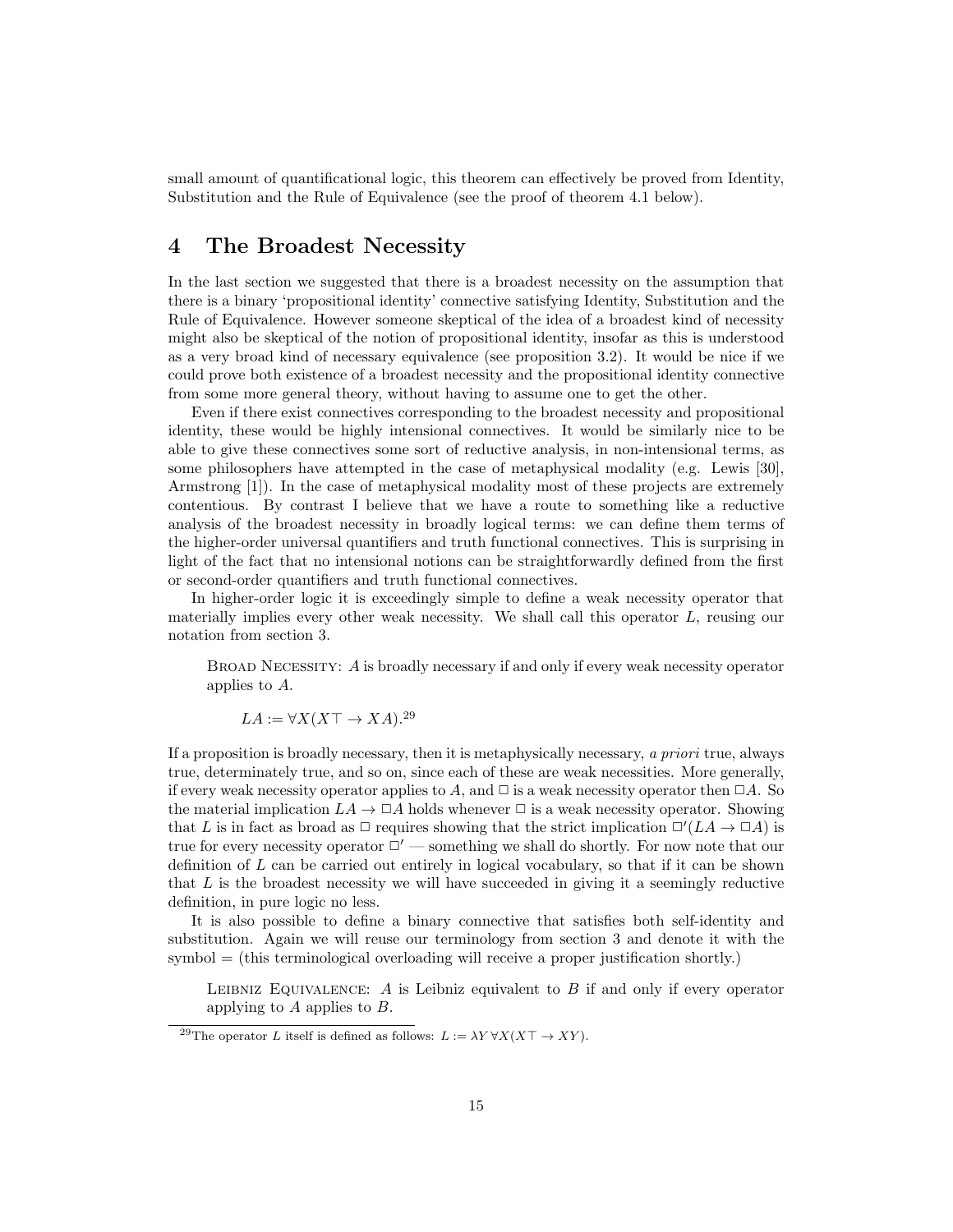small amount of quantificational logic, this theorem can effectively be proved from Identity, Substitution and the Rule of Equivalence (see the proof of theorem 4.1 below).

## 4 The Broadest Necessity

In the last section we suggested that there is a broadest necessity on the assumption that there is a binary 'propositional identity' connective satisfying Identity, Substitution and the Rule of Equivalence. However someone skeptical of the idea of a broadest kind of necessity might also be skeptical of the notion of propositional identity, insofar as this is understood as a very broad kind of necessary equivalence (see proposition 3.2). It would be nice if we could prove both existence of a broadest necessity and the propositional identity connective from some more general theory, without having to assume one to get the other.

Even if there exist connectives corresponding to the broadest necessity and propositional identity, these would be highly intensional connectives. It would be similarly nice to be able to give these connectives some sort of reductive analysis, in non-intensional terms, as some philosophers have attempted in the case of metaphysical modality (e.g. Lewis [30], Armstrong [1]). In the case of metaphysical modality most of these projects are extremely contentious. By contrast I believe that we have a route to something like a reductive analysis of the broadest necessity in broadly logical terms: we can define them terms of the higher-order universal quantifiers and truth functional connectives. This is surprising in light of the fact that no intensional notions can be straightforwardly defined from the first or second-order quantifiers and truth functional connectives.

In higher-order logic it is exceedingly simple to define a weak necessity operator that materially implies every other weak necessity. We shall call this operator $L$, reusing our notation from section 3.

> Broad Necessity: $A$ is broadly necessary if and only if every weak necessity operator applies to $A$.
>
> $LA := \forall X(X\top \to XA)$.[29]

If a proposition is broadly necessary, then it is metaphysically necessary, *a priori* true, always true, determinately true, and so on, since each of these are weak necessities. More generally, if every weak necessity operator applies to $A$, and $\Box$ is a weak necessity operator then $\Box A$. So the material implication $LA \to \Box A$ holds whenever $\Box$ is a weak necessity operator. Showing that $L$ is in fact as broad as $\Box$ requires showing that the strict implication $\Box'(LA \to \Box A)$ is true for every necessity operator $\Box'$ — something we shall do shortly. For now note that our definition of $L$ can be carried out entirely in logical vocabulary, so that if it can be shown that $L$ is the broadest necessity we will have succeeded in giving it a seemingly reductive definition, in pure logic no less.

It is also possible to define a binary connective that satisfies both self-identity and substitution. Again we will reuse our terminology from section 3 and denote it with the symbol $=$ (this terminological overloading will receive a proper justification shortly.)

> Leibniz Equivalence: $A$ is Leibniz equivalent to $B$ if and only if every operator applying to $A$ applies to $B$.

[29]The operator $L$ itself is defined as follows: $L := \lambda Y\, \forall X(X\top \to XY)$.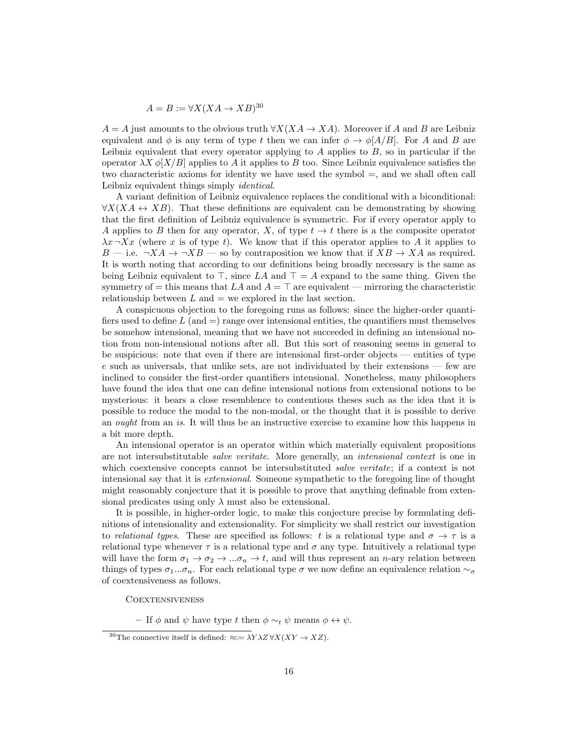$$A = B := \forall X(XA \to XB)$$[30]

$A = A$ just amounts to the obvious truth $\forall X(XA \to XA)$. Moreover if $A$ and $B$ are Leibniz equivalent and $\phi$ is any term of type $t$ then we can infer $\phi \to \phi[A/B]$. For $A$ and $B$ are Leibniz equivalent that every operator applying to $A$ applies to $B$, so in particular if the operator $\lambda X\, \phi[X/B]$ applies to $A$ it applies to $B$ too. Since Leibniz equivalence satisfies the two characteristic axioms for identity we have used the symbol $=$, and we shall often call Leibniz equivalent things simply *identical*.

A variant definition of Leibniz equivalence replaces the conditional with a biconditional: $\forall X(XA \leftrightarrow XB)$. That these definitions are equivalent can be demonstrating by showing that the first definition of Leibniz equivalence is symmetric. For if every operator apply to $A$ applies to $B$ then for any operator, $X$, of type $t \to t$ there is a the composite operator $\lambda x\, \neg Xx$ (where $x$ is of type $t$). We know that if this operator applies to $A$ it applies to $B$ — i.e. $\neg XA \to \neg XB$ — so by contraposition we know that if $XB \to XA$ as required. It is worth noting that according to our definitions being broadly necessary is the same as being Leibniz equivalent to $\top$, since $LA$ and $\top = A$ expand to the same thing. Given the symmetry of $=$ this means that $LA$ and $A = \top$ are equivalent — mirroring the characteristic relationship between $L$ and $=$ we explored in the last section.

A conspicuous objection to the foregoing runs as follows: since the higher-order quantifiers used to define $L$ (and $=$) range over intensional entities, the quantifiers must themselves be somehow intensional, meaning that we have not succeeded in defining an intensional notion from non-intensional notions after all. But this sort of reasoning seems in general to be suspicious: note that even if there are intensional first-order objects — entities of type $e$ such as universals, that unlike sets, are not individuated by their extensions — few are inclined to consider the first-order quantifiers intensional. Nonetheless, many philosophers have found the idea that one can define intensional notions from extensional notions to be mysterious: it bears a close resemblence to contentious theses such as the idea that it is possible to reduce the modal to the non-modal, or the thought that it is possible to derive an *ought* from an *is*. It will thus be an instructive exercise to examine how this happens in a bit more depth.

An intensional operator is an operator within which materially equivalent propositions are not intersubstitutable *salve veritate*. More generally, an *intensional context* is one in which coextensive concepts cannot be intersubstituted *salve veritate*; if a context is not intensional say that it is *extensional*. Someone sympathetic to the foregoing line of thought might reasonably conjecture that it is possible to prove that anything definable from extensional predicates using only $\lambda$ must also be extensional.

It is possible, in higher-order logic, to make this conjecture precise by formulating definitions of intensionality and extensionality. For simplicity we shall restrict our investigation to *relational types*. These are specified as follows: $t$ is a relational type and $\sigma \to \tau$ is a relational type whenever $\tau$ is a relational type and $\sigma$ any type. Intuitively a relational type will have the form $\sigma_1 \to \sigma_2 \to ...\sigma_n \to t$, and will thus represent an $n$-ary relation between things of types $\sigma_1...\sigma_n$. For each relational type $\sigma$ we now define an equivalence relation $\sim_\sigma$ of coextensiveness as follows.

COEXTENSIVENESS

- If $\phi$ and $\psi$ have type $t$ then $\phi \sim_t \psi$ means $\phi \leftrightarrow \psi$.

[30] The connective itself is defined: $\approx := \lambda Y \lambda Z\, \forall X(XY \to XZ)$.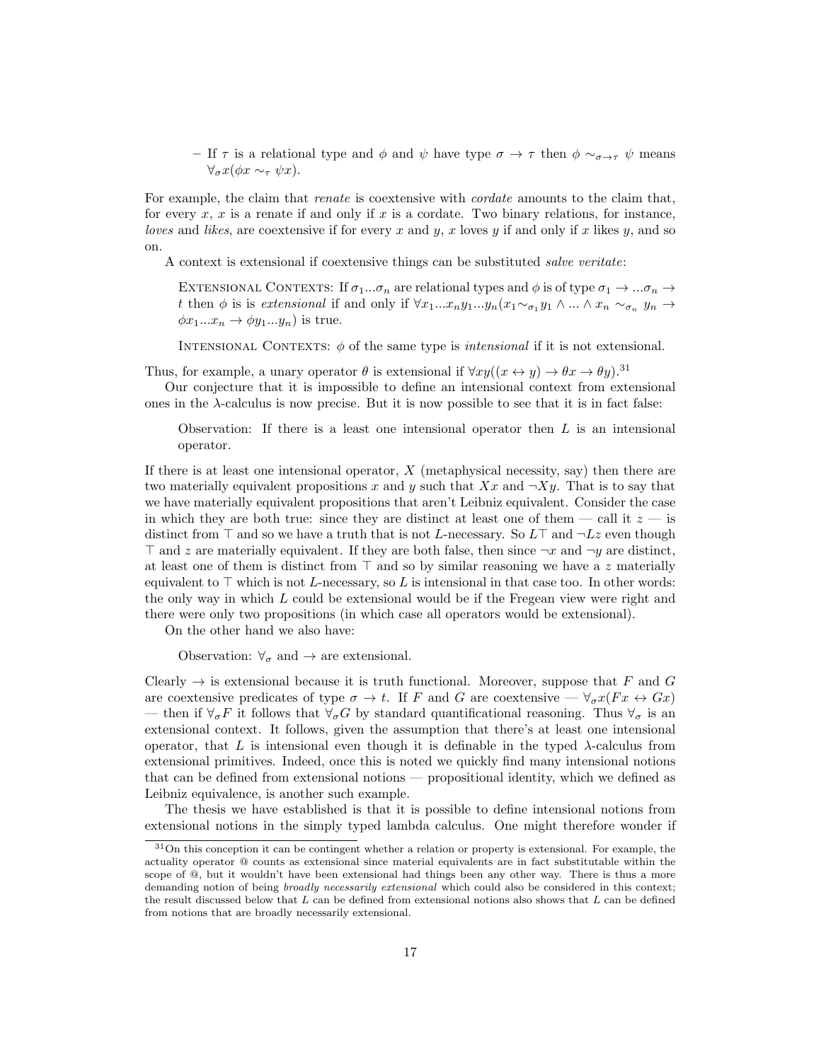– If $\tau$ is a relational type and $\phi$ and $\psi$ have type $\sigma \to \tau$ then $\phi \sim_{\sigma\to\tau} \psi$ means $\forall_\sigma x(\phi x \sim_\tau \psi x)$.

For example, the claim that *renate* is coextensive with *cordate* amounts to the claim that, for every $x$, $x$ is a renate if and only if $x$ is a cordate. Two binary relations, for instance, *loves* and *likes*, are coextensive if for every $x$ and $y$, $x$ loves $y$ if and only if $x$ likes $y$, and so on.

A context is extensional if coextensive things can be substituted *salve veritate*:

> Extensional Contexts: If $\sigma_1 ... \sigma_n$ are relational types and $\phi$ is of type $\sigma_1 \to ... \sigma_n \to t$ then $\phi$ is is *extensional* if and only if $\forall x_1 ... x_n y_1 ... y_n (x_1 {\sim_{\sigma_1}} y_1 \wedge ... \wedge x_n \sim_{\sigma_n} y_n \to \phi x_1 ... x_n \to \phi y_1 ... y_n)$ is true.

> Intensional Contexts: $\phi$ of the same type is *intensional* if it is not extensional.

Thus, for example, a unary operator $\theta$ is extensional if $\forall xy((x \leftrightarrow y) \to \theta x \to \theta y)$.[31]

Our conjecture that it is impossible to define an intensional context from extensional ones in the $\lambda$-calculus is now precise. But it is now possible to see that it is in fact false:

> Observation: If there is a least one intensional operator then $L$ is an intensional operator.

If there is at least one intensional operator, $X$ (metaphysical necessity, say) then there are two materially equivalent propositions $x$ and $y$ such that $Xx$ and $\neg Xy$. That is to say that we have materially equivalent propositions that aren't Leibniz equivalent. Consider the case in which they are both true: since they are distinct at least one of them — call it $z$ — is distinct from $\top$ and so we have a truth that is not $L$-necessary. So $L\top$ and $\neg Lz$ even though $\top$ and $z$ are materially equivalent. If they are both false, then since $\neg x$ and $\neg y$ are distinct, at least one of them is distinct from $\top$ and so by similar reasoning we have a $z$ materially equivalent to $\top$ which is not $L$-necessary, so $L$ is intensional in that case too. In other words: the only way in which $L$ could be extensional would be if the Fregean view were right and there were only two propositions (in which case all operators would be extensional).

On the other hand we also have:

> Observation: $\forall_\sigma$ and $\to$ are extensional.

Clearly $\to$ is extensional because it is truth functional. Moreover, suppose that $F$ and $G$ are coextensive predicates of type $\sigma \to t$. If $F$ and $G$ are coextensive — $\forall_\sigma x(Fx \leftrightarrow Gx)$ — then if $\forall_\sigma F$ it follows that $\forall_\sigma G$ by standard quantificational reasoning. Thus $\forall_\sigma$ is an extensional context. It follows, given the assumption that there's at least one intensional operator, that $L$ is intensional even though it is definable in the typed $\lambda$-calculus from extensional primitives. Indeed, once this is noted we quickly find many intensional notions that can be defined from extensional notions — propositional identity, which we defined as Leibniz equivalence, is another such example.

The thesis we have established is that it is possible to define intensional notions from extensional notions in the simply typed lambda calculus. One might therefore wonder if

---

[31] On this conception it can be contingent whether a relation or property is extensional. For example, the actuality operator @ counts as extensional since material equivalents are in fact substitutable within the scope of @, but it wouldn't have been extensional had things been any other way. There is thus a more demanding notion of being *broadly necessarily extensional* which could also be considered in this context; the result discussed below that $L$ can be defined from extensional notions also shows that $L$ can be defined from notions that are broadly necessarily extensional.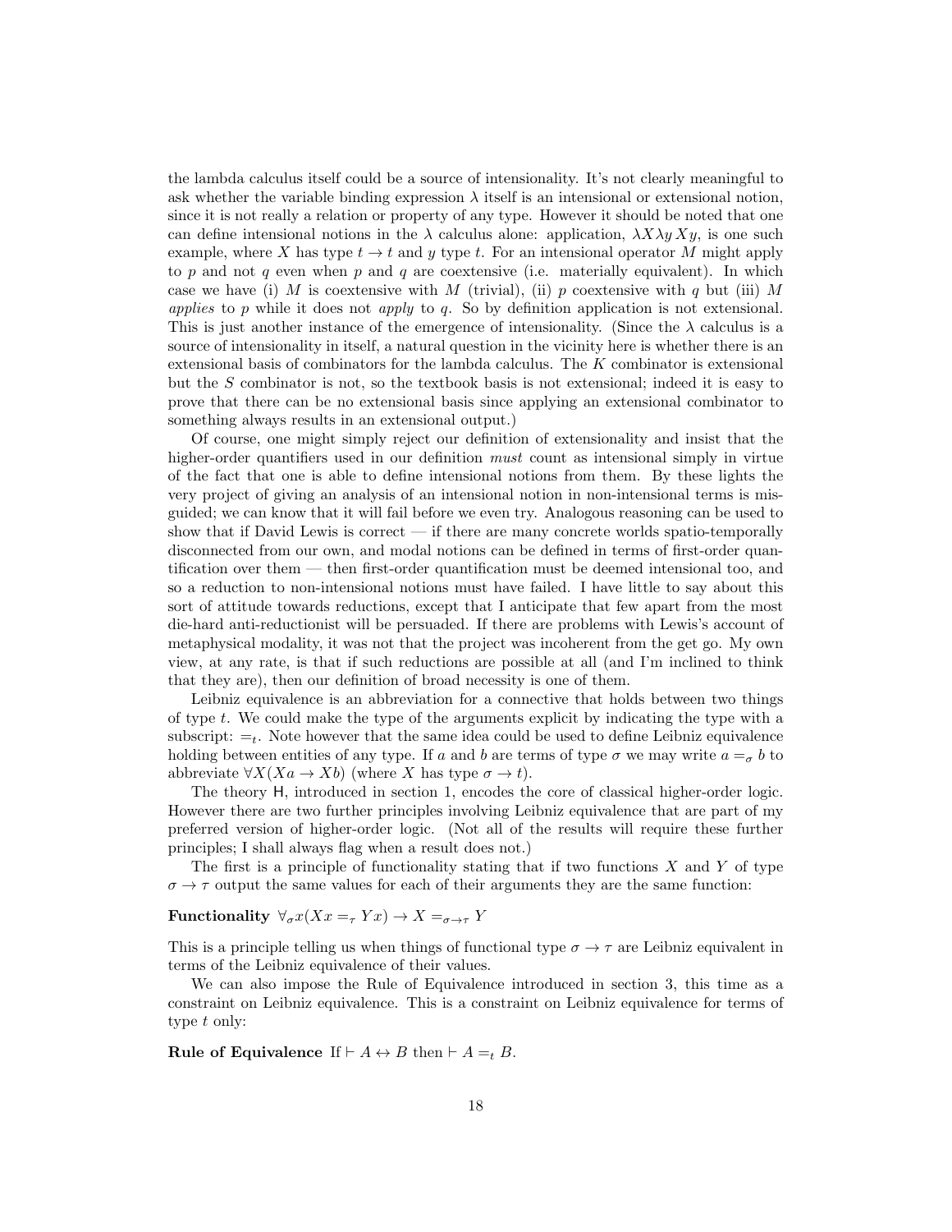the lambda calculus itself could be a source of intensionality. It's not clearly meaningful to ask whether the variable binding expression $\lambda$ itself is an intensional or extensional notion, since it is not really a relation or property of any type. However it should be noted that one can define intensional notions in the $\lambda$ calculus alone: application, $\lambda X \lambda y\, Xy$, is one such example, where $X$ has type $t \to t$ and $y$ type $t$. For an intensional operator $M$ might apply to $p$ and not $q$ even when $p$ and $q$ are coextensive (i.e. materially equivalent). In which case we have (i) $M$ is coextensive with $M$ (trivial), (ii) $p$ coextensive with $q$ but (iii) $M$ *applies* to $p$ while it does not *apply* to $q$. So by definition application is not extensional. This is just another instance of the emergence of intensionality. (Since the $\lambda$ calculus is a source of intensionality in itself, a natural question in the vicinity here is whether there is an extensional basis of combinators for the lambda calculus. The $K$ combinator is extensional but the $S$ combinator is not, so the textbook basis is not extensional; indeed it is easy to prove that there can be no extensional basis since applying an extensional combinator to something always results in an extensional output.)

Of course, one might simply reject our definition of extensionality and insist that the higher-order quantifiers used in our definition *must* count as intensional simply in virtue of the fact that one is able to define intensional notions from them. By these lights the very project of giving an analysis of an intensional notion in non-intensional terms is misguided; we can know that it will fail before we even try. Analogous reasoning can be used to show that if David Lewis is correct — if there are many concrete worlds spatio-temporally disconnected from our own, and modal notions can be defined in terms of first-order quantification over them — then first-order quantification must be deemed intensional too, and so a reduction to non-intensional notions must have failed. I have little to say about this sort of attitude towards reductions, except that I anticipate that few apart from the most die-hard anti-reductionist will be persuaded. If there are problems with Lewis's account of metaphysical modality, it was not that the project was incoherent from the get go. My own view, at any rate, is that if such reductions are possible at all (and I'm inclined to think that they are), then our definition of broad necessity is one of them.

Leibniz equivalence is an abbreviation for a connective that holds between two things of type $t$. We could make the type of the arguments explicit by indicating the type with a subscript: $=_t$. Note however that the same idea could be used to define Leibniz equivalence holding between entities of any type. If $a$ and $b$ are terms of type $\sigma$ we may write $a =_\sigma b$ to abbreviate $\forall X(Xa \to Xb)$ (where $X$ has type $\sigma \to t$).

The theory $\mathsf{H}$, introduced in section 1, encodes the core of classical higher-order logic. However there are two further principles involving Leibniz equivalence that are part of my preferred version of higher-order logic. (Not all of the results will require these further principles; I shall always flag when a result does not.)

The first is a principle of functionality stating that if two functions $X$ and $Y$ of type $\sigma \to \tau$ output the same values for each of their arguments they are the same function:

**Functionality** $\forall_\sigma x(Xx =_\tau Yx) \to X =_{\sigma\to\tau} Y$

This is a principle telling us when things of functional type $\sigma \to \tau$ are Leibniz equivalent in terms of the Leibniz equivalence of their values.

We can also impose the Rule of Equivalence introduced in section 3, this time as a constraint on Leibniz equivalence. This is a constraint on Leibniz equivalence for terms of type $t$ only:

**Rule of Equivalence** If $\vdash A \leftrightarrow B$ then $\vdash A =_t B$.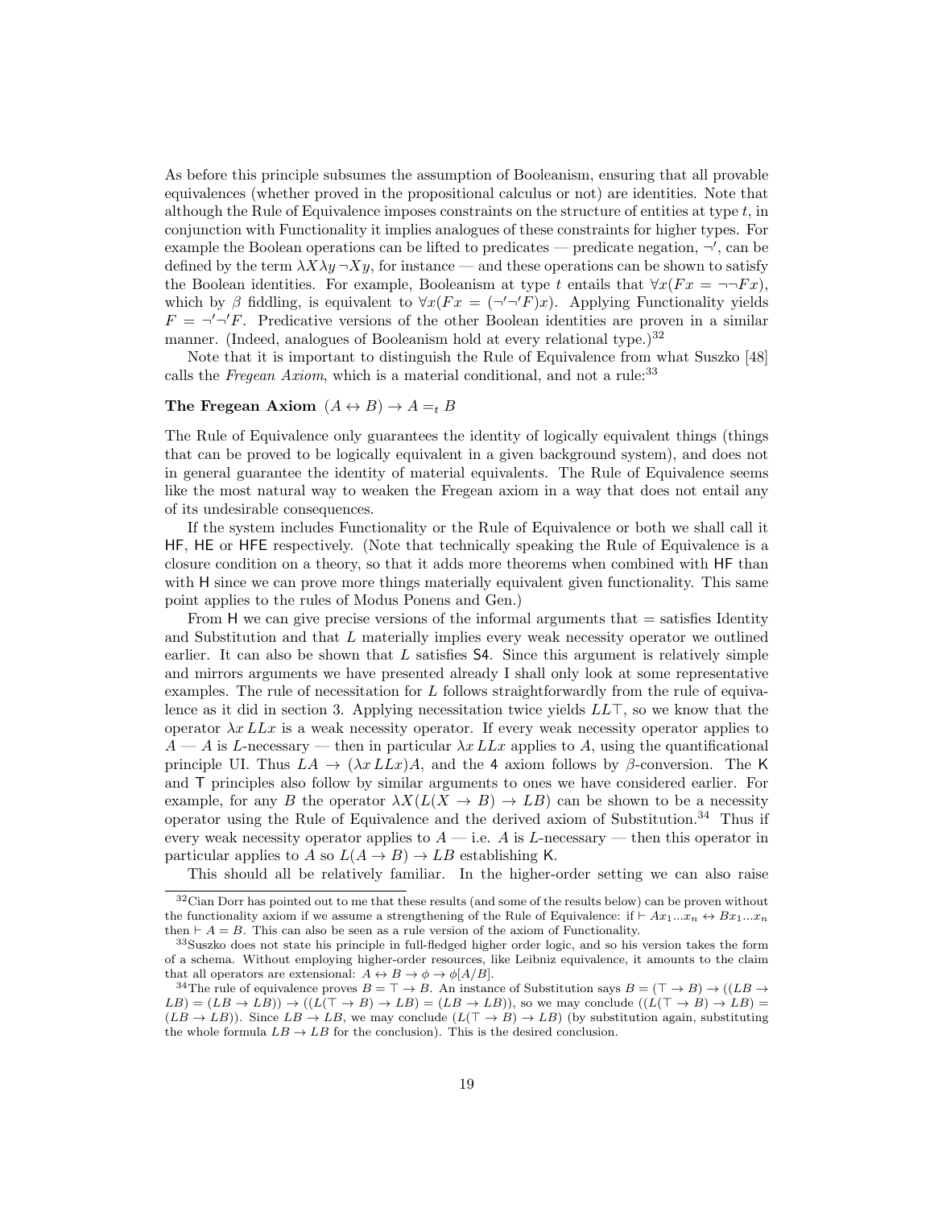As before this principle subsumes the assumption of Booleanism, ensuring that all provable equivalences (whether proved in the propositional calculus or not) are identities. Note that although the Rule of Equivalence imposes constraints on the structure of entities at type $t$, in conjunction with Functionality it implies analogues of these constraints for higher types. For example the Boolean operations can be lifted to predicates — predicate negation, $\neg'$, can be defined by the term $\lambda X\lambda y\,\neg Xy$, for instance — and these operations can be shown to satisfy the Boolean identities. For example, Booleanism at type $t$ entails that $\forall x(Fx = \neg\neg Fx)$, which by $\beta$ fiddling, is equivalent to $\forall x(Fx = (\neg'\neg' F)x)$. Applying Functionality yields $F = \neg'\neg' F$. Predicative versions of the other Boolean identities are proven in a similar manner. (Indeed, analogues of Booleanism hold at every relational type.)[32]

Note that it is important to distinguish the Rule of Equivalence from what Suszko [48] calls the *Fregean Axiom*, which is a material conditional, and not a rule:[33]

**The Fregean Axiom** $(A \leftrightarrow B) \rightarrow A =_t B$

The Rule of Equivalence only guarantees the identity of logically equivalent things (things that can be proved to be logically equivalent in a given background system), and does not in general guarantee the identity of material equivalents. The Rule of Equivalence seems like the most natural way to weaken the Fregean axiom in a way that does not entail any of its undesirable consequences.

If the system includes Functionality or the Rule of Equivalence or both we shall call it HF, HE or HFE respectively. (Note that technically speaking the Rule of Equivalence is a closure condition on a theory, so that it adds more theorems when combined with HF than with H since we can prove more things materially equivalent given functionality. This same point applies to the rules of Modus Ponens and Gen.)

From H we can give precise versions of the informal arguments that $=$ satisfies Identity and Substitution and that $L$ materially implies every weak necessity operator we outlined earlier. It can also be shown that $L$ satisfies S4. Since this argument is relatively simple and mirrors arguments we have presented already I shall only look at some representative examples. The rule of necessitation for $L$ follows straightforwardly from the rule of equivalence as it did in section 3. Applying necessitation twice yields $LL\top$, so we know that the operator $\lambda x\, LLx$ is a weak necessity operator. If every weak necessity operator applies to $A$ — $A$ is $L$-necessary — then in particular $\lambda x\, LLx$ applies to $A$, using the quantificational principle UI. Thus $LA \rightarrow (\lambda x\, LLx)A$, and the 4 axiom follows by $\beta$-conversion. The K and T principles also follow by similar arguments to ones we have considered earlier. For example, for any $B$ the operator $\lambda X(L(X \rightarrow B) \rightarrow LB)$ can be shown to be a necessity operator using the Rule of Equivalence and the derived axiom of Substitution.[34] Thus if every weak necessity operator applies to $A$ — i.e. $A$ is $L$-necessary — then this operator in particular applies to $A$ so $L(A \rightarrow B) \rightarrow LB$ establishing K.

This should all be relatively familiar. In the higher-order setting we can also raise

---

[32] Cian Dorr has pointed out to me that these results (and some of the results below) can be proven without the functionality axiom if we assume a strengthening of the Rule of Equivalence: if $\vdash Ax_1...x_n \leftrightarrow Bx_1...x_n$ then $\vdash A = B$. This can also be seen as a rule version of the axiom of Functionality.

[33] Suszko does not state his principle in full-fledged higher order logic, and so his version takes the form of a schema. Without employing higher-order resources, like Leibniz equivalence, it amounts to the claim that all operators are extensional: $A \leftrightarrow B \rightarrow \phi \rightarrow \phi[A/B]$.

[34] The rule of equivalence proves $B = \top \rightarrow B$. An instance of Substitution says $B = (\top \rightarrow B) \rightarrow ((LB \rightarrow LB) = (LB \rightarrow LB)) \rightarrow ((L(\top \rightarrow B) \rightarrow LB) = (LB \rightarrow LB))$, so we may conclude $((L(\top \rightarrow B) \rightarrow LB) = (LB \rightarrow LB))$. Since $LB \rightarrow LB$, we may conclude $(L(\top \rightarrow B) \rightarrow LB)$ (by substitution again, substituting the whole formula $LB \rightarrow LB$ for the conclusion). This is the desired conclusion.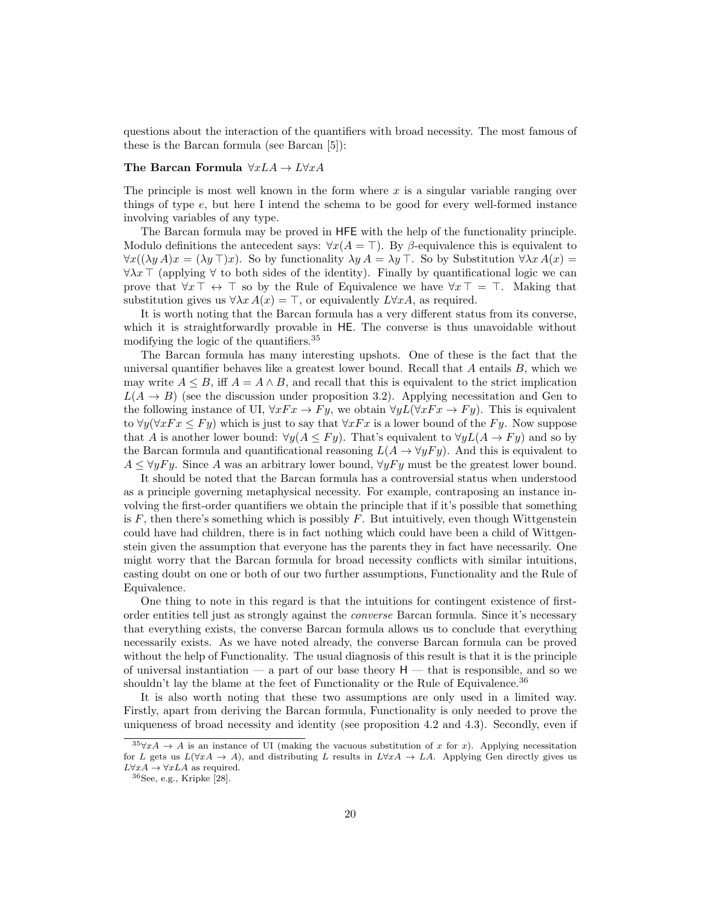questions about the interaction of the quantifiers with broad necessity. The most famous of these is the Barcan formula (see Barcan [5]):

**The Barcan Formula** $\forall x LA \to L\forall x A$

The principle is most well known in the form where $x$ is a singular variable ranging over things of type $e$, but here I intend the schema to be good for every well-formed instance involving variables of any type.

The Barcan formula may be proved in HFE with the help of the functionality principle. Modulo definitions the antecedent says: $\forall x(A = \top)$. By $\beta$-equivalence this is equivalent to $\forall x((\lambda y\, A)x = (\lambda y\, \top)x)$. So by functionality $\lambda y\, A = \lambda y\, \top$. So by Substitution $\forall \lambda x\, A(x) = \forall \lambda x\, \top$ (applying $\forall$ to both sides of the identity). Finally by quantificational logic we can prove that $\forall x\, \top \leftrightarrow \top$ so by the Rule of Equivalence we have $\forall x\, \top = \top$. Making that substitution gives us $\forall \lambda x\, A(x) = \top$, or equivalently $L\forall x A$, as required.

It is worth noting that the Barcan formula has a very different status from its converse, which it is straightforwardly provable in HE. The converse is thus unavoidable without modifying the logic of the quantifiers.[35]

The Barcan formula has many interesting upshots. One of these is the fact that the universal quantifier behaves like a greatest lower bound. Recall that $A$ entails $B$, which we may write $A \leq B$, iff $A = A \wedge B$, and recall that this is equivalent to the strict implication $L(A \to B)$ (see the discussion under proposition 3.2). Applying necessitation and Gen to the following instance of UI, $\forall x Fx \to Fy$, we obtain $\forall y L(\forall x Fx \to Fy)$. This is equivalent to $\forall y(\forall x Fx \leq Fy)$ which is just to say that $\forall x Fx$ is a lower bound of the $Fy$. Now suppose that $A$ is another lower bound: $\forall y(A \leq Fy)$. That's equivalent to $\forall y L(A \to Fy)$ and so by the Barcan formula and quantificational reasoning $L(A \to \forall y Fy)$. And this is equivalent to $A \leq \forall y Fy$. Since $A$ was an arbitrary lower bound, $\forall y Fy$ must be the greatest lower bound.

It should be noted that the Barcan formula has a controversial status when understood as a principle governing metaphysical necessity. For example, contraposing an instance involving the first-order quantifiers we obtain the principle that if it's possible that something is $F$, then there's something which is possibly $F$. But intuitively, even though Wittgenstein could have had children, there is in fact nothing which could have been a child of Wittgenstein given the assumption that everyone has the parents they in fact have necessarily. One might worry that the Barcan formula for broad necessity conflicts with similar intuitions, casting doubt on one or both of our two further assumptions, Functionality and the Rule of Equivalence.

One thing to note in this regard is that the intuitions for contingent existence of first-order entities tell just as strongly against the *converse* Barcan formula. Since it's necessary that everything exists, the converse Barcan formula allows us to conclude that everything necessarily exists. As we have noted already, the converse Barcan formula can be proved without the help of Functionality. The usual diagnosis of this result is that it is the principle of universal instantiation — a part of our base theory H — that is responsible, and so we shouldn't lay the blame at the feet of Functionality or the Rule of Equivalence.[36]

It is also worth noting that these two assumptions are only used in a limited way. Firstly, apart from deriving the Barcan formula, Functionality is only needed to prove the uniqueness of broad necessity and identity (see proposition 4.2 and 4.3). Secondly, even if

[35] $\forall x A \to A$ is an instance of UI (making the vacuous substitution of $x$ for $x$). Applying necessitation for $L$ gets us $L(\forall x A \to A)$, and distributing $L$ results in $L\forall x A \to LA$. Applying Gen directly gives us $L\forall x A \to \forall x LA$ as required.

[36] See, e.g., Kripke [28].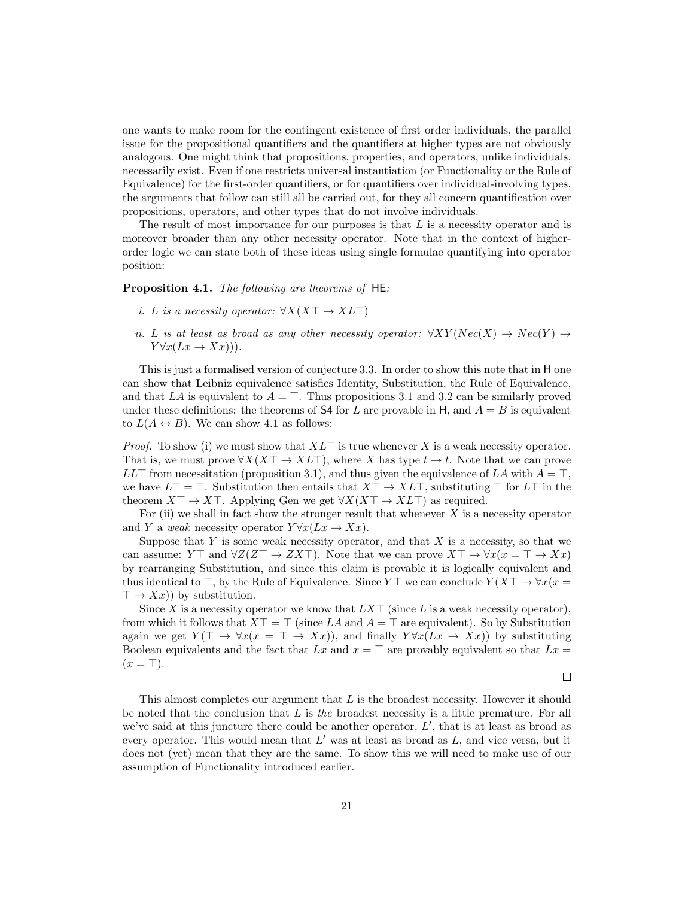one wants to make room for the contingent existence of first order individuals, the parallel issue for the propositional quantifiers and the quantifiers at higher types are not obviously analogous. One might think that propositions, properties, and operators, unlike individuals, necessarily exist. Even if one restricts universal instantiation (or Functionality or the Rule of Equivalence) for the first-order quantifiers, or for quantifiers over individual-involving types, the arguments that follow can still all be carried out, for they all concern quantification over propositions, operators, and other types that do not involve individuals.

The result of most importance for our purposes is that $L$ is a necessity operator and is moreover broader than any other necessity operator. Note that in the context of higher-order logic we can state both of these ideas using single formulae quantifying into operator position:

**Proposition 4.1.** *The following are theorems of* HE*:*

*i. $L$ is a necessity operator:* $\forall X(X\top \rightarrow XL\top)$

*ii. $L$ is at least as broad as any other necessity operator:* $\forall XY(Nec(X) \rightarrow Nec(Y) \rightarrow Y\forall x(Lx \rightarrow Xx)))$.

This is just a formalised version of conjecture 3.3. In order to show this note that in H one can show that Leibniz equivalence satisfies Identity, Substitution, the Rule of Equivalence, and that $LA$ is equivalent to $A = \top$. Thus propositions 3.1 and 3.2 can be similarly proved under these definitions: the theorems of S4 for $L$ are provable in H, and $A = B$ is equivalent to $L(A \leftrightarrow B)$. We can show 4.1 as follows:

*Proof.* To show (i) we must show that $XL\top$ is true whenever $X$ is a weak necessity operator. That is, we must prove $\forall X(X\top \rightarrow XL\top)$, where $X$ has type $t \rightarrow t$. Note that we can prove $LL\top$ from necessitation (proposition 3.1), and thus given the equivalence of $LA$ with $A = \top$, we have $L\top = \top$. Substitution then entails that $X\top \rightarrow XL\top$, substituting $\top$ for $L\top$ in the theorem $X\top \rightarrow X\top$. Applying Gen we get $\forall X(X\top \rightarrow XL\top)$ as required.

For (ii) we shall in fact show the stronger result that whenever $X$ is a necessity operator and $Y$ a *weak* necessity operator $Y\forall x(Lx \rightarrow Xx)$.

Suppose that $Y$ is some weak necessity operator, and that $X$ is a necessity, so that we can assume: $Y\top$ and $\forall Z(Z\top \rightarrow ZX\top)$. Note that we can prove $X\top \rightarrow \forall x(x = \top \rightarrow Xx)$ by rearranging Substitution, and since this claim is provable it is logically equivalent and thus identical to $\top$, by the Rule of Equivalence. Since $Y\top$ we can conclude $Y(X\top \rightarrow \forall x(x = \top \rightarrow Xx))$ by substitution.

Since $X$ is a necessity operator we know that $LX\top$ (since $L$ is a weak necessity operator), from which it follows that $X\top = \top$ (since $LA$ and $A = \top$ are equivalent). So by Substitution again we get $Y(\top \rightarrow \forall x(x = \top \rightarrow Xx))$, and finally $Y\forall x(Lx \rightarrow Xx))$ by substituting Boolean equivalents and the fact that $Lx$ and $x = \top$ are provably equivalent so that $Lx = (x = \top)$.

□

This almost completes our argument that $L$ is the broadest necessity. However it should be noted that the conclusion that $L$ is *the* broadest necessity is a little premature. For all we've said at this juncture there could be another operator, $L'$, that is at least as broad as every operator. This would mean that $L'$ was at least as broad as $L$, and vice versa, but it does not (yet) mean that they are the same. To show this we will need to make use of our assumption of Functionality introduced earlier.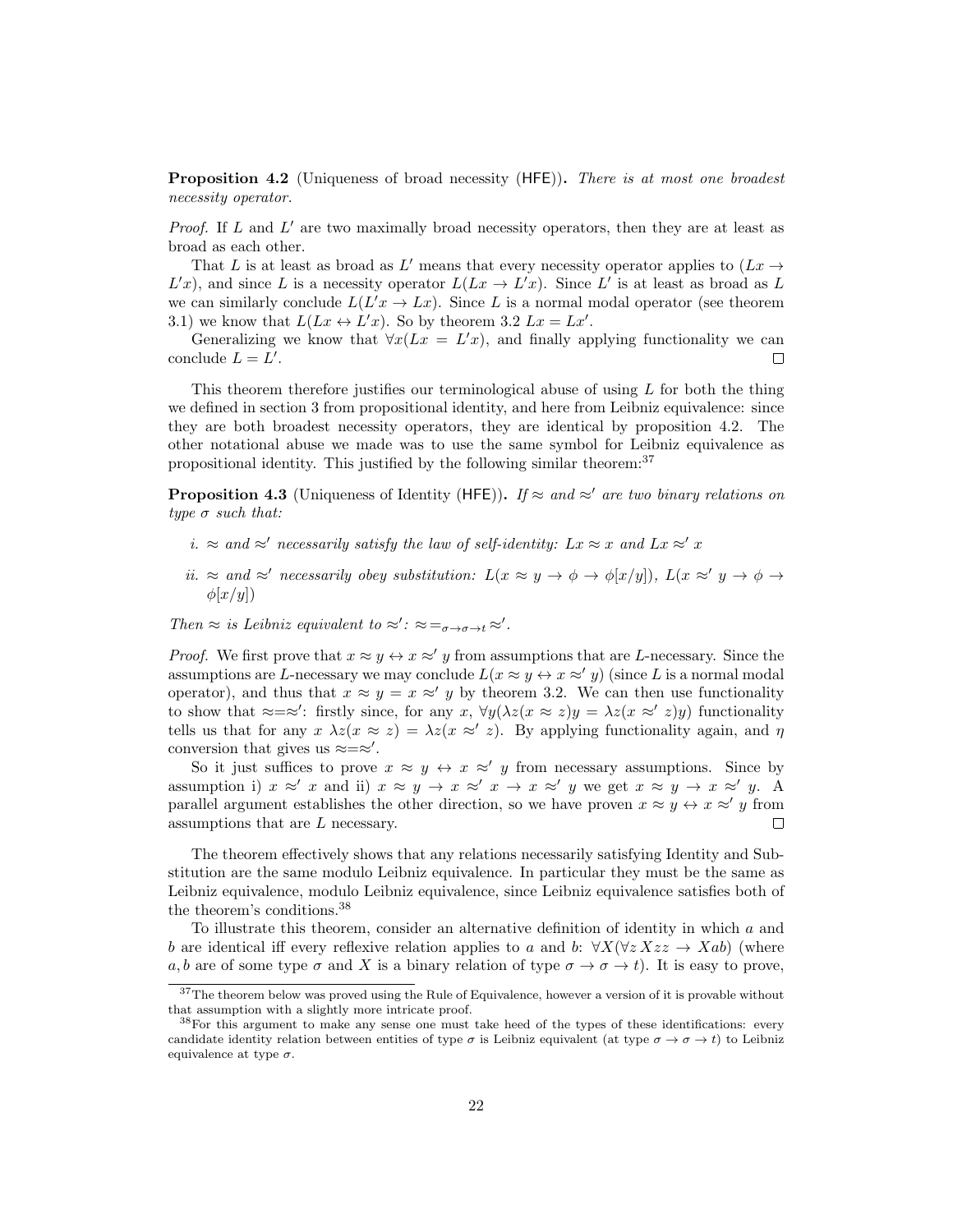**Proposition 4.2** (Uniqueness of broad necessity (HFE))**.** *There is at most one broadest necessity operator.*

*Proof.* If $L$ and $L'$ are two maximally broad necessity operators, then they are at least as broad as each other.

That $L$ is at least as broad as $L'$ means that every necessity operator applies to $(Lx \to L'x)$, and since $L$ is a necessity operator $L(Lx \to L'x)$. Since $L'$ is at least as broad as $L$ we can similarly conclude $L(L'x \to Lx)$. Since $L$ is a normal modal operator (see theorem 3.1) we know that $L(Lx \leftrightarrow L'x)$. So by theorem 3.2 $Lx = Lx'$.

Generalizing we know that $\forall x(Lx = L'x)$, and finally applying functionality we can conclude $L = L'$. $\square$

This theorem therefore justifies our terminological abuse of using $L$ for both the thing we defined in section 3 from propositional identity, and here from Leibniz equivalence: since they are both broadest necessity operators, they are identical by proposition 4.2. The other notational abuse we made was to use the same symbol for Leibniz equivalence as propositional identity. This justified by the following similar theorem:[37]

**Proposition 4.3** (Uniqueness of Identity (HFE))**.** *If $\approx$ and $\approx'$ are two binary relations on type $\sigma$ such that:*

*i. $\approx$ and $\approx'$ necessarily satisfy the law of self-identity: $Lx \approx x$ and $Lx \approx' x$*

*ii. $\approx$ and $\approx'$ necessarily obey substitution: $L(x \approx y \to \phi \to \phi[x/y])$, $L(x \approx' y \to \phi \to \phi[x/y])$*

*Then $\approx$ is Leibniz equivalent to $\approx'$: $\approx =_{\sigma \to \sigma \to t} \approx'$.*

*Proof.* We first prove that $x \approx y \leftrightarrow x \approx' y$ from assumptions that are $L$-necessary. Since the assumptions are $L$-necessary we may conclude $L(x \approx y \leftrightarrow x \approx' y)$ (since $L$ is a normal modal operator), and thus that $x \approx y = x \approx' y$ by theorem 3.2. We can then use functionality to show that $\approx = \approx'$: firstly since, for any $x$, $\forall y(\lambda z(x \approx z)y = \lambda z(x \approx' z)y)$ functionality tells us that for any $x$ $\lambda z(x \approx z) = \lambda z(x \approx' z)$. By applying functionality again, and $\eta$ conversion that gives us $\approx = \approx'$.

So it just suffices to prove $x \approx y \leftrightarrow x \approx' y$ from necessary assumptions. Since by assumption i) $x \approx' x$ and ii) $x \approx y \to x \approx' x \to x \approx' y$ we get $x \approx y \to x \approx' y$. A parallel argument establishes the other direction, so we have proven $x \approx y \leftrightarrow x \approx' y$ from assumptions that are $L$ necessary. $\square$

The theorem effectively shows that any relations necessarily satisfying Identity and Substitution are the same modulo Leibniz equivalence. In particular they must be the same as Leibniz equivalence, modulo Leibniz equivalence, since Leibniz equivalence satisfies both of the theorem's conditions.[38]

To illustrate this theorem, consider an alternative definition of identity in which $a$ and $b$ are identical iff every reflexive relation applies to $a$ and $b$: $\forall X(\forall z\, Xzz \to Xab)$ (where $a, b$ are of some type $\sigma$ and $X$ is a binary relation of type $\sigma \to \sigma \to t$). It is easy to prove,

[37] The theorem below was proved using the Rule of Equivalence, however a version of it is provable without that assumption with a slightly more intricate proof.

[38] For this argument to make any sense one must take heed of the types of these identifications: every candidate identity relation between entities of type $\sigma$ is Leibniz equivalent (at type $\sigma \to \sigma \to t$) to Leibniz equivalence at type $\sigma$.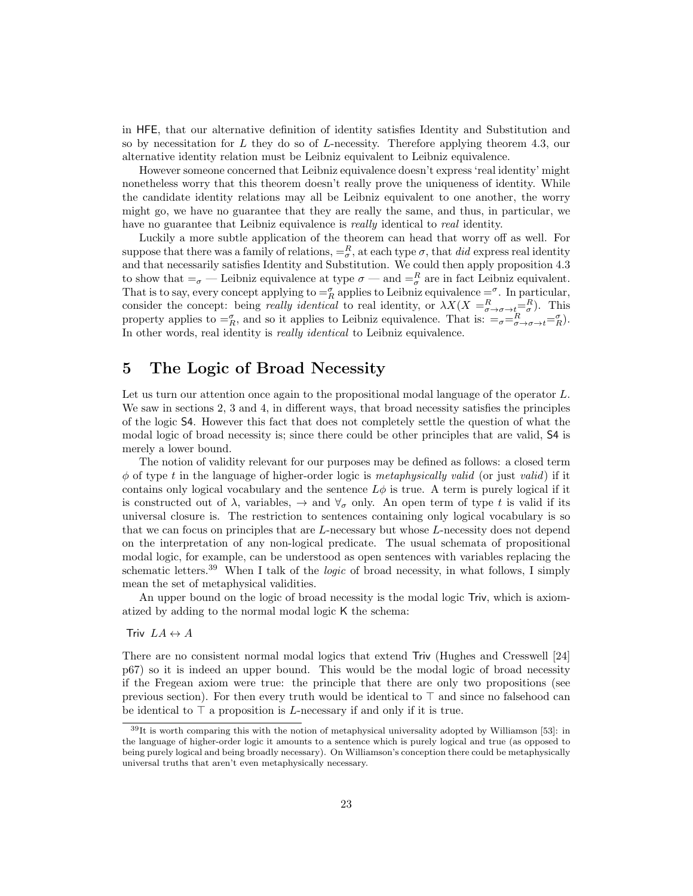in HFE, that our alternative definition of identity satisfies Identity and Substitution and so by necessitation for $L$ they do so of $L$-necessity. Therefore applying theorem 4.3, our alternative identity relation must be Leibniz equivalent to Leibniz equivalence.

However someone concerned that Leibniz equivalence doesn't express 'real identity' might nonetheless worry that this theorem doesn't really prove the uniqueness of identity. While the candidate identity relations may all be Leibniz equivalent to one another, the worry might go, we have no guarantee that they are really the same, and thus, in particular, we have no guarantee that Leibniz equivalence is *really* identical to *real* identity.

Luckily a more subtle application of the theorem can head that worry off as well. For suppose that there was a family of relations, $=^R_\sigma$, at each type $\sigma$, that *did* express real identity and that necessarily satisfies Identity and Substitution. We could then apply proposition 4.3 to show that $=_\sigma$ — Leibniz equivalence at type $\sigma$ — and $=^R_\sigma$ are in fact Leibniz equivalent. That is to say, every concept applying to $=^\sigma_R$ applies to Leibniz equivalence $=^\sigma$. In particular, consider the concept: being *really identical* to real identity, or $\lambda X(X =^R_{\sigma\to\sigma\to t} =^R_\sigma)$. This property applies to $=^\sigma_R$, and so it applies to Leibniz equivalence. That is: $=_\sigma =^R_{\sigma\to\sigma\to t} =^\sigma_R$). In other words, real identity is *really identical* to Leibniz equivalence.

# 5 The Logic of Broad Necessity

Let us turn our attention once again to the propositional modal language of the operator $L$. We saw in sections 2, 3 and 4, in different ways, that broad necessity satisfies the principles of the logic S4. However this fact that does not completely settle the question of what the modal logic of broad necessity is; since there could be other principles that are valid, S4 is merely a lower bound.

The notion of validity relevant for our purposes may be defined as follows: a closed term $\phi$ of type $t$ in the language of higher-order logic is *metaphysically valid* (or just *valid*) if it contains only logical vocabulary and the sentence $L\phi$ is true. A term is purely logical if it is constructed out of $\lambda$, variables, $\to$ and $\forall_\sigma$ only. An open term of type $t$ is valid if its universal closure is. The restriction to sentences containing only logical vocabulary is so that we can focus on principles that are $L$-necessary but whose $L$-necessity does not depend on the interpretation of any non-logical predicate. The usual schemata of propositional modal logic, for example, can be understood as open sentences with variables replacing the schematic letters.[39] When I talk of the *logic* of broad necessity, in what follows, I simply mean the set of metaphysical validities.

An upper bound on the logic of broad necessity is the modal logic Triv, which is axiomatized by adding to the normal modal logic K the schema:

Triv $LA \leftrightarrow A$

There are no consistent normal modal logics that extend Triv (Hughes and Cresswell [24] p67) so it is indeed an upper bound. This would be the modal logic of broad necessity if the Fregean axiom were true: the principle that there are only two propositions (see previous section). For then every truth would be identical to $\top$ and since no falsehood can be identical to $\top$ a proposition is $L$-necessary if and only if it is true.

[39] It is worth comparing this with the notion of metaphysical universality adopted by Williamson [53]: in the language of higher-order logic it amounts to a sentence which is purely logical and true (as opposed to being purely logical and being broadly necessary). On Williamson's conception there could be metaphysically universal truths that aren't even metaphysically necessary.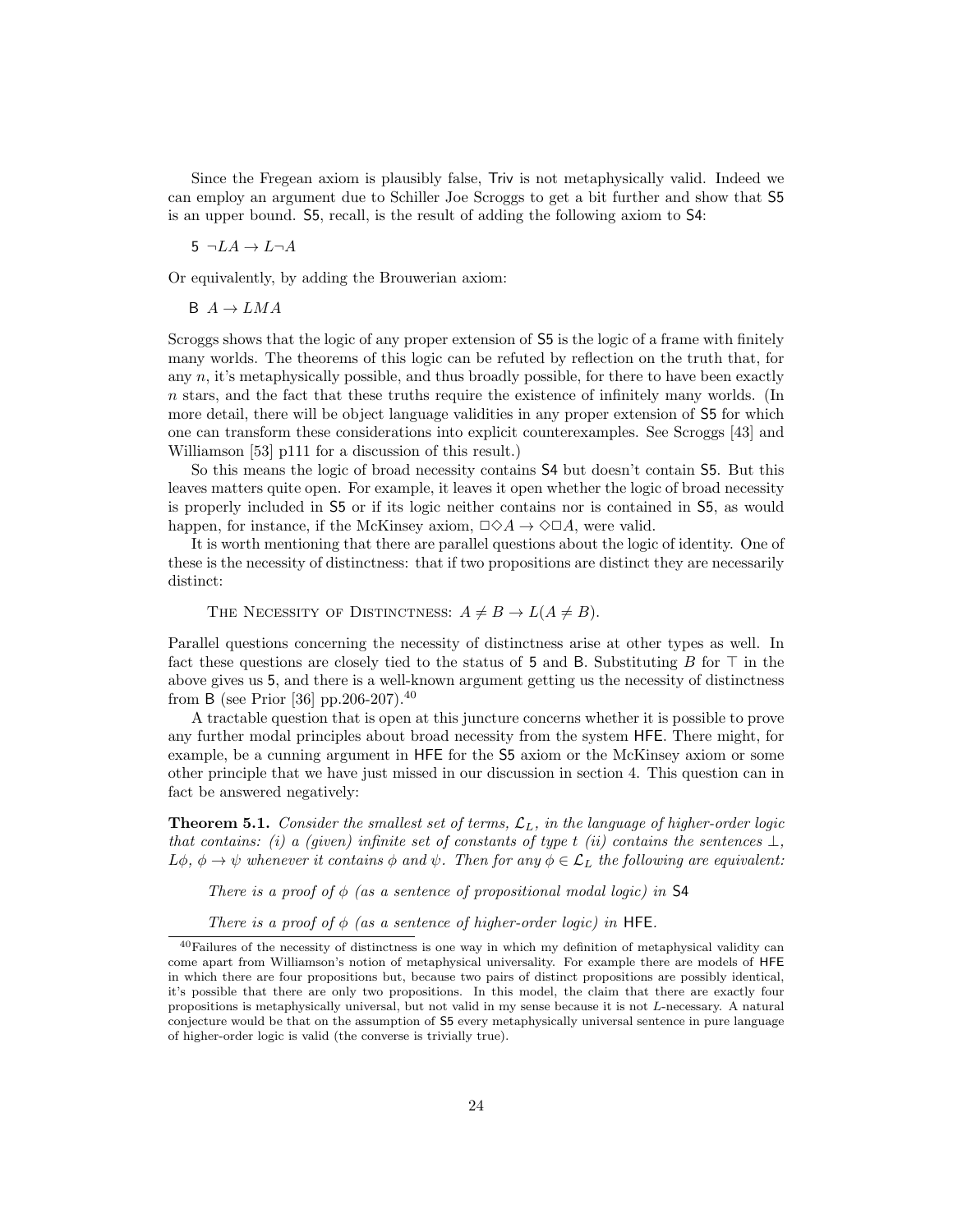Since the Fregean axiom is plausibly false, Triv is not metaphysically valid. Indeed we can employ an argument due to Schiller Joe Scroggs to get a bit further and show that S5 is an upper bound. S5, recall, is the result of adding the following axiom to S4:

5 $\neg LA \rightarrow L\neg A$

Or equivalently, by adding the Brouwerian axiom:

B $A \rightarrow LMA$

Scroggs shows that the logic of any proper extension of S5 is the logic of a frame with finitely many worlds. The theorems of this logic can be refuted by reflection on the truth that, for any $n$, it's metaphysically possible, and thus broadly possible, for there to have been exactly $n$ stars, and the fact that these truths require the existence of infinitely many worlds. (In more detail, there will be object language validities in any proper extension of S5 for which one can transform these considerations into explicit counterexamples. See Scroggs [43] and Williamson [53] p111 for a discussion of this result.)

So this means the logic of broad necessity contains S4 but doesn't contain S5. But this leaves matters quite open. For example, it leaves it open whether the logic of broad necessity is properly included in S5 or if its logic neither contains nor is contained in S5, as would happen, for instance, if the McKinsey axiom, $\Box\Diamond A \rightarrow \Diamond\Box A$, were valid.

It is worth mentioning that there are parallel questions about the logic of identity. One of these is the necessity of distinctness: that if two propositions are distinct they are necessarily distinct:

The Necessity of Distinctness: $A \neq B \rightarrow L(A \neq B)$.

Parallel questions concerning the necessity of distinctness arise at other types as well. In fact these questions are closely tied to the status of 5 and B. Substituting $B$ for $\top$ in the above gives us 5, and there is a well-known argument getting us the necessity of distinctness from B (see Prior [36] pp.206-207).[40]

A tractable question that is open at this juncture concerns whether it is possible to prove any further modal principles about broad necessity from the system HFE. There might, for example, be a cunning argument in HFE for the S5 axiom or the McKinsey axiom or some other principle that we have just missed in our discussion in section 4. This question can in fact be answered negatively:

**Theorem 5.1.** *Consider the smallest set of terms, $\mathcal{L}_L$, in the language of higher-order logic that contains: (i) a (given) infinite set of constants of type $t$ (ii) contains the sentences $\bot$, $L\phi$, $\phi \rightarrow \psi$ whenever it contains $\phi$ and $\psi$. Then for any $\phi \in \mathcal{L}_L$ the following are equivalent:*

*There is a proof of $\phi$ (as a sentence of propositional modal logic) in* S4

*There is a proof of $\phi$ (as a sentence of higher-order logic) in* HFE.

[40] Failures of the necessity of distinctness is one way in which my definition of metaphysical validity can come apart from Williamson's notion of metaphysical universality. For example there are models of HFE in which there are four propositions but, because two pairs of distinct propositions are possibly identical, it's possible that there are only two propositions. In this model, the claim that there are exactly four propositions is metaphysically universal, but not valid in my sense because it is not $L$-necessary. A natural conjecture would be that on the assumption of S5 every metaphysically universal sentence in pure language of higher-order logic is valid (the converse is trivially true).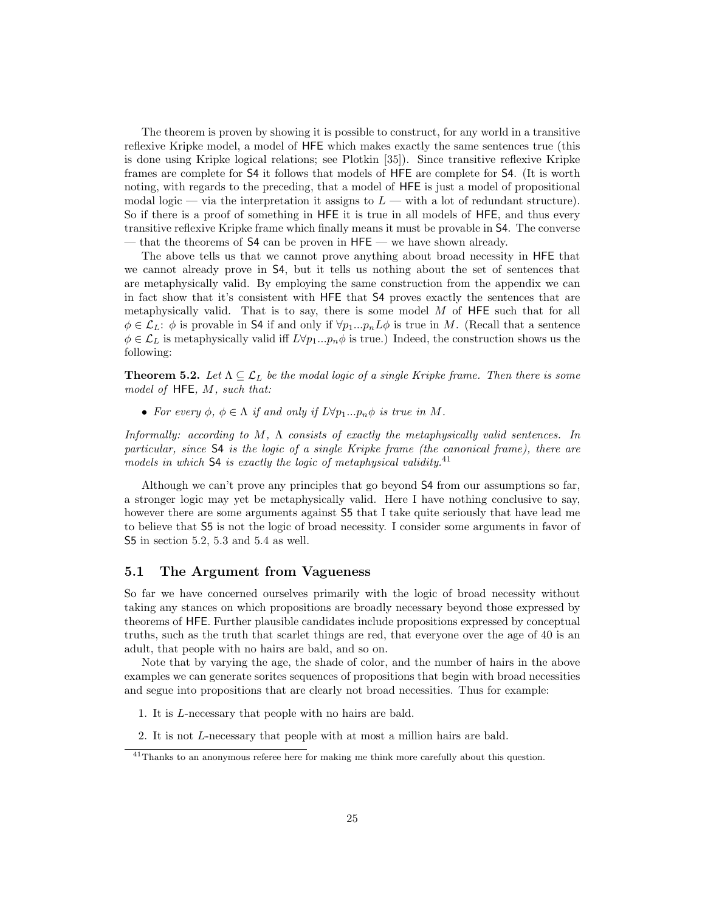The theorem is proven by showing it is possible to construct, for any world in a transitive reflexive Kripke model, a model of HFE which makes exactly the same sentences true (this is done using Kripke logical relations; see Plotkin [35]). Since transitive reflexive Kripke frames are complete for S4 it follows that models of HFE are complete for S4. (It is worth noting, with regards to the preceding, that a model of HFE is just a model of propositional modal logic — via the interpretation it assigns to $L$ — with a lot of redundant structure). So if there is a proof of something in HFE it is true in all models of HFE, and thus every transitive reflexive Kripke frame which finally means it must be provable in S4. The converse — that the theorems of S4 can be proven in HFE — we have shown already.

The above tells us that we cannot prove anything about broad necessity in HFE that we cannot already prove in S4, but it tells us nothing about the set of sentences that are metaphysically valid. By employing the same construction from the appendix we can in fact show that it's consistent with HFE that S4 proves exactly the sentences that are metaphysically valid. That is to say, there is some model $M$ of HFE such that for all $\phi \in \mathcal{L}_L$: $\phi$ is provable in S4 if and only if $\forall p_1...p_n L\phi$ is true in $M$. (Recall that a sentence $\phi \in \mathcal{L}_L$ is metaphysically valid iff $L\forall p_1...p_n\phi$ is true.) Indeed, the construction shows us the following:

**Theorem 5.2.** *Let $\Lambda \subseteq \mathcal{L}_L$ be the modal logic of a single Kripke frame. Then there is some model of* HFE*, $M$, such that:*

- *For every $\phi$, $\phi \in \Lambda$ if and only if $L\forall p_1...p_n\phi$ is true in $M$.*

*Informally: according to $M$, $\Lambda$ consists of exactly the metaphysically valid sentences. In particular, since* S4 *is the logic of a single Kripke frame (the canonical frame), there are models in which* S4 *is exactly the logic of metaphysical validity.*[41]

Although we can't prove any principles that go beyond S4 from our assumptions so far, a stronger logic may yet be metaphysically valid. Here I have nothing conclusive to say, however there are some arguments against S5 that I take quite seriously that have lead me to believe that S5 is not the logic of broad necessity. I consider some arguments in favor of S5 in section 5.2, 5.3 and 5.4 as well.

## 5.1 The Argument from Vagueness

So far we have concerned ourselves primarily with the logic of broad necessity without taking any stances on which propositions are broadly necessary beyond those expressed by theorems of HFE. Further plausible candidates include propositions expressed by conceptual truths, such as the truth that scarlet things are red, that everyone over the age of 40 is an adult, that people with no hairs are bald, and so on.

Note that by varying the age, the shade of color, and the number of hairs in the above examples we can generate sorites sequences of propositions that begin with broad necessities and segue into propositions that are clearly not broad necessities. Thus for example:

1. It is $L$-necessary that people with no hairs are bald.
2. It is not $L$-necessary that people with at most a million hairs are bald.

[41] Thanks to an anonymous referee here for making me think more carefully about this question.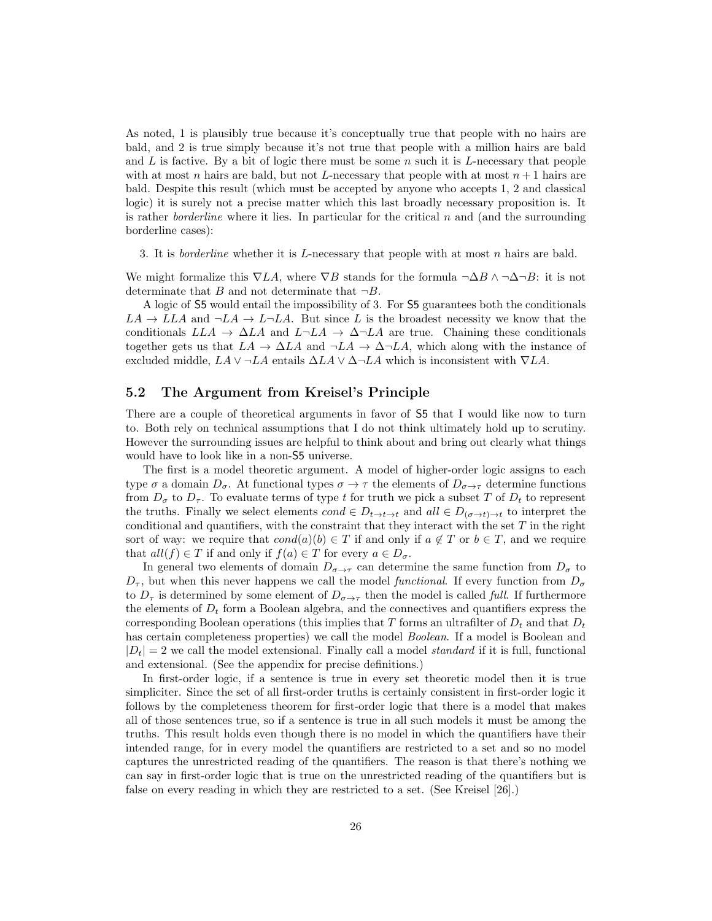As noted, 1 is plausibly true because it's conceptually true that people with no hairs are bald, and 2 is true simply because it's not true that people with a million hairs are bald and $L$ is factive. By a bit of logic there must be some $n$ such it is $L$-necessary that people with at most $n$ hairs are bald, but not $L$-necessary that people with at most $n+1$ hairs are bald. Despite this result (which must be accepted by anyone who accepts 1, 2 and classical logic) it is surely not a precise matter which this last broadly necessary proposition is. It is rather *borderline* where it lies. In particular for the critical $n$ and (and the surrounding borderline cases):

3. It is *borderline* whether it is $L$-necessary that people with at most $n$ hairs are bald.

We might formalize this $\nabla LA$, where $\nabla B$ stands for the formula $\neg\Delta B \wedge \neg\Delta\neg B$: it is not determinate that $B$ and not determinate that $\neg B$.

A logic of S5 would entail the impossibility of 3. For S5 guarantees both the conditionals $LA \rightarrow LLA$ and $\neg LA \rightarrow L\neg LA$. But since $L$ is the broadest necessity we know that the conditionals $LLA \rightarrow \Delta LA$ and $L\neg LA \rightarrow \Delta\neg LA$ are true. Chaining these conditionals together gets us that $LA \rightarrow \Delta LA$ and $\neg LA \rightarrow \Delta\neg LA$, which along with the instance of excluded middle, $LA \vee \neg LA$ entails $\Delta LA \vee \Delta\neg LA$ which is inconsistent with $\nabla LA$.

## 5.2 The Argument from Kreisel's Principle

There are a couple of theoretical arguments in favor of S5 that I would like now to turn to. Both rely on technical assumptions that I do not think ultimately hold up to scrutiny. However the surrounding issues are helpful to think about and bring out clearly what things would have to look like in a non-S5 universe.

The first is a model theoretic argument. A model of higher-order logic assigns to each type $\sigma$ a domain $D_\sigma$. At functional types $\sigma \rightarrow \tau$ the elements of $D_{\sigma\rightarrow\tau}$ determine functions from $D_\sigma$ to $D_\tau$. To evaluate terms of type $t$ for truth we pick a subset $T$ of $D_t$ to represent the truths. Finally we select elements $cond \in D_{t\rightarrow t\rightarrow t}$ and $all \in D_{(\sigma\rightarrow t)\rightarrow t}$ to interpret the conditional and quantifiers, with the constraint that they interact with the set $T$ in the right sort of way: we require that $cond(a)(b) \in T$ if and only if $a \notin T$ or $b \in T$, and we require that $all(f) \in T$ if and only if $f(a) \in T$ for every $a \in D_\sigma$.

In general two elements of domain $D_{\sigma\rightarrow\tau}$ can determine the same function from $D_\sigma$ to $D_\tau$, but when this never happens we call the model *functional*. If every function from $D_\sigma$ to $D_\tau$ is determined by some element of $D_{\sigma\rightarrow\tau}$ then the model is called *full*. If furthermore the elements of $D_t$ form a Boolean algebra, and the connectives and quantifiers express the corresponding Boolean operations (this implies that $T$ forms an ultrafilter of $D_t$ and that $D_t$ has certain completeness properties) we call the model *Boolean*. If a model is Boolean and $|D_t| = 2$ we call the model extensional. Finally call a model *standard* if it is full, functional and extensional. (See the appendix for precise definitions.)

In first-order logic, if a sentence is true in every set theoretic model then it is true simpliciter. Since the set of all first-order truths is certainly consistent in first-order logic it follows by the completeness theorem for first-order logic that there is a model that makes all of those sentences true, so if a sentence is true in all such models it must be among the truths. This result holds even though there is no model in which the quantifiers have their intended range, for in every model the quantifiers are restricted to a set and so no model captures the unrestricted reading of the quantifiers. The reason is that there's nothing we can say in first-order logic that is true on the unrestricted reading of the quantifiers but is false on every reading in which they are restricted to a set. (See Kreisel [26].)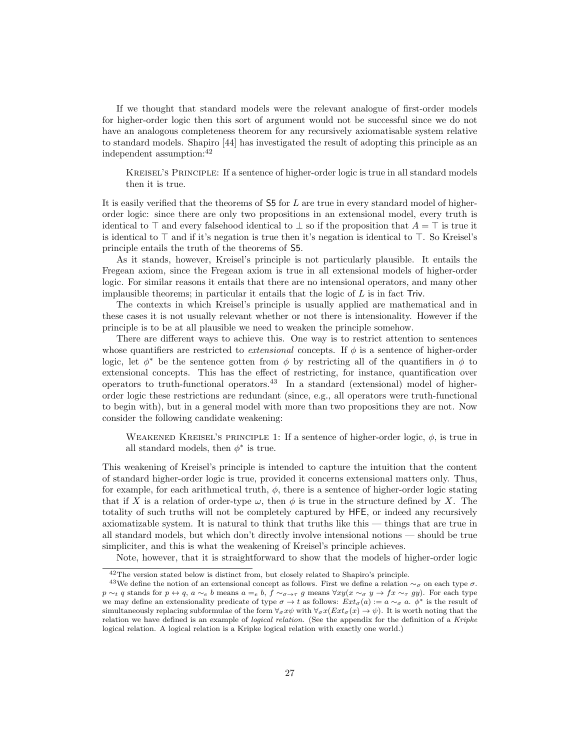If we thought that standard models were the relevant analogue of first-order models for higher-order logic then this sort of argument would not be successful since we do not have an analogous completeness theorem for any recursively axiomatisable system relative to standard models. Shapiro [44] has investigated the result of adopting this principle as an independent assumption:[42]

> Kreisel's Principle: If a sentence of higher-order logic is true in all standard models then it is true.

It is easily verified that the theorems of S5 for $L$ are true in every standard model of higher-order logic: since there are only two propositions in an extensional model, every truth is identical to $\top$ and every falsehood identical to $\bot$ so if the proposition that $A = \top$ is true it is identical to $\top$ and if it's negation is true then it's negation is identical to $\top$. So Kreisel's principle entails the truth of the theorems of S5.

As it stands, however, Kreisel's principle is not particularly plausible. It entails the Fregean axiom, since the Fregean axiom is true in all extensional models of higher-order logic. For similar reasons it entails that there are no intensional operators, and many other implausible theorems; in particular it entails that the logic of $L$ is in fact Triv.

The contexts in which Kreisel's principle is usually applied are mathematical and in these cases it is not usually relevant whether or not there is intensionality. However if the principle is to be at all plausible we need to weaken the principle somehow.

There are different ways to achieve this. One way is to restrict attention to sentences whose quantifiers are restricted to *extensional* concepts. If $\phi$ is a sentence of higher-order logic, let $\phi^*$ be the sentence gotten from $\phi$ by restricting all of the quantifiers in $\phi$ to extensional concepts. This has the effect of restricting, for instance, quantification over operators to truth-functional operators.[43] In a standard (extensional) model of higher-order logic these restrictions are redundant (since, e.g., all operators were truth-functional to begin with), but in a general model with more than two propositions they are not. Now consider the following candidate weakening:

> Weakened Kreisel's principle 1: If a sentence of higher-order logic, $\phi$, is true in all standard models, then $\phi^*$ is true.

This weakening of Kreisel's principle is intended to capture the intuition that the content of standard higher-order logic is true, provided it concerns extensional matters only. Thus, for example, for each arithmetical truth, $\phi$, there is a sentence of higher-order logic stating that if $X$ is a relation of order-type $\omega$, then $\phi$ is true in the structure defined by $X$. The totality of such truths will not be completely captured by HFE, or indeed any recursively axiomatizable system. It is natural to think that truths like this — things that are true in all standard models, but which don't directly involve intensional notions — should be true simpliciter, and this is what the weakening of Kreisel's principle achieves.

Note, however, that it is straightforward to show that the models of higher-order logic

---

[42] The version stated below is distinct from, but closely related to Shapiro's principle.

[43] We define the notion of an extensional concept as follows. First we define a relation $\sim_\sigma$ on each type $\sigma$. $p \sim_t q$ stands for $p \leftrightarrow q$, $a \sim_e b$ means $a =_e b$, $f \sim_{\sigma\to\tau} g$ means $\forall xy(x \sim_\sigma y \to fx \sim_\tau gy)$. For each type we may define an extensionality predicate of type $\sigma \to t$ as follows: $Ext_\sigma(a) := a \sim_\sigma a$. $\phi^*$ is the result of simultaneously replacing subformulae of the form $\forall_\sigma x\psi$ with $\forall_\sigma x(Ext_\sigma(x) \to \psi)$. It is worth noting that the relation we have defined is an example of *logical relation*. (See the appendix for the definition of a *Kripke* logical relation. A logical relation is a Kripke logical relation with exactly one world.)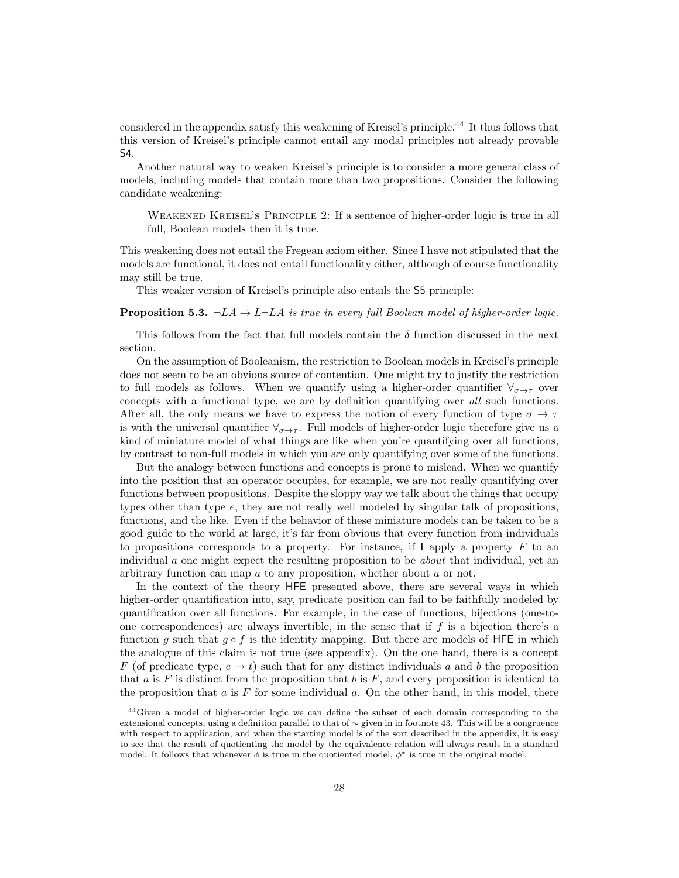considered in the appendix satisfy this weakening of Kreisel's principle.[44] It thus follows that this version of Kreisel's principle cannot entail any modal principles not already provable S4.

Another natural way to weaken Kreisel's principle is to consider a more general class of models, including models that contain more than two propositions. Consider the following candidate weakening:

> Weakened Kreisel's Principle 2: If a sentence of higher-order logic is true in all full, Boolean models then it is true.

This weakening does not entail the Fregean axiom either. Since I have not stipulated that the models are functional, it does not entail functionality either, although of course functionality may still be true.

This weaker version of Kreisel's principle also entails the S5 principle:

**Proposition 5.3.** *$\neg LA \to L\neg LA$ is true in every full Boolean model of higher-order logic.*

This follows from the fact that full models contain the $\delta$ function discussed in the next section.

On the assumption of Booleanism, the restriction to Boolean models in Kreisel's principle does not seem to be an obvious source of contention. One might try to justify the restriction to full models as follows. When we quantify using a higher-order quantifier $\forall_{\sigma\to\tau}$ over concepts with a functional type, we are by definition quantifying over *all* such functions. After all, the only means we have to express the notion of every function of type $\sigma \to \tau$ is with the universal quantifier $\forall_{\sigma\to\tau}$. Full models of higher-order logic therefore give us a kind of miniature model of what things are like when you're quantifying over all functions, by contrast to non-full models in which you are only quantifying over some of the functions.

But the analogy between functions and concepts is prone to mislead. When we quantify into the position that an operator occupies, for example, we are not really quantifying over functions between propositions. Despite the sloppy way we talk about the things that occupy types other than type $e$, they are not really well modeled by singular talk of propositions, functions, and the like. Even if the behavior of these miniature models can be taken to be a good guide to the world at large, it's far from obvious that every function from individuals to propositions corresponds to a property. For instance, if I apply a property $F$ to an individual $a$ one might expect the resulting proposition to be *about* that individual, yet an arbitrary function can map $a$ to any proposition, whether about $a$ or not.

In the context of the theory HFE presented above, there are several ways in which higher-order quantification into, say, predicate position can fail to be faithfully modeled by quantification over all functions. For example, in the case of functions, bijections (one-to-one correspondences) are always invertible, in the sense that if $f$ is a bijection there's a function $g$ such that $g \circ f$ is the identity mapping. But there are models of HFE in which the analogue of this claim is not true (see appendix). On the one hand, there is a concept $F$ (of predicate type, $e \to t$) such that for any distinct individuals $a$ and $b$ the proposition that $a$ is $F$ is distinct from the proposition that $b$ is $F$, and every proposition is identical to the proposition that $a$ is $F$ for some individual $a$. On the other hand, in this model, there

[44] Given a model of higher-order logic we can define the subset of each domain corresponding to the extensional concepts, using a definition parallel to that of $\sim$ given in in footnote 43. This will be a congruence with respect to application, and when the starting model is of the sort described in the appendix, it is easy to see that the result of quotienting the model by the equivalence relation will always result in a standard model. It follows that whenever $\phi$ is true in the quotiented model, $\phi^*$ is true in the original model.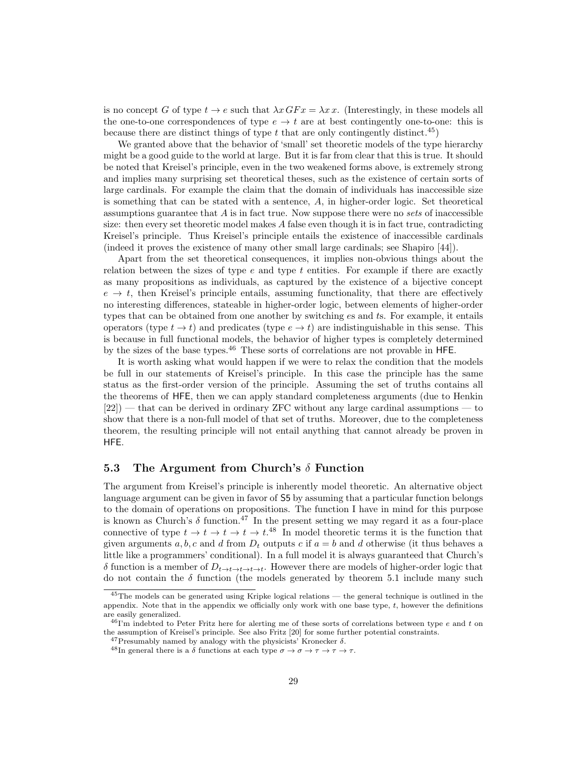is no concept $G$ of type $t \to e$ such that $\lambda x\, GFx = \lambda x\, x$. (Interestingly, in these models all the one-to-one correspondences of type $e \to t$ are at best contingently one-to-one: this is because there are distinct things of type $t$ that are only contingently distinct.[45])

We granted above that the behavior of 'small' set theoretic models of the type hierarchy might be a good guide to the world at large. But it is far from clear that this is true. It should be noted that Kreisel's principle, even in the two weakened forms above, is extremely strong and implies many surprising set theoretical theses, such as the existence of certain sorts of large cardinals. For example the claim that the domain of individuals has inaccessible size is something that can be stated with a sentence, $A$, in higher-order logic. Set theoretical assumptions guarantee that $A$ is in fact true. Now suppose there were no *sets* of inaccessible size: then every set theoretic model makes $A$ false even though it is in fact true, contradicting Kreisel's principle. Thus Kreisel's principle entails the existence of inaccessible cardinals (indeed it proves the existence of many other small large cardinals; see Shapiro [44]).

Apart from the set theoretical consequences, it implies non-obvious things about the relation between the sizes of type $e$ and type $t$ entities. For example if there are exactly as many propositions as individuals, as captured by the existence of a bijective concept $e \to t$, then Kreisel's principle entails, assuming functionality, that there are effectively no interesting differences, stateable in higher-order logic, between elements of higher-order types that can be obtained from one another by switching $e$s and $t$s. For example, it entails operators (type $t \to t$) and predicates (type $e \to t$) are indistinguishable in this sense. This is because in full functional models, the behavior of higher types is completely determined by the sizes of the base types.[46] These sorts of correlations are not provable in HFE.

It is worth asking what would happen if we were to relax the condition that the models be full in our statements of Kreisel's principle. In this case the principle has the same status as the first-order version of the principle. Assuming the set of truths contains all the theorems of HFE, then we can apply standard completeness arguments (due to Henkin [22]) — that can be derived in ordinary ZFC without any large cardinal assumptions — to show that there is a non-full model of that set of truths. Moreover, due to the completeness theorem, the resulting principle will not entail anything that cannot already be proven in HFE.

### 5.3 The Argument from Church's $\delta$ Function

The argument from Kreisel's principle is inherently model theoretic. An alternative object language argument can be given in favor of S5 by assuming that a particular function belongs to the domain of operations on propositions. The function I have in mind for this purpose is known as Church's $\delta$ function.[47] In the present setting we may regard it as a four-place connective of type $t \to t \to t \to t \to t$.[48] In model theoretic terms it is the function that given arguments $a, b, c$ and $d$ from $D_t$ outputs $c$ if $a = b$ and $d$ otherwise (it thus behaves a little like a programmers' conditional). In a full model it is always guaranteed that Church's $\delta$ function is a member of $D_{t\to t\to t\to t\to t}$. However there are models of higher-order logic that do not contain the $\delta$ function (the models generated by theorem 5.1 include many such

[45] The models can be generated using Kripke logical relations — the general technique is outlined in the appendix. Note that in the appendix we officially only work with one base type, $t$, however the definitions are easily generalized.

[46] I'm indebted to Peter Fritz here for alerting me of these sorts of correlations between type $e$ and $t$ on the assumption of Kreisel's principle. See also Fritz [20] for some further potential constraints.

[47] Presumably named by analogy with the physicists' Kronecker $\delta$.

[48] In general there is a $\delta$ functions at each type $\sigma \to \sigma \to \tau \to \tau \to \tau$.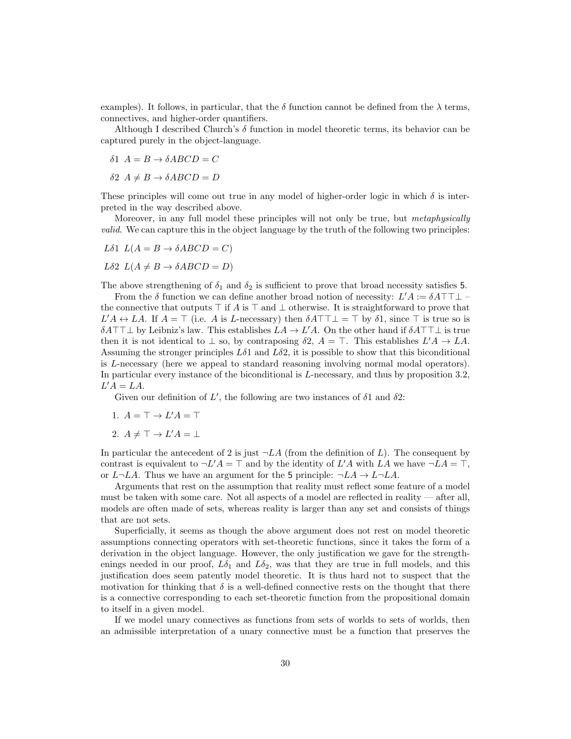examples). It follows, in particular, that the $\delta$ function cannot be defined from the $\lambda$ terms, connectives, and higher-order quantifiers.

Although I described Church's $\delta$ function in model theoretic terms, its behavior can be captured purely in the object-language.

$\delta 1$ $A = B \rightarrow \delta ABCD = C$

$\delta 2$ $A \neq B \rightarrow \delta ABCD = D$

These principles will come out true in any model of higher-order logic in which $\delta$ is interpreted in the way described above.

Moreover, in any full model these principles will not only be true, but *metaphysically valid*. We can capture this in the object language by the truth of the following two principles:

$L\delta 1$ $L(A = B \rightarrow \delta ABCD = C)$

$L\delta 2$ $L(A \neq B \rightarrow \delta ABCD = D)$

The above strengthening of $\delta_1$ and $\delta_2$ is sufficient to prove that broad necessity satisfies 5.

From the $\delta$ function we can define another broad notion of necessity: $L'A := \delta A\top\top\bot$ – the connective that outputs $\top$ if $A$ is $\top$ and $\bot$ otherwise. It is straightforward to prove that $L'A \leftrightarrow LA$. If $A = \top$ (i.e. $A$ is $L$-necessary) then $\delta A\top\top\bot = \top$ by $\delta 1$, since $\top$ is true so is $\delta A\top\top\bot$ by Leibniz's law. This establishes $LA \rightarrow L'A$. On the other hand if $\delta A\top\top\bot$ is true then it is not identical to $\bot$ so, by contraposing $\delta 2$, $A = \top$. This establishes $L'A \rightarrow LA$. Assuming the stronger principles $L\delta 1$ and $L\delta 2$, it is possible to show that this biconditional is $L$-necessary (here we appeal to standard reasoning involving normal modal operators). In particular every instance of the biconditional is $L$-necessary, and thus by proposition 3.2, $L'A = LA$.

Given our definition of $L'$, the following are two instances of $\delta 1$ and $\delta 2$:

1. $A = \top \rightarrow L'A = \top$
2. $A \neq \top \rightarrow L'A = \bot$

In particular the antecedent of 2 is just $\neg LA$ (from the definition of $L$). The consequent by contrast is equivalent to $\neg L'A = \top$ and by the identity of $L'A$ with $LA$ we have $\neg LA = \top$, or $L\neg LA$. Thus we have an argument for the 5 principle: $\neg LA \rightarrow L\neg LA$.

Arguments that rest on the assumption that reality must reflect some feature of a model must be taken with some care. Not all aspects of a model are reflected in reality — after all, models are often made of sets, whereas reality is larger than any set and consists of things that are not sets.

Superficially, it seems as though the above argument does not rest on model theoretic assumptions connecting operators with set-theoretic functions, since it takes the form of a derivation in the object language. However, the only justification we gave for the strengthenings needed in our proof, $L\delta_1$ and $L\delta_2$, was that they are true in full models, and this justification does seem patently model theoretic. It is thus hard not to suspect that the motivation for thinking that $\delta$ is a well-defined connective rests on the thought that there is a connective corresponding to each set-theoretic function from the propositional domain to itself in a given model.

If we model unary connectives as functions from sets of worlds to sets of worlds, then an admissible interpretation of a unary connective must be a function that preserves the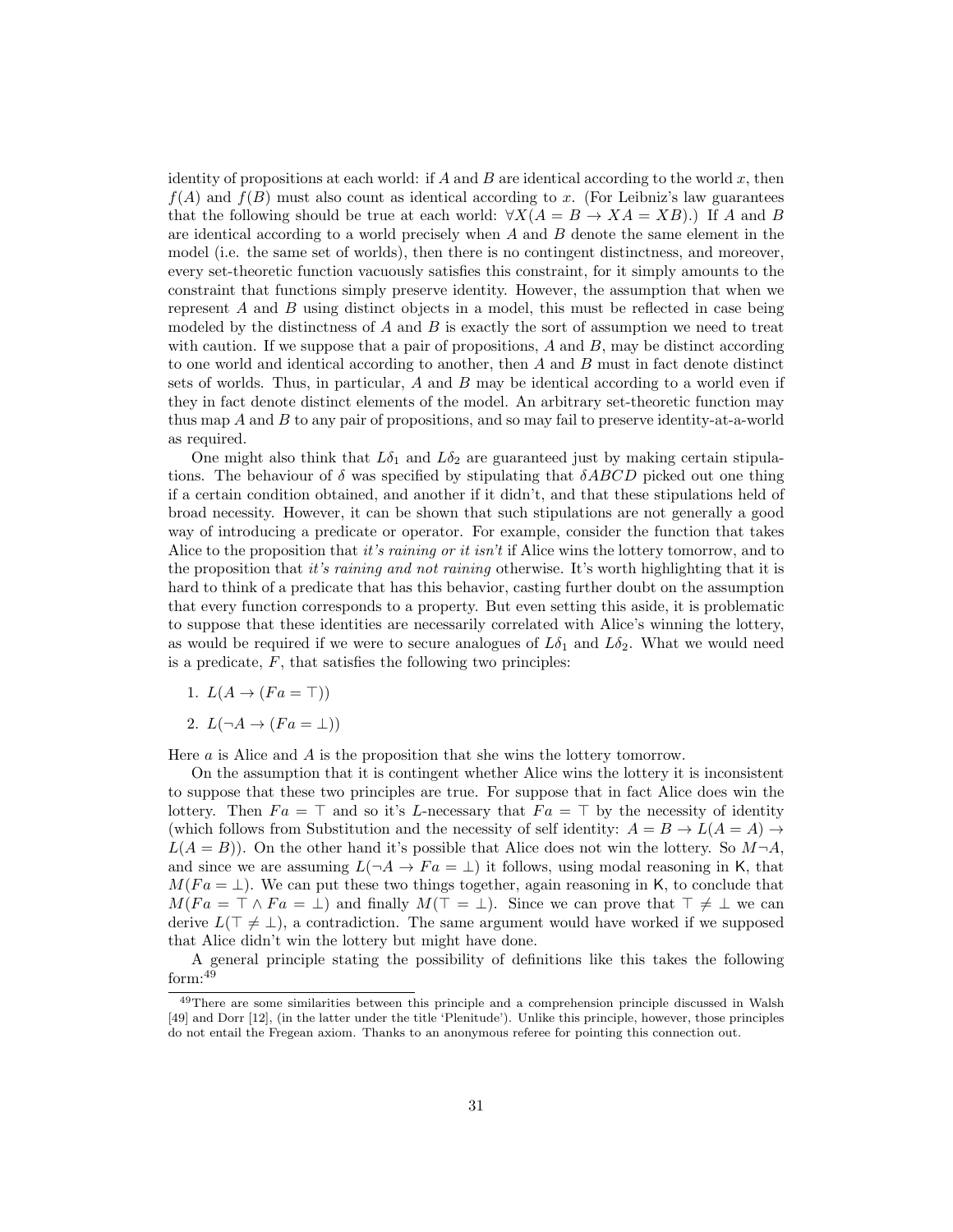identity of propositions at each world: if $A$ and $B$ are identical according to the world $x$, then $f(A)$ and $f(B)$ must also count as identical according to $x$. (For Leibniz's law guarantees that the following should be true at each world: $\forall X(A = B \to XA = XB)$.) If $A$ and $B$ are identical according to a world precisely when $A$ and $B$ denote the same element in the model (i.e. the same set of worlds), then there is no contingent distinctness, and moreover, every set-theoretic function vacuously satisfies this constraint, for it simply amounts to the constraint that functions simply preserve identity. However, the assumption that when we represent $A$ and $B$ using distinct objects in a model, this must be reflected in case being modeled by the distinctness of $A$ and $B$ is exactly the sort of assumption we need to treat with caution. If we suppose that a pair of propositions, $A$ and $B$, may be distinct according to one world and identical according to another, then $A$ and $B$ must in fact denote distinct sets of worlds. Thus, in particular, $A$ and $B$ may be identical according to a world even if they in fact denote distinct elements of the model. An arbitrary set-theoretic function may thus map $A$ and $B$ to any pair of propositions, and so may fail to preserve identity-at-a-world as required.

One might also think that $L\delta_1$ and $L\delta_2$ are guaranteed just by making certain stipulations. The behaviour of $\delta$ was specified by stipulating that $\delta ABCD$ picked out one thing if a certain condition obtained, and another if it didn't, and that these stipulations held of broad necessity. However, it can be shown that such stipulations are not generally a good way of introducing a predicate or operator. For example, consider the function that takes Alice to the proposition that *it's raining or it isn't* if Alice wins the lottery tomorrow, and to the proposition that *it's raining and not raining* otherwise. It's worth highlighting that it is hard to think of a predicate that has this behavior, casting further doubt on the assumption that every function corresponds to a property. But even setting this aside, it is problematic to suppose that these identities are necessarily correlated with Alice's winning the lottery, as would be required if we were to secure analogues of $L\delta_1$ and $L\delta_2$. What we would need is a predicate, $F$, that satisfies the following two principles:

1. $L(A \to (Fa = \top))$
2. $L(\neg A \to (Fa = \bot))$

Here $a$ is Alice and $A$ is the proposition that she wins the lottery tomorrow.

On the assumption that it is contingent whether Alice wins the lottery it is inconsistent to suppose that these two principles are true. For suppose that in fact Alice does win the lottery. Then $Fa = \top$ and so it's $L$-necessary that $Fa = \top$ by the necessity of identity (which follows from Substitution and the necessity of self identity: $A = B \to L(A = A) \to L(A = B)$). On the other hand it's possible that Alice does not win the lottery. So $M\neg A$, and since we are assuming $L(\neg A \to Fa = \bot)$ it follows, using modal reasoning in $\mathsf{K}$, that $M(Fa = \bot)$. We can put these two things together, again reasoning in $\mathsf{K}$, to conclude that $M(Fa = \top \wedge Fa = \bot)$ and finally $M(\top = \bot)$. Since we can prove that $\top \neq \bot$ we can derive $L(\top \neq \bot)$, a contradiction. The same argument would have worked if we supposed that Alice didn't win the lottery but might have done.

A general principle stating the possibility of definitions like this takes the following form:[49]

[49] There are some similarities between this principle and a comprehension principle discussed in Walsh [49] and Dorr [12], (in the latter under the title 'Plenitude'). Unlike this principle, however, those principles do not entail the Fregean axiom. Thanks to an anonymous referee for pointing this connection out.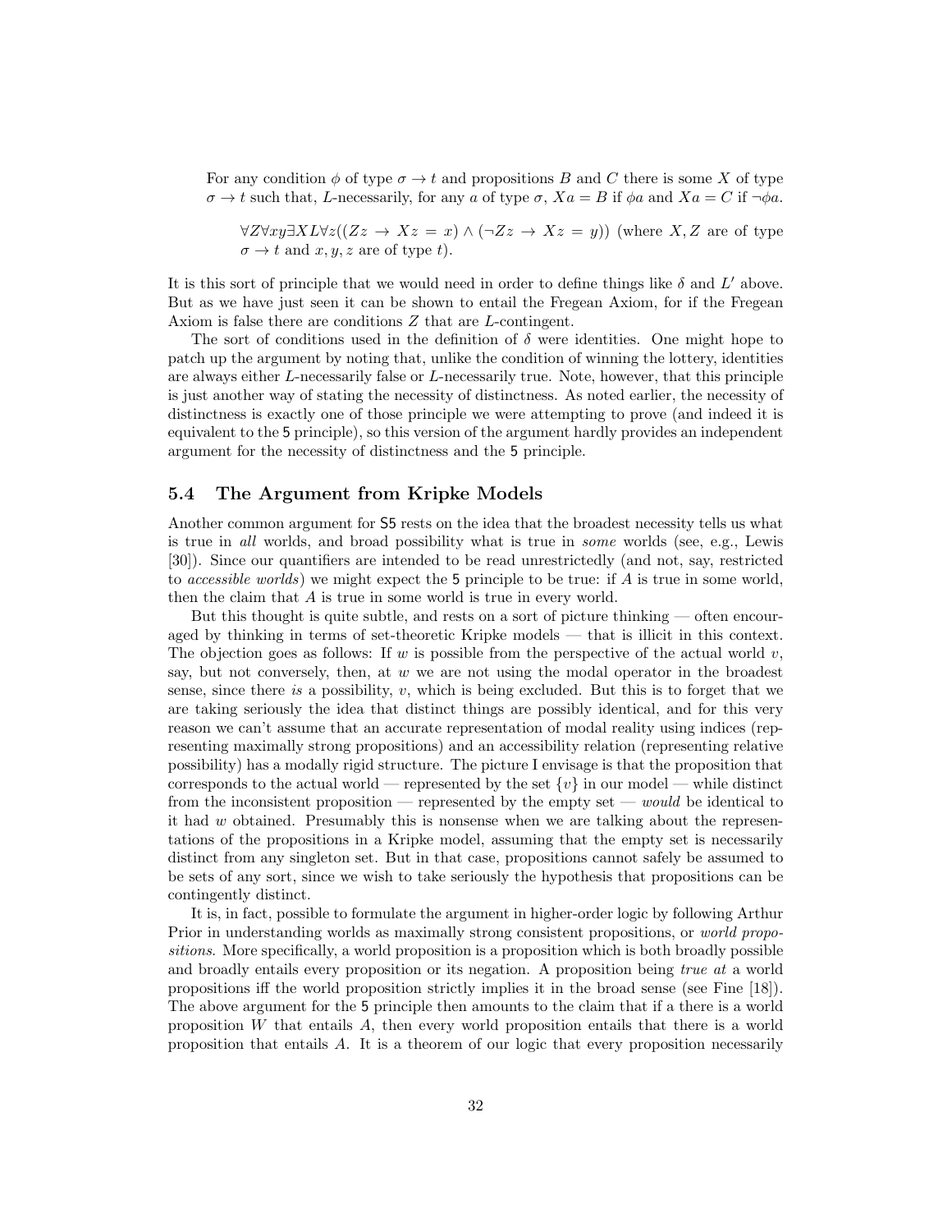> For any condition $\phi$ of type $\sigma \to t$ and propositions $B$ and $C$ there is some $X$ of type $\sigma \to t$ such that, $L$-necessarily, for any $a$ of type $\sigma$, $Xa = B$ if $\phi a$ and $Xa = C$ if $\neg\phi a$.
>
> > $\forall Z \forall xy \exists X L \forall z((Zz \to Xz = x) \wedge (\neg Zz \to Xz = y))$ (where $X, Z$ are of type $\sigma \to t$ and $x, y, z$ are of type $t$).

It is this sort of principle that we would need in order to define things like $\delta$ and $L'$ above. But as we have just seen it can be shown to entail the Fregean Axiom, for if the Fregean Axiom is false there are conditions $Z$ that are $L$-contingent.

The sort of conditions used in the definition of $\delta$ were identities. One might hope to patch up the argument by noting that, unlike the condition of winning the lottery, identities are always either $L$-necessarily false or $L$-necessarily true. Note, however, that this principle is just another way of stating the necessity of distinctness. As noted earlier, the necessity of distinctness is exactly one of those principle we were attempting to prove (and indeed it is equivalent to the 5 principle), so this version of the argument hardly provides an independent argument for the necessity of distinctness and the 5 principle.

## 5.4 The Argument from Kripke Models

Another common argument for S5 rests on the idea that the broadest necessity tells us what is true in *all* worlds, and broad possibility what is true in *some* worlds (see, e.g., Lewis [30]). Since our quantifiers are intended to be read unrestrictedly (and not, say, restricted to *accessible worlds*) we might expect the 5 principle to be true: if $A$ is true in some world, then the claim that $A$ is true in some world is true in every world.

But this thought is quite subtle, and rests on a sort of picture thinking — often encouraged by thinking in terms of set-theoretic Kripke models — that is illicit in this context. The objection goes as follows: If $w$ is possible from the perspective of the actual world $v$, say, but not conversely, then, at $w$ we are not using the modal operator in the broadest sense, since there *is* a possibility, $v$, which is being excluded. But this is to forget that we are taking seriously the idea that distinct things are possibly identical, and for this very reason we can't assume that an accurate representation of modal reality using indices (representing maximally strong propositions) and an accessibility relation (representing relative possibility) has a modally rigid structure. The picture I envisage is that the proposition that corresponds to the actual world — represented by the set $\{v\}$ in our model — while distinct from the inconsistent proposition — represented by the empty set — *would* be identical to it had $w$ obtained. Presumably this is nonsense when we are talking about the representations of the propositions in a Kripke model, assuming that the empty set is necessarily distinct from any singleton set. But in that case, propositions cannot safely be assumed to be sets of any sort, since we wish to take seriously the hypothesis that propositions can be contingently distinct.

It is, in fact, possible to formulate the argument in higher-order logic by following Arthur Prior in understanding worlds as maximally strong consistent propositions, or *world propositions*. More specifically, a world proposition is a proposition which is both broadly possible and broadly entails every proposition or its negation. A proposition being *true at* a world propositions iff the world proposition strictly implies it in the broad sense (see Fine [18]). The above argument for the 5 principle then amounts to the claim that if a there is a world proposition $W$ that entails $A$, then every world proposition entails that there is a world proposition that entails $A$. It is a theorem of our logic that every proposition necessarily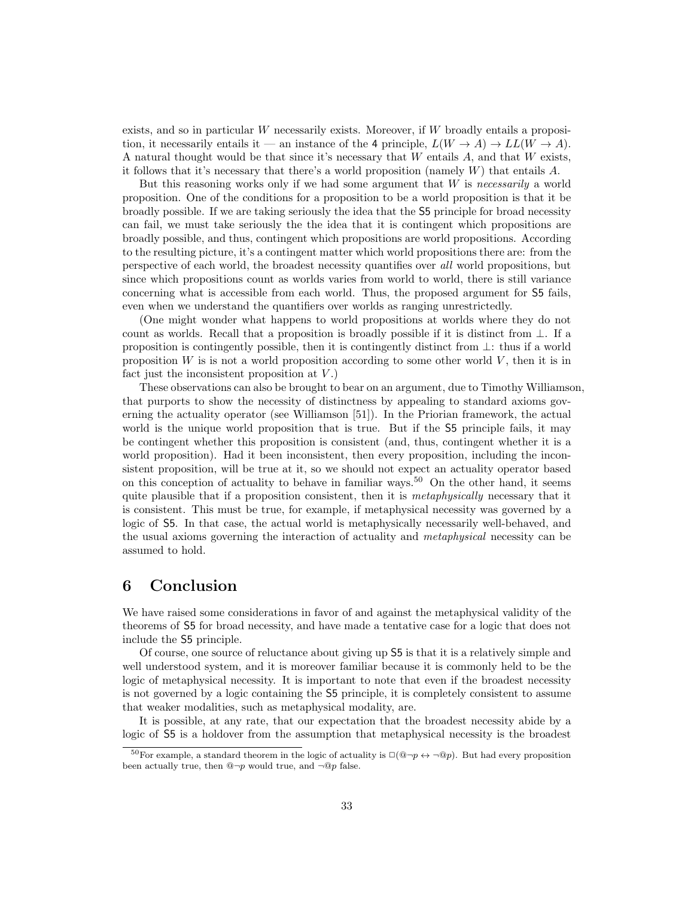exists, and so in particular $W$ necessarily exists. Moreover, if $W$ broadly entails a proposition, it necessarily entails it — an instance of the 4 principle, $L(W \to A) \to LL(W \to A)$. A natural thought would be that since it's necessary that $W$ entails $A$, and that $W$ exists, it follows that it's necessary that there's a world proposition (namely $W$) that entails $A$.

But this reasoning works only if we had some argument that $W$ is *necessarily* a world proposition. One of the conditions for a proposition to be a world proposition is that it be broadly possible. If we are taking seriously the idea that the S5 principle for broad necessity can fail, we must take seriously the the idea that it is contingent which propositions are broadly possible, and thus, contingent which propositions are world propositions. According to the resulting picture, it's a contingent matter which world propositions there are: from the perspective of each world, the broadest necessity quantifies over *all* world propositions, but since which propositions count as worlds varies from world to world, there is still variance concerning what is accessible from each world. Thus, the proposed argument for S5 fails, even when we understand the quantifiers over worlds as ranging unrestrictedly.

(One might wonder what happens to world propositions at worlds where they do not count as worlds. Recall that a proposition is broadly possible if it is distinct from $\bot$. If a proposition is contingently possible, then it is contingently distinct from $\bot$: thus if a world proposition $W$ is is not a world proposition according to some other world $V$, then it is in fact just the inconsistent proposition at $V$.)

These observations can also be brought to bear on an argument, due to Timothy Williamson, that purports to show the necessity of distinctness by appealing to standard axioms governing the actuality operator (see Williamson [51]). In the Priorian framework, the actual world is the unique world proposition that is true. But if the S5 principle fails, it may be contingent whether this proposition is consistent (and, thus, contingent whether it is a world proposition). Had it been inconsistent, then every proposition, including the inconsistent proposition, will be true at it, so we should not expect an actuality operator based on this conception of actuality to behave in familiar ways.[50] On the other hand, it seems quite plausible that if a proposition consistent, then it is *metaphysically* necessary that it is consistent. This must be true, for example, if metaphysical necessity was governed by a logic of S5. In that case, the actual world is metaphysically necessarily well-behaved, and the usual axioms governing the interaction of actuality and *metaphysical* necessity can be assumed to hold.

# 6 Conclusion

We have raised some considerations in favor of and against the metaphysical validity of the theorems of S5 for broad necessity, and have made a tentative case for a logic that does not include the S5 principle.

Of course, one source of reluctance about giving up S5 is that it is a relatively simple and well understood system, and it is moreover familiar because it is commonly held to be the logic of metaphysical necessity. It is important to note that even if the broadest necessity is not governed by a logic containing the S5 principle, it is completely consistent to assume that weaker modalities, such as metaphysical modality, are.

It is possible, at any rate, that our expectation that the broadest necessity abide by a logic of S5 is a holdover from the assumption that metaphysical necessity is the broadest

[50] For example, a standard theorem in the logic of actuality is $\Box(@\neg p \leftrightarrow \neg @p)$. But had every proposition been actually true, then $@\neg p$ would true, and $\neg @p$ false.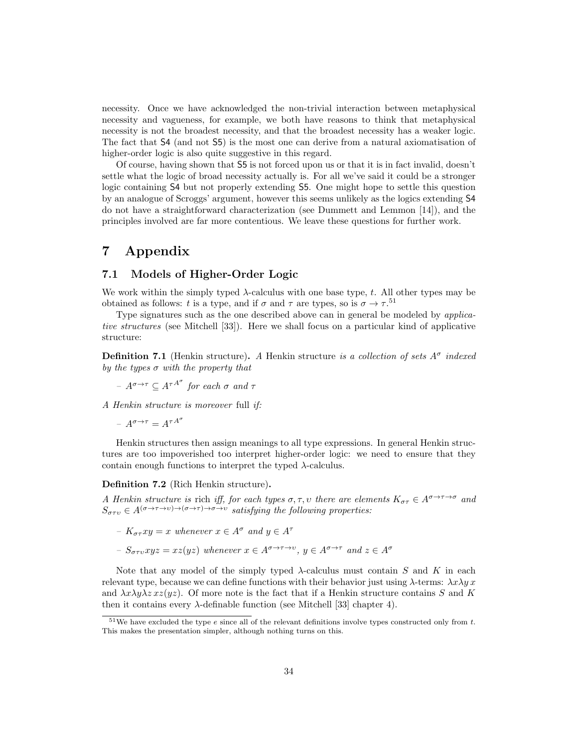necessity. Once we have acknowledged the non-trivial interaction between metaphysical necessity and vagueness, for example, we both have reasons to think that metaphysical necessity is not the broadest necessity, and that the broadest necessity has a weaker logic. The fact that S4 (and not S5) is the most one can derive from a natural axiomatisation of higher-order logic is also quite suggestive in this regard.

Of course, having shown that S5 is not forced upon us or that it is in fact invalid, doesn't settle what the logic of broad necessity actually is. For all we've said it could be a stronger logic containing S4 but not properly extending S5. One might hope to settle this question by an analogue of Scroggs' argument, however this seems unlikely as the logics extending S4 do not have a straightforward characterization (see Dummett and Lemmon [14]), and the principles involved are far more contentious. We leave these questions for further work.

# 7 Appendix

## 7.1 Models of Higher-Order Logic

We work within the simply typed $\lambda$-calculus with one base type, $t$. All other types may be obtained as follows: $t$ is a type, and if $\sigma$ and $\tau$ are types, so is $\sigma \to \tau$.[51]

Type signatures such as the one described above can in general be modeled by *applicative structures* (see Mitchell [33]). Here we shall focus on a particular kind of applicative structure:

**Definition 7.1** (Henkin structure)**.** *A* Henkin structure *is a collection of sets $A^\sigma$ indexed by the types $\sigma$ with the property that*

- $A^{\sigma\to\tau} \subseteq {A^\tau}^{A^\sigma}$ *for each $\sigma$ and $\tau$*

*A Henkin structure is moreover* full *if:*

- $A^{\sigma\to\tau} = {A^\tau}^{A^\sigma}$

Henkin structures then assign meanings to all type expressions. In general Henkin structures are too impoverished too interpret higher-order logic: we need to ensure that they contain enough functions to interpret the typed $\lambda$-calculus.

**Definition 7.2** (Rich Henkin structure)**.**

*A Henkin structure is* rich *iff, for each types $\sigma, \tau, \upsilon$ there are elements $K_{\sigma\tau} \in A^{\sigma\to\tau\to\sigma}$ and $S_{\sigma\tau\upsilon} \in A^{(\sigma\to\tau\to\upsilon)\to(\sigma\to\tau)\to\sigma\to\upsilon}$ satisfying the following properties:*

- $K_{\sigma\tau}xy = x$ *whenever $x \in A^\sigma$ and $y \in A^\tau$*
- $S_{\sigma\tau\upsilon}xyz = xz(yz)$ *whenever $x \in A^{\sigma\to\tau\to\upsilon}$, $y \in A^{\sigma\to\tau}$ and $z \in A^\sigma$*

Note that any model of the simply typed $\lambda$-calculus must contain $S$ and $K$ in each relevant type, because we can define functions with their behavior just using $\lambda$-terms: $\lambda x \lambda y\, x$ and $\lambda x \lambda y \lambda z\, xz(yz)$. Of more note is the fact that if a Henkin structure contains $S$ and $K$ then it contains every $\lambda$-definable function (see Mitchell [33] chapter 4).

[51] We have excluded the type $e$ since all of the relevant definitions involve types constructed only from $t$. This makes the presentation simpler, although nothing turns on this.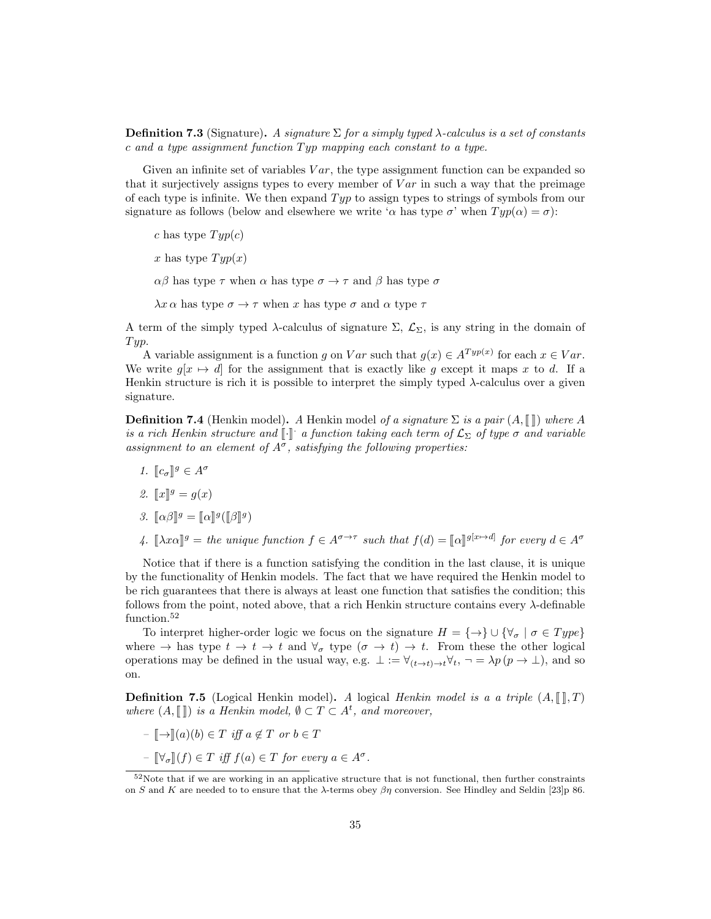**Definition 7.3** (Signature)**.** *A signature $\Sigma$ for a simply typed $\lambda$-calculus is a set of constants $c$ and a type assignment function $Typ$ mapping each constant to a type.*

Given an infinite set of variables $Var$, the type assignment function can be expanded so that it surjectively assigns types to every member of $Var$ in such a way that the preimage of each type is infinite. We then expand $Typ$ to assign types to strings of symbols from our signature as follows (below and elsewhere we write '$\alpha$ has type $\sigma$' when $Typ(\alpha) = \sigma$):

> $c$ has type $Typ(c)$
>
> $x$ has type $Typ(x)$
>
> $\alpha\beta$ has type $\tau$ when $\alpha$ has type $\sigma \to \tau$ and $\beta$ has type $\sigma$
>
> $\lambda x\, \alpha$ has type $\sigma \to \tau$ when $x$ has type $\sigma$ and $\alpha$ type $\tau$

A term of the simply typed $\lambda$-calculus of signature $\Sigma$, $\mathcal{L}_\Sigma$, is any string in the domain of $Typ$.

A variable assignment is a function $g$ on $Var$ such that $g(x) \in A^{Typ(x)}$ for each $x \in Var$. We write $g[x \mapsto d]$ for the assignment that is exactly like $g$ except it maps $x$ to $d$. If a Henkin structure is rich it is possible to interpret the simply typed $\lambda$-calculus over a given signature.

**Definition 7.4** (Henkin model)**.** *A* Henkin model *of a signature $\Sigma$ is a pair $(A, [\![\,]\!])$ where $A$ is a rich Henkin structure and $[\![\cdot]\!]^\cdot$ a function taking each term of $\mathcal{L}_\Sigma$ of type $\sigma$ and variable assignment to an element of $A^\sigma$, satisfying the following properties:*

1. *$[\![c_\sigma]\!]^g \in A^\sigma$*
2. *$[\![x]\!]^g = g(x)$*
3. *$[\![\alpha\beta]\!]^g = [\![\alpha]\!]^g([\![\beta]\!]^g)$*
4. *$[\![\lambda x\alpha]\!]^g =$ the unique function $f \in A^{\sigma\to\tau}$ such that $f(d) = [\![\alpha]\!]^{g[x\mapsto d]}$ for every $d \in A^\sigma$*

Notice that if there is a function satisfying the condition in the last clause, it is unique by the functionality of Henkin models. The fact that we have required the Henkin model to be rich guarantees that there is always at least one function that satisfies the condition; this follows from the point, noted above, that a rich Henkin structure contains every $\lambda$-definable function.[52]

To interpret higher-order logic we focus on the signature $H = \{\to\} \cup \{\forall_\sigma \mid \sigma \in Type\}$ where $\to$ has type $t \to t \to t$ and $\forall_\sigma$ type $(\sigma \to t) \to t$. From these the other logical operations may be defined in the usual way, e.g. $\bot := \forall_{(t\to t)\to t}\forall_t$, $\neg = \lambda p\,(p \to \bot)$, and so on.

**Definition 7.5** (Logical Henkin model)**.** *A* logical *Henkin model is a a triple $(A, [\![\,]\!], T)$ where $(A, [\![\,]\!])$ is a Henkin model, $\emptyset \subset T \subset A^t$, and moreover,*

- *$[\![\to]\!](a)(b) \in T$ iff $a \notin T$ or $b \in T$*
- *$[\![\forall_\sigma]\!](f) \in T$ iff $f(a) \in T$ for every $a \in A^\sigma$.*

[52]Note that if we are working in an applicative structure that is not functional, then further constraints on $S$ and $K$ are needed to to ensure that the $\lambda$-terms obey $\beta\eta$ conversion. See Hindley and Seldin [23]p 86.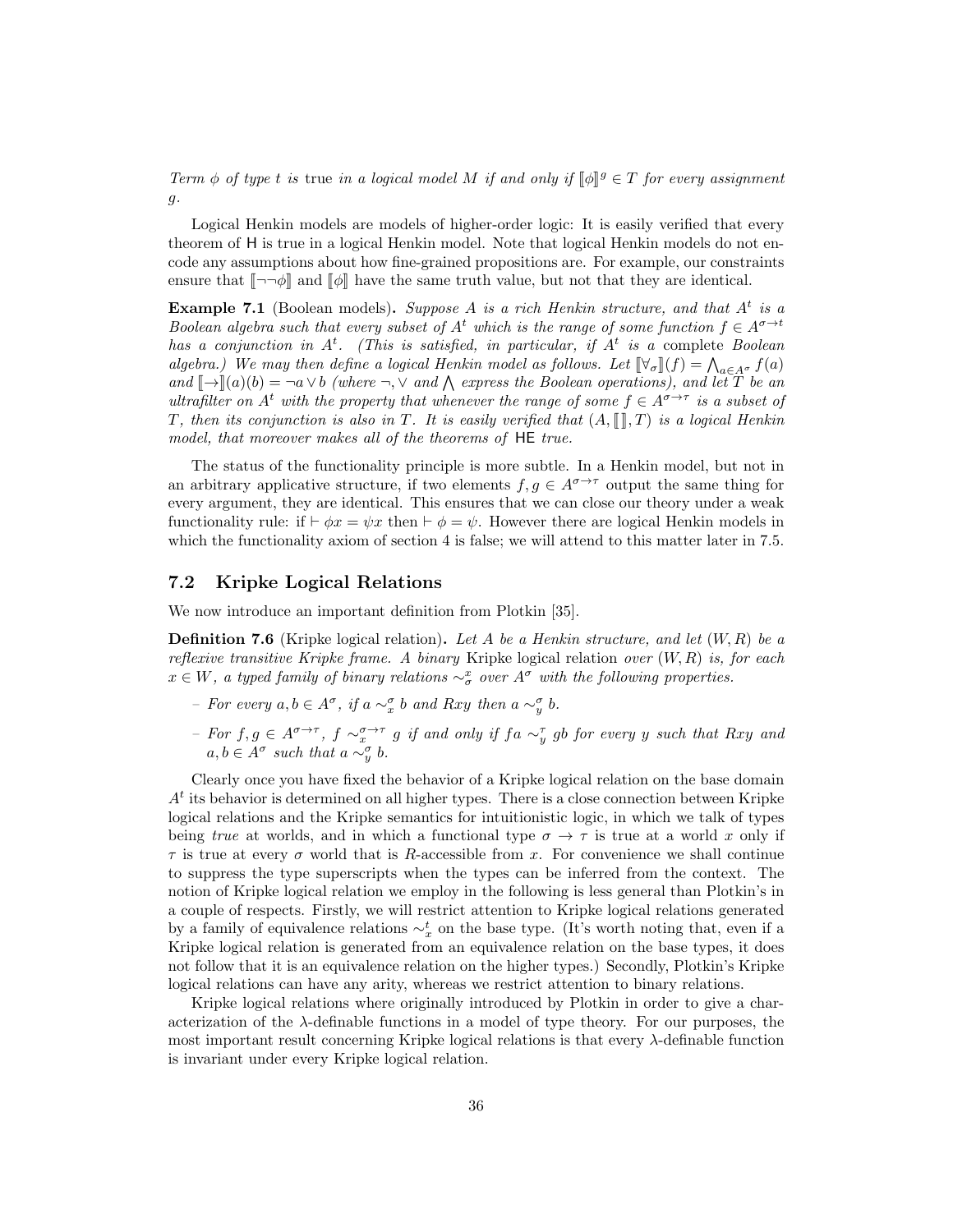*Term $\phi$ of type $t$ is* true *in a logical model $M$ if and only if $[\![\phi]\!]^g \in T$ for every assignment $g$.*

Logical Henkin models are models of higher-order logic: It is easily verified that every theorem of H is true in a logical Henkin model. Note that logical Henkin models do not encode any assumptions about how fine-grained propositions are. For example, our constraints ensure that $[\![\neg\neg\phi]\!]$ and $[\![\phi]\!]$ have the same truth value, but not that they are identical.

**Example 7.1** (Boolean models)**.** *Suppose $A$ is a rich Henkin structure, and that $A^t$ is a Boolean algebra such that every subset of $A^t$ which is the range of some function $f \in A^{\sigma\to t}$ has a conjunction in $A^t$. (This is satisfied, in particular, if $A^t$ is a* complete *Boolean algebra.) We may then define a logical Henkin model as follows. Let $[\![\forall_\sigma]\!](f) = \bigwedge_{a\in A^\sigma} f(a)$ and $[\![\to]\!](a)(b) = \neg a \vee b$ (where $\neg, \vee$ and $\bigwedge$ express the Boolean operations), and let $T$ be an ultrafilter on $A^t$ with the property that whenever the range of some $f \in A^{\sigma\to\tau}$ is a subset of $T$, then its conjunction is also in $T$. It is easily verified that $(A, [\![\,]\!], T)$ is a logical Henkin model, that moreover makes all of the theorems of* HE *true.*

The status of the functionality principle is more subtle. In a Henkin model, but not in an arbitrary applicative structure, if two elements $f, g \in A^{\sigma\to\tau}$ output the same thing for every argument, they are identical. This ensures that we can close our theory under a weak functionality rule: if $\vdash \phi x = \psi x$ then $\vdash \phi = \psi$. However there are logical Henkin models in which the functionality axiom of section 4 is false; we will attend to this matter later in 7.5.

## 7.2 Kripke Logical Relations

We now introduce an important definition from Plotkin [35].

**Definition 7.6** (Kripke logical relation)**.** *Let $A$ be a Henkin structure, and let $(W, R)$ be a reflexive transitive Kripke frame. A binary* Kripke logical relation *over $(W, R)$ is, for each $x \in W$, a typed family of binary relations $\sim^x_\sigma$ over $A^\sigma$ with the following properties.*

- *For every $a, b \in A^\sigma$, if $a \sim^\sigma_x b$ and $Rxy$ then $a \sim^\sigma_y b$.*
- *For $f, g \in A^{\sigma\to\tau}$, $f \sim^{\sigma\to\tau}_x g$ if and only if $fa \sim^\tau_y gb$ for every $y$ such that $Rxy$ and $a, b \in A^\sigma$ such that $a \sim^\sigma_y b$.*

Clearly once you have fixed the behavior of a Kripke logical relation on the base domain $A^t$ its behavior is determined on all higher types. There is a close connection between Kripke logical relations and the Kripke semantics for intuitionistic logic, in which we talk of types being *true* at worlds, and in which a functional type $\sigma \to \tau$ is true at a world $x$ only if $\tau$ is true at every $\sigma$ world that is $R$-accessible from $x$. For convenience we shall continue to suppress the type superscripts when the types can be inferred from the context. The notion of Kripke logical relation we employ in the following is less general than Plotkin's in a couple of respects. Firstly, we will restrict attention to Kripke logical relations generated by a family of equivalence relations $\sim^t_x$ on the base type. (It's worth noting that, even if a Kripke logical relation is generated from an equivalence relation on the base types, it does not follow that it is an equivalence relation on the higher types.) Secondly, Plotkin's Kripke logical relations can have any arity, whereas we restrict attention to binary relations.

Kripke logical relations where originally introduced by Plotkin in order to give a characterization of the $\lambda$-definable functions in a model of type theory. For our purposes, the most important result concerning Kripke logical relations is that every $\lambda$-definable function is invariant under every Kripke logical relation.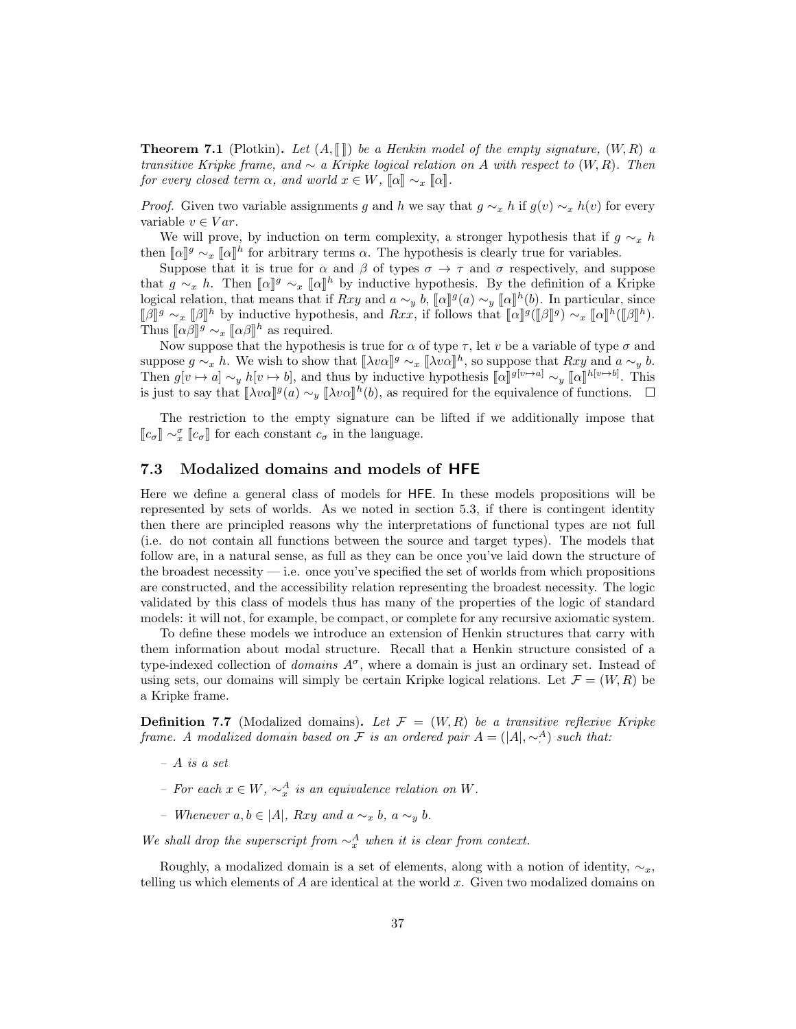**Theorem 7.1** (Plotkin)**.** *Let $(A, [\![\,]\!])$ be a Henkin model of the empty signature, $(W, R)$ a transitive Kripke frame, and $\sim$ a Kripke logical relation on $A$ with respect to $(W, R)$. Then for every closed term $\alpha$, and world $x \in W$, $[\![\alpha]\!] \sim_x [\![\alpha]\!]$.*

*Proof.* Given two variable assignments $g$ and $h$ we say that $g \sim_x h$ if $g(v) \sim_x h(v)$ for every variable $v \in Var$.

We will prove, by induction on term complexity, a stronger hypothesis that if $g \sim_x h$ then $[\![\alpha]\!]^g \sim_x [\![\alpha]\!]^h$ for arbitrary terms $\alpha$. The hypothesis is clearly true for variables.

Suppose that it is true for $\alpha$ and $\beta$ of types $\sigma \to \tau$ and $\sigma$ respectively, and suppose that $g \sim_x h$. Then $[\![\alpha]\!]^g \sim_x [\![\alpha]\!]^h$ by inductive hypothesis. By the definition of a Kripke logical relation, that means that if $Rxy$ and $a \sim_y b$, $[\![\alpha]\!]^g(a) \sim_y [\![\alpha]\!]^h(b)$. In particular, since $[\![\beta]\!]^g \sim_x [\![\beta]\!]^h$ by inductive hypothesis, and $Rxx$, if follows that $[\![\alpha]\!]^g([\![\beta]\!]^g) \sim_x [\![\alpha]\!]^h([\![\beta]\!]^h)$. Thus $[\![\alpha\beta]\!]^g \sim_x [\![\alpha\beta]\!]^h$ as required.

Now suppose that the hypothesis is true for $\alpha$ of type $\tau$, let $v$ be a variable of type $\sigma$ and suppose $g \sim_x h$. We wish to show that $[\![\lambda v\alpha]\!]^g \sim_x [\![\lambda v\alpha]\!]^h$, so suppose that $Rxy$ and $a \sim_y b$. Then $g[v \mapsto a] \sim_y h[v \mapsto b]$, and thus by inductive hypothesis $[\![\alpha]\!]^{g[v\mapsto a]} \sim_y [\![\alpha]\!]^{h[v\mapsto b]}$. This is just to say that $[\![\lambda v\alpha]\!]^g(a) \sim_y [\![\lambda v\alpha]\!]^h(b)$, as required for the equivalence of functions. □

The restriction to the empty signature can be lifted if we additionally impose that $[\![c_\sigma]\!] \sim_x^\sigma [\![c_\sigma]\!]$ for each constant $c_\sigma$ in the language.

## 7.3 Modalized domains and models of HFE

Here we define a general class of models for HFE. In these models propositions will be represented by sets of worlds. As we noted in section 5.3, if there is contingent identity then there are principled reasons why the interpretations of functional types are not full (i.e. do not contain all functions between the source and target types). The models that follow are, in a natural sense, as full as they can be once you've laid down the structure of the broadest necessity — i.e. once you've specified the set of worlds from which propositions are constructed, and the accessibility relation representing the broadest necessity. The logic validated by this class of models thus has many of the properties of the logic of standard models: it will not, for example, be compact, or complete for any recursive axiomatic system.

To define these models we introduce an extension of Henkin structures that carry with them information about modal structure. Recall that a Henkin structure consisted of a type-indexed collection of *domains* $A^\sigma$, where a domain is just an ordinary set. Instead of using sets, our domains will simply be certain Kripke logical relations. Let $\mathcal{F} = (W, R)$ be a Kripke frame.

**Definition 7.7** (Modalized domains)**.** *Let $\mathcal{F} = (W, R)$ be a transitive reflexive Kripke frame. A modalized domain based on $\mathcal{F}$ is an ordered pair $A = (|A|, \sim^A_\cdot)$ such that:*

- *$A$ is a set*
- *For each $x \in W$, $\sim^A_x$ is an equivalence relation on $W$.*
- *Whenever $a, b \in |A|$, $Rxy$ and $a \sim_x b$, $a \sim_y b$.*

*We shall drop the superscript from $\sim^A_x$ when it is clear from context.*

Roughly, a modalized domain is a set of elements, along with a notion of identity, $\sim_x$, telling us which elements of $A$ are identical at the world $x$. Given two modalized domains on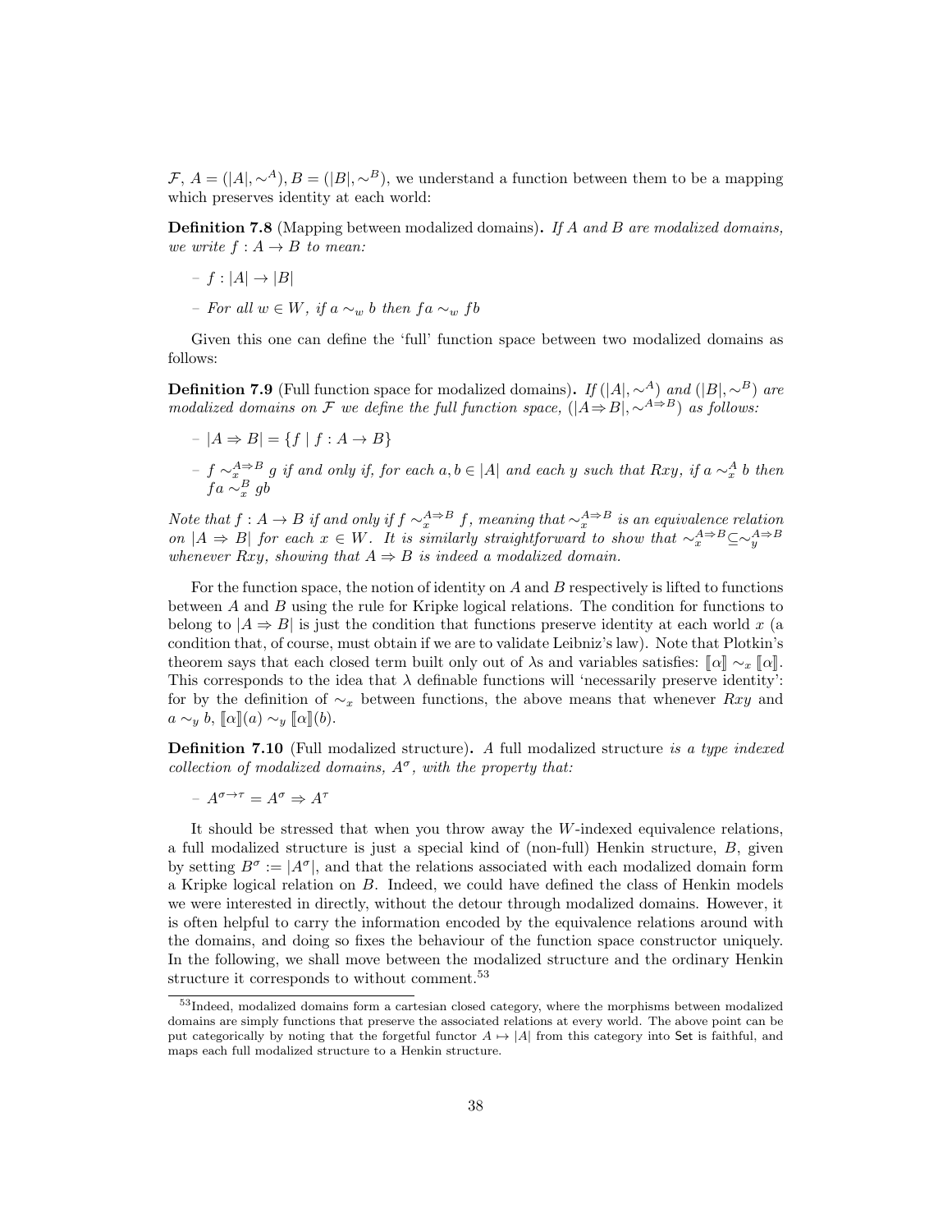$\mathcal{F}$, $A = (|A|, \sim^A)$, $B = (|B|, \sim^B)$, we understand a function between them to be a mapping which preserves identity at each world:

**Definition 7.8** (Mapping between modalized domains)**.** *If $A$ and $B$ are modalized domains, we write $f : A \to B$ to mean:*

- $f : |A| \to |B|$
- *For all $w \in W$, if $a \sim_w b$ then $fa \sim_w fb$*

Given this one can define the 'full' function space between two modalized domains as follows:

**Definition 7.9** (Full function space for modalized domains)**.** *If $(|A|, \sim^A)$ and $(|B|, \sim^B)$ are modalized domains on $\mathcal{F}$ we define the full function space, $(|A \Rightarrow B|, \sim^{A \Rightarrow B})$ as follows:*

- $|A \Rightarrow B| = \{f \mid f : A \to B\}$
- $f \sim_x^{A \Rightarrow B} g$ *if and only if, for each $a, b \in |A|$ and each $y$ such that $Rxy$, if $a \sim_x^A b$ then $fa \sim_x^B gb$*

*Note that $f : A \to B$ if and only if $f \sim_x^{A \Rightarrow B} f$, meaning that $\sim_x^{A \Rightarrow B}$ is an equivalence relation on $|A \Rightarrow B|$ for each $x \in W$. It is similarly straightforward to show that $\sim_x^{A \Rightarrow B} \subseteq \sim_y^{A \Rightarrow B}$ whenever $Rxy$, showing that $A \Rightarrow B$ is indeed a modalized domain.*

For the function space, the notion of identity on $A$ and $B$ respectively is lifted to functions between $A$ and $B$ using the rule for Kripke logical relations. The condition for functions to belong to $|A \Rightarrow B|$ is just the condition that functions preserve identity at each world $x$ (a condition that, of course, must obtain if we are to validate Leibniz's law). Note that Plotkin's theorem says that each closed term built only out of $\lambda$s and variables satisfies: $[\![\alpha]\!] \sim_x [\![\alpha]\!]$. This corresponds to the idea that $\lambda$ definable functions will 'necessarily preserve identity': for by the definition of $\sim_x$ between functions, the above means that whenever $Rxy$ and $a \sim_y b$, $[\![\alpha]\!](a) \sim_y [\![\alpha]\!](b)$.

**Definition 7.10** (Full modalized structure)**.** *A* full modalized structure *is a type indexed collection of modalized domains, $A^\sigma$, with the property that:*

- $A^{\sigma \to \tau} = A^\sigma \Rightarrow A^\tau$

It should be stressed that when you throw away the $W$-indexed equivalence relations, a full modalized structure is just a special kind of (non-full) Henkin structure, $B$, given by setting $B^\sigma := |A^\sigma|$, and that the relations associated with each modalized domain form a Kripke logical relation on $B$. Indeed, we could have defined the class of Henkin models we were interested in directly, without the detour through modalized domains. However, it is often helpful to carry the information encoded by the equivalence relations around with the domains, and doing so fixes the behaviour of the function space constructor uniquely. In the following, we shall move between the modalized structure and the ordinary Henkin structure it corresponds to without comment.[53]

[53] Indeed, modalized domains form a cartesian closed category, where the morphisms between modalized domains are simply functions that preserve the associated relations at every world. The above point can be put categorically by noting that the forgetful functor $A \mapsto |A|$ from this category into $\mathsf{Set}$ is faithful, and maps each full modalized structure to a Henkin structure.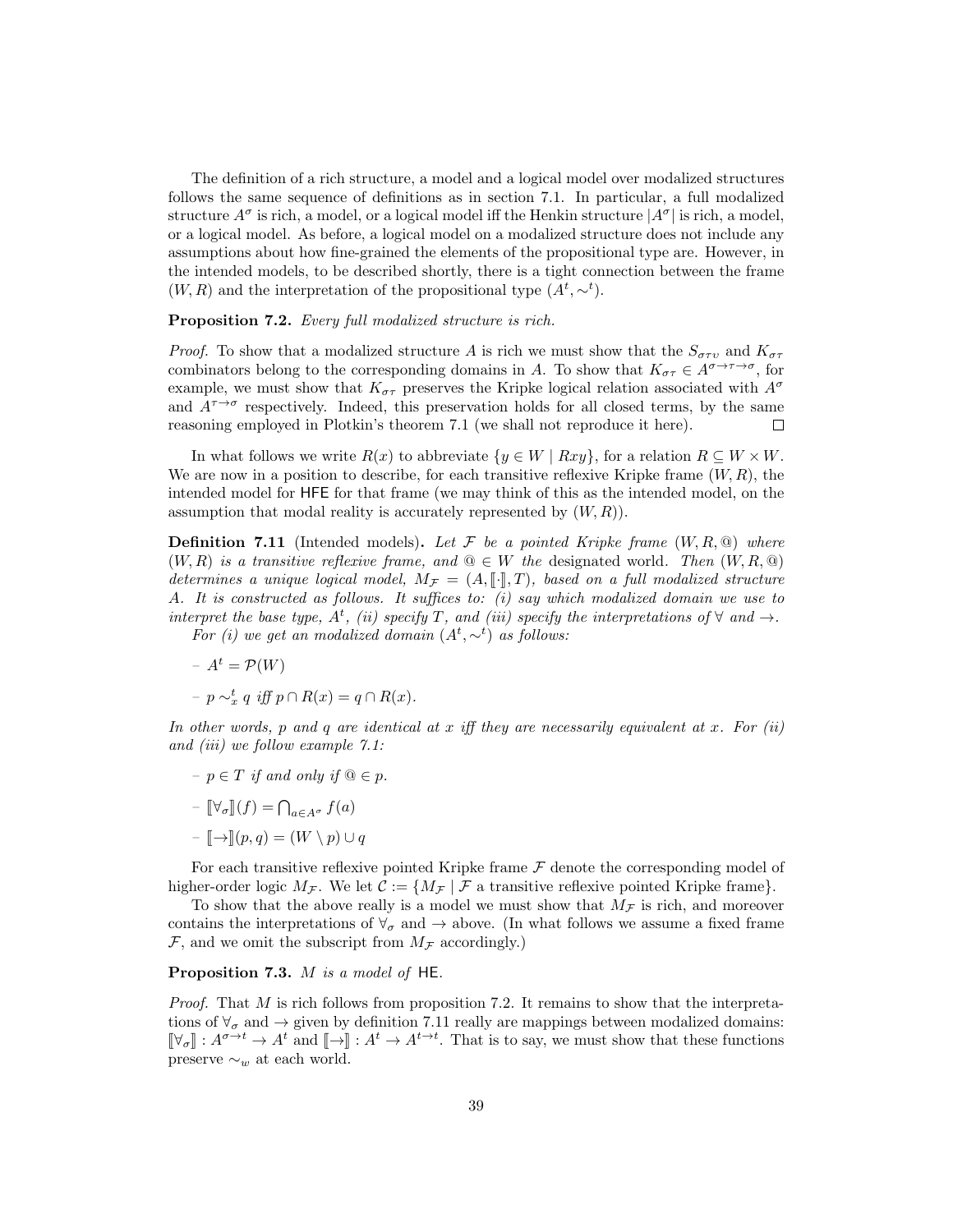The definition of a rich structure, a model and a logical model over modalized structures follows the same sequence of definitions as in section 7.1. In particular, a full modalized structure $A^\sigma$ is rich, a model, or a logical model iff the Henkin structure $|A^\sigma|$ is rich, a model, or a logical model. As before, a logical model on a modalized structure does not include any assumptions about how fine-grained the elements of the propositional type are. However, in the intended models, to be described shortly, there is a tight connection between the frame $(W, R)$ and the interpretation of the propositional type $(A^t, \sim^t)$.

**Proposition 7.2.** *Every full modalized structure is rich.*

*Proof.* To show that a modalized structure $A$ is rich we must show that the $S_{\sigma\tau\upsilon}$ and $K_{\sigma\tau}$ combinators belong to the corresponding domains in $A$. To show that $K_{\sigma\tau} \in A^{\sigma\to\tau\to\sigma}$, for example, we must show that $K_{\sigma\tau}$ preserves the Kripke logical relation associated with $A^\sigma$ and $A^{\tau\to\sigma}$ respectively. Indeed, this preservation holds for all closed terms, by the same reasoning employed in Plotkin's theorem 7.1 (we shall not reproduce it here). $\square$

In what follows we write $R(x)$ to abbreviate $\{y \in W \mid Rxy\}$, for a relation $R \subseteq W \times W$. We are now in a position to describe, for each transitive reflexive Kripke frame $(W, R)$, the intended model for HFE for that frame (we may think of this as the intended model, on the assumption that modal reality is accurately represented by $(W, R)$).

**Definition 7.11** (Intended models)**.** *Let $\mathcal{F}$ be a pointed Kripke frame $(W, R, @)$ where $(W, R)$ is a transitive reflexive frame, and $@ \in W$ the* designated world*. Then $(W, R, @)$ determines a unique logical model, $M_\mathcal{F} = (A, [\![\cdot]\!], T)$, based on a full modalized structure $A$. It is constructed as follows. It suffices to: (i) say which modalized domain we use to interpret the base type, $A^t$, (ii) specify $T$, and (iii) specify the interpretations of $\forall$ and $\to$.*

*For (i) we get an modalized domain $(A^t, \sim^t)$ as follows:*

- $A^t = \mathcal{P}(W)$
- $p \sim^t_x q$ *iff* $p \cap R(x) = q \cap R(x)$.

*In other words, $p$ and $q$ are identical at $x$ iff they are necessarily equivalent at $x$. For (ii) and (iii) we follow example 7.1:*

- $p \in T$ *if and only if* $@ \in p$.
- $[\![\forall_\sigma]\!](f) = \bigcap_{a\in A^\sigma} f(a)$
- $[\![\to]\!](p, q) = (W \setminus p) \cup q$

For each transitive reflexive pointed Kripke frame $\mathcal{F}$ denote the corresponding model of higher-order logic $M_\mathcal{F}$. We let $\mathcal{C} := \{M_\mathcal{F} \mid \mathcal{F}$ a transitive reflexive pointed Kripke frame$\}$.

To show that the above really is a model we must show that $M_\mathcal{F}$ is rich, and moreover contains the interpretations of $\forall_\sigma$ and $\to$ above. (In what follows we assume a fixed frame $\mathcal{F}$, and we omit the subscript from $M_\mathcal{F}$ accordingly.)

**Proposition 7.3.** *$M$ is a model of* HE.

*Proof.* That $M$ is rich follows from proposition 7.2. It remains to show that the interpretations of $\forall_\sigma$ and $\to$ given by definition 7.11 really are mappings between modalized domains: $[\![\forall_\sigma]\!] : A^{\sigma\to t} \to A^t$ and $[\![\to]\!] : A^t \to A^{t\to t}$. That is to say, we must show that these functions preserve $\sim_w$ at each world.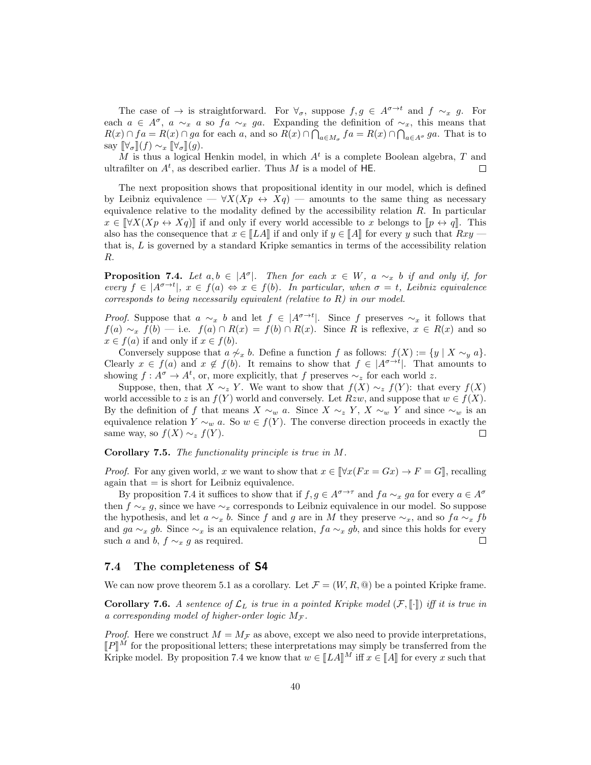The case of $\to$ is straightforward. For $\forall_\sigma$, suppose $f, g \in A^{\sigma\to t}$ and $f \sim_x g$. For each $a \in A^\sigma$, $a \sim_x a$ so $fa \sim_x ga$. Expanding the definition of $\sim_x$, this means that $R(x) \cap fa = R(x) \cap ga$ for each $a$, and so $R(x) \cap \bigcap_{a\in M_\sigma} fa = R(x) \cap \bigcap_{a\in A^\sigma} ga$. That is to say $[\![\forall_\sigma]\!](f) \sim_x [\![\forall_\sigma]\!](g)$.

$M$ is thus a logical Henkin model, in which $A^t$ is a complete Boolean algebra, $T$ and ultrafilter on $A^t$, as described earlier. Thus $M$ is a model of HE. □

The next proposition shows that propositional identity in our model, which is defined by Leibniz equivalence — $\forall X(Xp \leftrightarrow Xq)$ — amounts to the same thing as necessary equivalence relative to the modality defined by the accessibility relation $R$. In particular $x \in [\![\forall X(Xp \leftrightarrow Xq)]\!]$ if and only if every world accessible to $x$ belongs to $[\![p \leftrightarrow q]\!]$. This also has the consequence that $x \in [\![LA]\!]$ if and only if $y \in [\![A]\!]$ for every $y$ such that $Rxy$ — that is, $L$ is governed by a standard Kripke semantics in terms of the accessibility relation $R$.

**Proposition 7.4.** *Let $a, b \in |A^\sigma|$. Then for each $x \in W$, $a \sim_x b$ if and only if, for every $f \in |A^{\sigma\to t}|$, $x \in f(a) \Leftrightarrow x \in f(b)$. In particular, when $\sigma = t$, Leibniz equivalence corresponds to being necessarily equivalent (relative to $R$) in our model.*

*Proof.* Suppose that $a \sim_x b$ and let $f \in |A^{\sigma\to t}|$. Since $f$ preserves $\sim_x$ it follows that $f(a) \sim_x f(b)$ — i.e. $f(a) \cap R(x) = f(b) \cap R(x)$. Since $R$ is reflexive, $x \in R(x)$ and so $x \in f(a)$ if and only if $x \in f(b)$.

Conversely suppose that $a \not\sim_x b$. Define a function $f$ as follows: $f(X) := \{y \mid X \sim_y a\}$. Clearly $x \in f(a)$ and $x \notin f(b)$. It remains to show that $f \in |A^{\sigma\to t}|$. That amounts to showing $f : A^\sigma \to A^t$, or, more explicitly, that $f$ preserves $\sim_z$ for each world $z$.

Suppose, then, that $X \sim_z Y$. We want to show that $f(X) \sim_z f(Y)$: that every $f(X)$ world accessible to $z$ is an $f(Y)$ world and conversely. Let $Rzw$, and suppose that $w \in f(X)$. By the definition of $f$ that means $X \sim_w a$. Since $X \sim_z Y$, $X \sim_w Y$ and since $\sim_w$ is an equivalence relation $Y \sim_w a$. So $w \in f(Y)$. The converse direction proceeds in exactly the same way, so $f(X) \sim_z f(Y)$. □

**Corollary 7.5.** *The functionality principle is true in $M$.*

*Proof.* For any given world, $x$ we want to show that $x \in [\![\forall x(Fx = Gx) \to F = G]\!]$, recalling again that $=$ is short for Leibniz equivalence.

By proposition 7.4 it suffices to show that if $f, g \in A^{\sigma\to\tau}$ and $fa \sim_x ga$ for every $a \in A^\sigma$ then $f \sim_x g$, since we have $\sim_x$ corresponds to Leibniz equivalence in our model. So suppose the hypothesis, and let $a \sim_x b$. Since $f$ and $g$ are in $M$ they preserve $\sim_x$, and so $fa \sim_x fb$ and $ga \sim_x gb$. Since $\sim_x$ is an equivalence relation, $fa \sim_x gb$, and since this holds for every such $a$ and $b$, $f \sim_x g$ as required. □

### 7.4 The completeness of S4

We can now prove theorem 5.1 as a corollary. Let $\mathcal{F} = (W, R, @)$ be a pointed Kripke frame.

**Corollary 7.6.** *A sentence of $\mathcal{L}_L$ is true in a pointed Kripke model $(\mathcal{F}, [\![\cdot]\!])$ iff it is true in a corresponding model of higher-order logic $M_\mathcal{F}$.*

*Proof.* Here we construct $M = M_\mathcal{F}$ as above, except we also need to provide interpretations, $[\![P]\!]^M$ for the propositional letters; these interpretations may simply be transferred from the Kripke model. By proposition 7.4 we know that $w \in [\![LA]\!]^M$ iff $x \in [\![A]\!]$ for every $x$ such that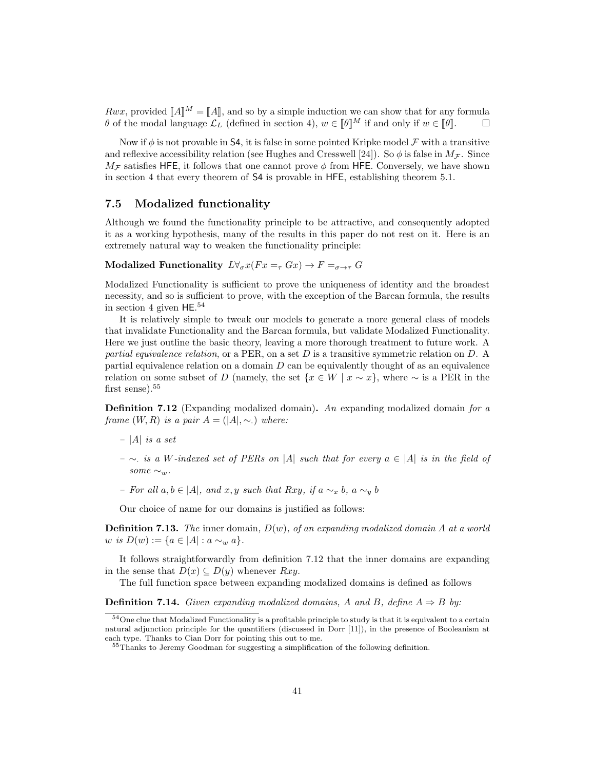$Rwx$, provided $[\![A]\!]^M = [\![A]\!]$, and so by a simple induction we can show that for any formula $\theta$ of the modal language $\mathcal{L}_L$ (defined in section 4), $w \in [\![\theta]\!]^M$ if and only if $w \in [\![\theta]\!]$. $\square$

Now if $\phi$ is not provable in S4, it is false in some pointed Kripke model $\mathcal{F}$ with a transitive and reflexive accessibility relation (see Hughes and Cresswell [24]). So $\phi$ is false in $M_{\mathcal{F}}$. Since $M_{\mathcal{F}}$ satisfies HFE, it follows that one cannot prove $\phi$ from HFE. Conversely, we have shown in section 4 that every theorem of S4 is provable in HFE, establishing theorem 5.1.

## 7.5 Modalized functionality

Although we found the functionality principle to be attractive, and consequently adopted it as a working hypothesis, many of the results in this paper do not rest on it. Here is an extremely natural way to weaken the functionality principle:

**Modalized Functionality** $L\forall_\sigma x(Fx =_\tau Gx) \rightarrow F =_{\sigma\rightarrow\tau} G$

Modalized Functionality is sufficient to prove the uniqueness of identity and the broadest necessity, and so is sufficient to prove, with the exception of the Barcan formula, the results in section 4 given HE.[54]

It is relatively simple to tweak our models to generate a more general class of models that invalidate Functionality and the Barcan formula, but validate Modalized Functionality. Here we just outline the basic theory, leaving a more thorough treatment to future work. A *partial equivalence relation*, or a PER, on a set $D$ is a transitive symmetric relation on $D$. A partial equivalence relation on a domain $D$ can be equivalently thought of as an equivalence relation on some subset of $D$ (namely, the set $\{x \in W \mid x \sim x\}$, where $\sim$ is a PER in the first sense).[55]

**Definition 7.12** (Expanding modalized domain)**.** *An* expanding modalized domain *for a frame $(W, R)$ is a pair $A = (|A|, \sim_.)$ where:*

- *$|A|$ is a set*
- *$\sim_.$ is a $W$-indexed set of PERs on $|A|$ such that for every $a \in |A|$ is in the field of some $\sim_w$.*
- *For all $a, b \in |A|$, and $x, y$ such that $Rxy$, if $a \sim_x b$, $a \sim_y b$*

Our choice of name for our domains is justified as follows:

**Definition 7.13.** *The* inner domain*, $D(w)$, of an expanding modalized domain $A$ at a world $w$ is $D(w) := \{a \in |A| : a \sim_w a\}$.*

It follows straightforwardly from definition 7.12 that the inner domains are expanding in the sense that $D(x) \subseteq D(y)$ whenever $Rxy$.

The full function space between expanding modalized domains is defined as follows

**Definition 7.14.** *Given expanding modalized domains, $A$ and $B$, define $A \Rightarrow B$ by:*

[54] One clue that Modalized Functionality is a profitable principle to study is that it is equivalent to a certain natural adjunction principle for the quantifiers (discussed in Dorr [11]), in the presence of Booleanism at each type. Thanks to Cian Dorr for pointing this out to me.

[55] Thanks to Jeremy Goodman for suggesting a simplification of the following definition.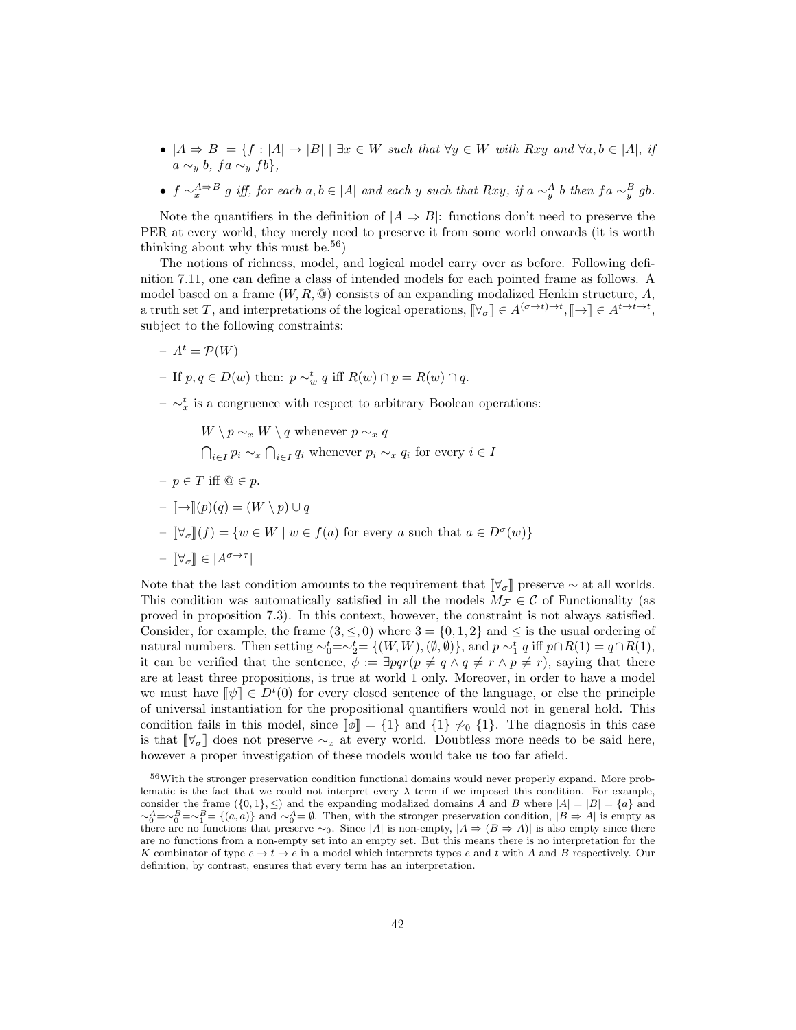- $|A \Rightarrow B| = \{f : |A| \to |B| \mid \exists x \in W$ *such that* $\forall y \in W$ *with* $Rxy$ *and* $\forall a, b \in |A|$, *if* $a \sim_y b$, $fa \sim_y fb\}$,
- $f \sim_x^{A \Rightarrow B} g$ *iff, for each* $a, b \in |A|$ *and each* $y$ *such that* $Rxy$, *if* $a \sim_y^A b$ *then* $fa \sim_y^B gb$.

Note the quantifiers in the definition of $|A \Rightarrow B|$: functions don't need to preserve the PER at every world, they merely need to preserve it from some world onwards (it is worth thinking about why this must be.[56])

The notions of richness, model, and logical model carry over as before. Following definition 7.11, one can define a class of intended models for each pointed frame as follows. A model based on a frame $(W, R, @)$ consists of an expanding modalized Henkin structure, $A$, a truth set $T$, and interpretations of the logical operations, $[\![\forall_\sigma]\!] \in A^{(\sigma \to t) \to t}, [\![\to]\!] \in A^{t \to t \to t}$, subject to the following constraints:

– $A^t = \mathcal{P}(W)$

– If $p, q \in D(w)$ then: $p \sim_w^t q$ iff $R(w) \cap p = R(w) \cap q$.

– $\sim_x^t$ is a congruence with respect to arbitrary Boolean operations:

$$W \setminus p \sim_x W \setminus q \text{ whenever } p \sim_x q$$

$$\bigcap_{i \in I} p_i \sim_x \bigcap_{i \in I} q_i \text{ whenever } p_i \sim_x q_i \text{ for every } i \in I$$

– $p \in T$ iff $@ \in p$.

– $[\![\to]\!](p)(q) = (W \setminus p) \cup q$

– $[\![\forall_\sigma]\!](f) = \{w \in W \mid w \in f(a) \text{ for every } a \text{ such that } a \in D^\sigma(w)\}$

– $[\![\forall_\sigma]\!] \in |A^{\sigma \to \tau}|$

Note that the last condition amounts to the requirement that $[\![\forall_\sigma]\!]$ preserve $\sim$ at all worlds. This condition was automatically satisfied in all the models $M_{\mathcal{F}} \in \mathcal{C}$ of Functionality (as proved in proposition 7.3). In this context, however, the constraint is not always satisfied. Consider, for example, the frame $(3, \leq, 0)$ where $3 = \{0, 1, 2\}$ and $\leq$ is the usual ordering of natural numbers. Then setting $\sim_0^t = \sim_2^t = \{(W, W), (\emptyset, \emptyset)\}$, and $p \sim_1^t q$ iff $p \cap R(1) = q \cap R(1)$, it can be verified that the sentence, $\phi := \exists pqr(p \neq q \wedge q \neq r \wedge p \neq r)$, saying that there are at least three propositions, is true at world 1 only. Moreover, in order to have a model we must have $[\![\psi]\!] \in D^t(0)$ for every closed sentence of the language, or else the principle of universal instantiation for the propositional quantifiers would not in general hold. This condition fails in this model, since $[\![\phi]\!] = \{1\}$ and $\{1\} \not\sim_0 \{1\}$. The diagnosis in this case is that $[\![\forall_\sigma]\!]$ does not preserve $\sim_x$ at every world. Doubtless more needs to be said here, however a proper investigation of these models would take us too far afield.

[56] With the stronger preservation condition functional domains would never properly expand. More problematic is the fact that we could not interpret every $\lambda$ term if we imposed this condition. For example, consider the frame $(\{0, 1\}, \leq)$ and the expanding modalized domains $A$ and $B$ where $|A| = |B| = \{a\}$ and $\sim_0^A = \sim_0^B = \sim_1^B = \{(a, a)\}$ and $\sim_0^A = \emptyset$. Then, with the stronger preservation condition, $|B \Rightarrow A|$ is empty as there are no functions that preserve $\sim_0$. Since $|A|$ is non-empty, $|A \Rightarrow (B \Rightarrow A)|$ is also empty since there are no functions from a non-empty set into an empty set. But this means there is no interpretation for the $K$ combinator of type $e \to t \to e$ in a model which interprets types $e$ and $t$ with $A$ and $B$ respectively. Our definition, by contrast, ensures that every term has an interpretation.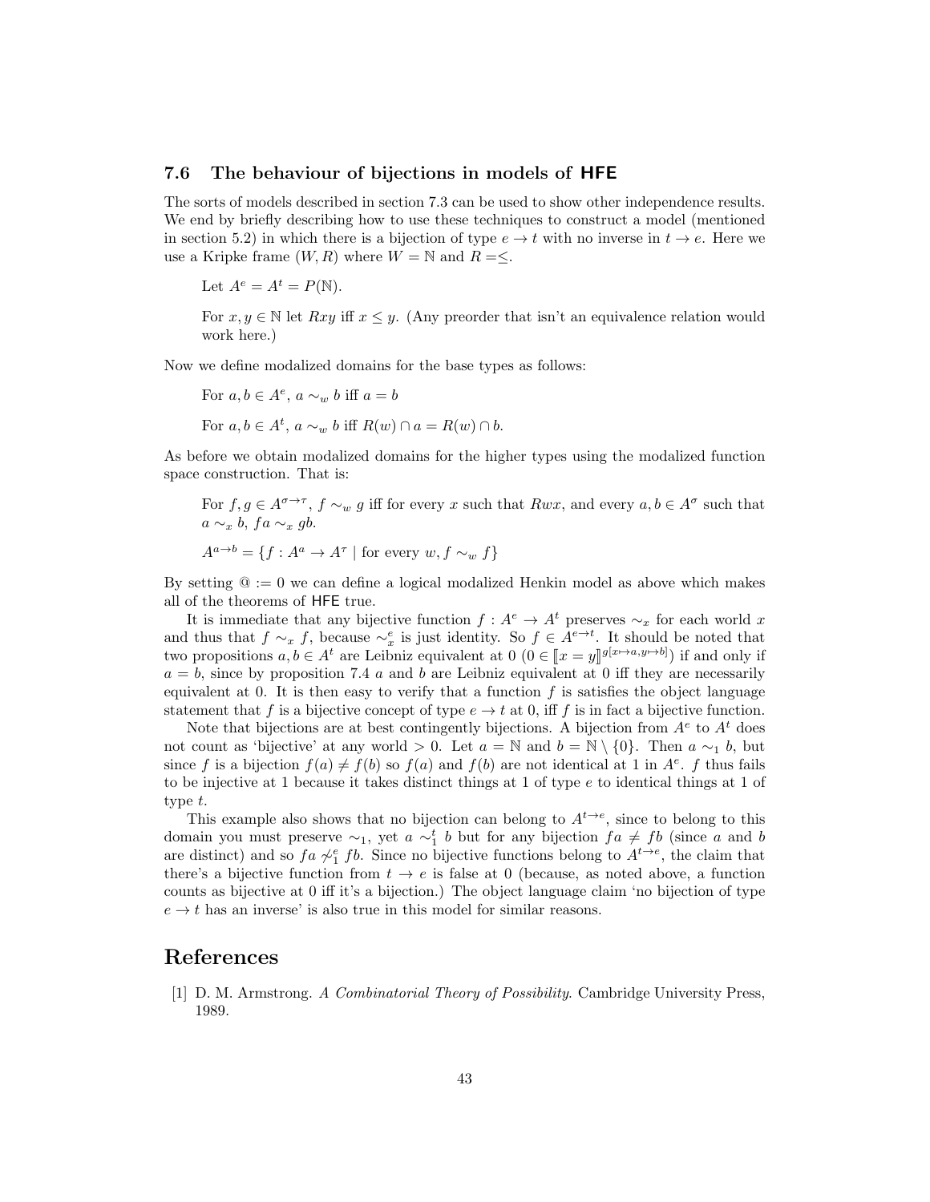### 7.6 The behaviour of bijections in models of HFE

The sorts of models described in section 7.3 can be used to show other independence results. We end by briefly describing how to use these techniques to construct a model (mentioned in section 5.2) in which there is a bijection of type $e \to t$ with no inverse in $t \to e$. Here we use a Kripke frame $(W, R)$ where $W = \mathbb{N}$ and $R = \leq$.

> Let $A^e = A^t = P(\mathbb{N})$.
>
> For $x, y \in \mathbb{N}$ let $Rxy$ iff $x \leq y$. (Any preorder that isn't an equivalence relation would work here.)

Now we define modalized domains for the base types as follows:

> For $a, b \in A^e$, $a \sim_w b$ iff $a = b$
>
> For $a, b \in A^t$, $a \sim_w b$ iff $R(w) \cap a = R(w) \cap b$.

As before we obtain modalized domains for the higher types using the modalized function space construction. That is:

> For $f, g \in A^{\sigma \to \tau}$, $f \sim_w g$ iff for every $x$ such that $Rwx$, and every $a, b \in A^\sigma$ such that $a \sim_x b$, $fa \sim_x gb$.
>
> $A^{a \to b} = \{f : A^a \to A^\tau \mid \text{for every } w, f \sim_w f\}$

By setting $@ := 0$ we can define a logical modalized Henkin model as above which makes all of the theorems of HFE true.

It is immediate that any bijective function $f : A^e \to A^t$ preserves $\sim_x$ for each world $x$ and thus that $f \sim_x f$, because $\sim_x^e$ is just identity. So $f \in A^{e \to t}$. It should be noted that two propositions $a, b \in A^t$ are Leibniz equivalent at 0 ($0 \in [\![x = y]\!]^{g[x \mapsto a, y \mapsto b]}$) if and only if $a = b$, since by proposition 7.4 $a$ and $b$ are Leibniz equivalent at 0 iff they are necessarily equivalent at 0. It is then easy to verify that a function $f$ is satisfies the object language statement that $f$ is a bijective concept of type $e \to t$ at 0, iff $f$ is in fact a bijective function.

Note that bijections are at best contingently bijections. A bijection from $A^e$ to $A^t$ does not count as 'bijective' at any world $> 0$. Let $a = \mathbb{N}$ and $b = \mathbb{N} \setminus \{0\}$. Then $a \sim_1 b$, but since $f$ is a bijection $f(a) \neq f(b)$ so $f(a)$ and $f(b)$ are not identical at 1 in $A^e$. $f$ thus fails to be injective at 1 because it takes distinct things at 1 of type $e$ to identical things at 1 of type $t$.

This example also shows that no bijection can belong to $A^{t \to e}$, since to belong to this domain you must preserve $\sim_1$, yet $a \sim_1^t b$ but for any bijection $fa \neq fb$ (since $a$ and $b$ are distinct) and so $fa \not\sim_1^e fb$. Since no bijective functions belong to $A^{t \to e}$, the claim that there's a bijective function from $t \to e$ is false at 0 (because, as noted above, a function counts as bijective at 0 iff it's a bijection.) The object language claim 'no bijection of type $e \to t$ has an inverse' is also true in this model for similar reasons.

## References

[1] D. M. Armstrong. *A Combinatorial Theory of Possibility*. Cambridge University Press, 1989.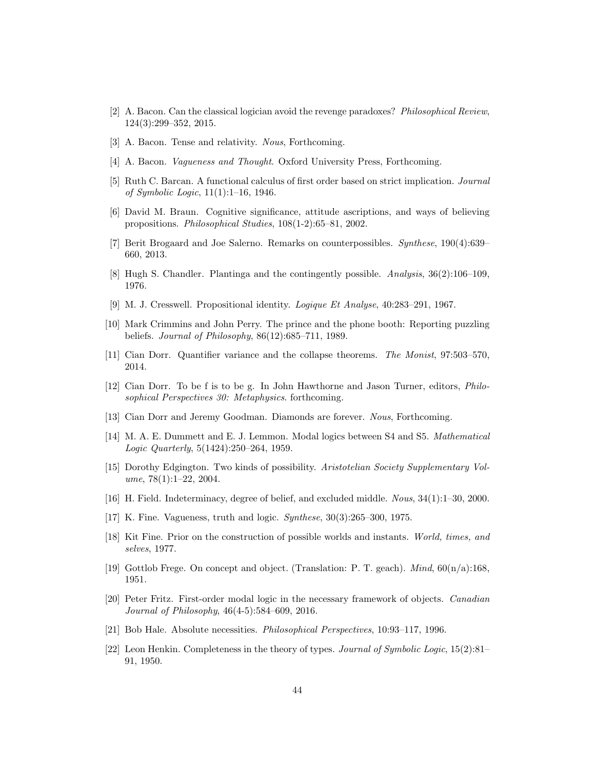[2] A. Bacon. Can the classical logician avoid the revenge paradoxes? *Philosophical Review*, 124(3):299–352, 2015.

[3] A. Bacon. Tense and relativity. *Nous*, Forthcoming.

[4] A. Bacon. *Vagueness and Thought*. Oxford University Press, Forthcoming.

[5] Ruth C. Barcan. A functional calculus of first order based on strict implication. *Journal of Symbolic Logic*, 11(1):1–16, 1946.

[6] David M. Braun. Cognitive significance, attitude ascriptions, and ways of believing propositions. *Philosophical Studies*, 108(1-2):65–81, 2002.

[7] Berit Brogaard and Joe Salerno. Remarks on counterpossibles. *Synthese*, 190(4):639–660, 2013.

[8] Hugh S. Chandler. Plantinga and the contingently possible. *Analysis*, 36(2):106–109, 1976.

[9] M. J. Cresswell. Propositional identity. *Logique Et Analyse*, 40:283–291, 1967.

[10] Mark Crimmins and John Perry. The prince and the phone booth: Reporting puzzling beliefs. *Journal of Philosophy*, 86(12):685–711, 1989.

[11] Cian Dorr. Quantifier variance and the collapse theorems. *The Monist*, 97:503–570, 2014.

[12] Cian Dorr. To be f is to be g. In John Hawthorne and Jason Turner, editors, *Philosophical Perspectives 30: Metaphysics*. forthcoming.

[13] Cian Dorr and Jeremy Goodman. Diamonds are forever. *Nous*, Forthcoming.

[14] M. A. E. Dummett and E. J. Lemmon. Modal logics between S4 and S5. *Mathematical Logic Quarterly*, 5(1424):250–264, 1959.

[15] Dorothy Edgington. Two kinds of possibility. *Aristotelian Society Supplementary Volume*, 78(1):1–22, 2004.

[16] H. Field. Indeterminacy, degree of belief, and excluded middle. *Nous*, 34(1):1–30, 2000.

[17] K. Fine. Vagueness, truth and logic. *Synthese*, 30(3):265–300, 1975.

[18] Kit Fine. Prior on the construction of possible worlds and instants. *World, times, and selves*, 1977.

[19] Gottlob Frege. On concept and object. (Translation: P. T. geach). *Mind*, 60(n/a):168, 1951.

[20] Peter Fritz. First-order modal logic in the necessary framework of objects. *Canadian Journal of Philosophy*, 46(4-5):584–609, 2016.

[21] Bob Hale. Absolute necessities. *Philosophical Perspectives*, 10:93–117, 1996.

[22] Leon Henkin. Completeness in the theory of types. *Journal of Symbolic Logic*, 15(2):81–91, 1950.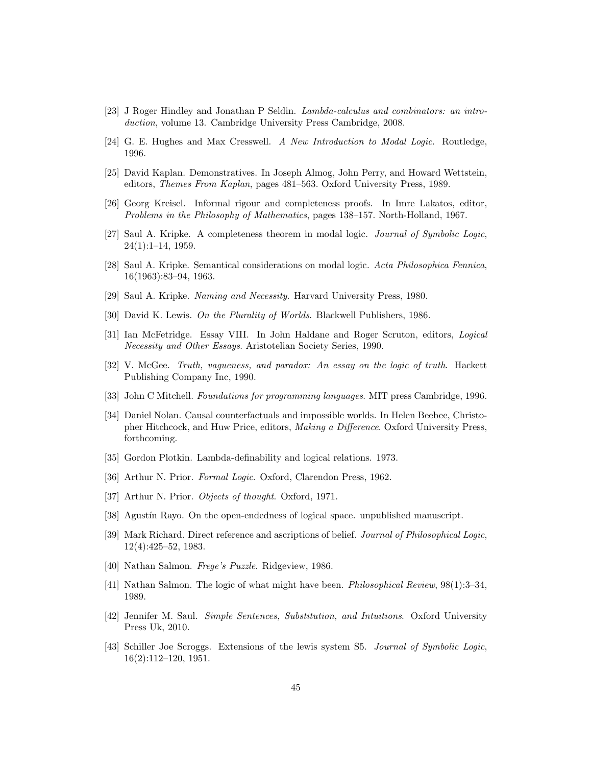[23] J Roger Hindley and Jonathan P Seldin. *Lambda-calculus and combinators: an introduction*, volume 13. Cambridge University Press Cambridge, 2008.

[24] G. E. Hughes and Max Cresswell. *A New Introduction to Modal Logic*. Routledge, 1996.

[25] David Kaplan. Demonstratives. In Joseph Almog, John Perry, and Howard Wettstein, editors, *Themes From Kaplan*, pages 481–563. Oxford University Press, 1989.

[26] Georg Kreisel. Informal rigour and completeness proofs. In Imre Lakatos, editor, *Problems in the Philosophy of Mathematics*, pages 138–157. North-Holland, 1967.

[27] Saul A. Kripke. A completeness theorem in modal logic. *Journal of Symbolic Logic*, 24(1):1–14, 1959.

[28] Saul A. Kripke. Semantical considerations on modal logic. *Acta Philosophica Fennica*, 16(1963):83–94, 1963.

[29] Saul A. Kripke. *Naming and Necessity*. Harvard University Press, 1980.

[30] David K. Lewis. *On the Plurality of Worlds*. Blackwell Publishers, 1986.

[31] Ian McFetridge. Essay VIII. In John Haldane and Roger Scruton, editors, *Logical Necessity and Other Essays*. Aristotelian Society Series, 1990.

[32] V. McGee. *Truth, vagueness, and paradox: An essay on the logic of truth*. Hackett Publishing Company Inc, 1990.

[33] John C Mitchell. *Foundations for programming languages*. MIT press Cambridge, 1996.

[34] Daniel Nolan. Causal counterfactuals and impossible worlds. In Helen Beebee, Christopher Hitchcock, and Huw Price, editors, *Making a Difference*. Oxford University Press, forthcoming.

[35] Gordon Plotkin. Lambda-definability and logical relations. 1973.

[36] Arthur N. Prior. *Formal Logic*. Oxford, Clarendon Press, 1962.

[37] Arthur N. Prior. *Objects of thought*. Oxford, 1971.

[38] Agustín Rayo. On the open-endedness of logical space. unpublished manuscript.

[39] Mark Richard. Direct reference and ascriptions of belief. *Journal of Philosophical Logic*, 12(4):425–52, 1983.

[40] Nathan Salmon. *Frege's Puzzle*. Ridgeview, 1986.

[41] Nathan Salmon. The logic of what might have been. *Philosophical Review*, 98(1):3–34, 1989.

[42] Jennifer M. Saul. *Simple Sentences, Substitution, and Intuitions*. Oxford University Press Uk, 2010.

[43] Schiller Joe Scroggs. Extensions of the lewis system S5. *Journal of Symbolic Logic*, 16(2):112–120, 1951.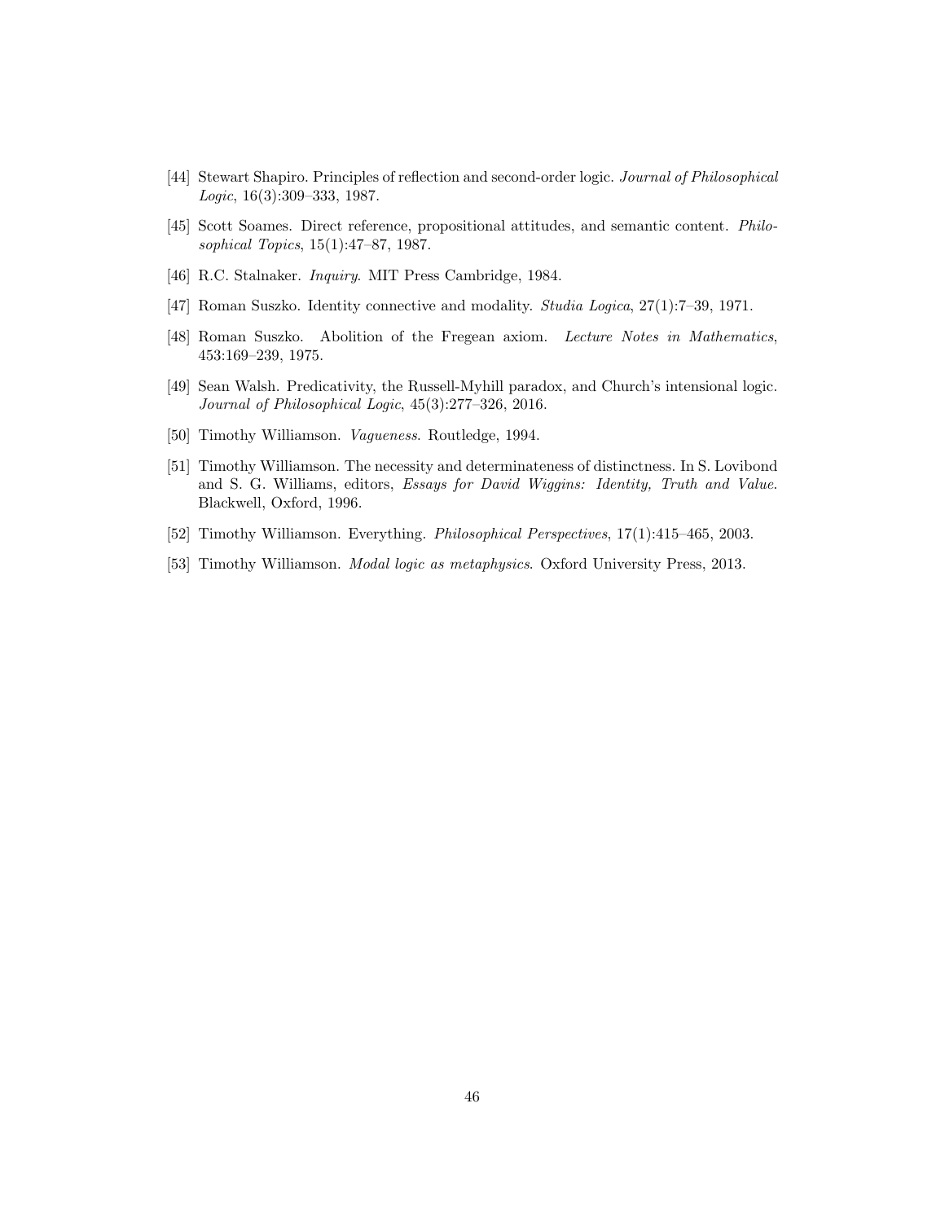[44] Stewart Shapiro. Principles of reflection and second-order logic. *Journal of Philosophical Logic*, 16(3):309–333, 1987.

[45] Scott Soames. Direct reference, propositional attitudes, and semantic content. *Philosophical Topics*, 15(1):47–87, 1987.

[46] R.C. Stalnaker. *Inquiry*. MIT Press Cambridge, 1984.

[47] Roman Suszko. Identity connective and modality. *Studia Logica*, 27(1):7–39, 1971.

[48] Roman Suszko. Abolition of the Fregean axiom. *Lecture Notes in Mathematics*, 453:169–239, 1975.

[49] Sean Walsh. Predicativity, the Russell-Myhill paradox, and Church's intensional logic. *Journal of Philosophical Logic*, 45(3):277–326, 2016.

[50] Timothy Williamson. *Vagueness*. Routledge, 1994.

[51] Timothy Williamson. The necessity and determinateness of distinctness. In S. Lovibond and S. G. Williams, editors, *Essays for David Wiggins: Identity, Truth and Value*. Blackwell, Oxford, 1996.

[52] Timothy Williamson. Everything. *Philosophical Perspectives*, 17(1):415–465, 2003.

[53] Timothy Williamson. *Modal logic as metaphysics*. Oxford University Press, 2013.